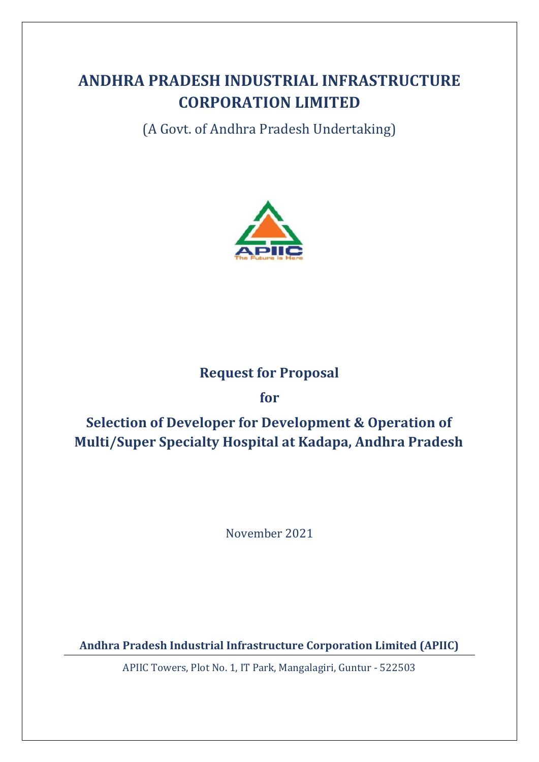# ANDHRA PRADESH INDUSTRIAL INFRASTRUCTURE CORPORATION LIMITED

(A Govt. of Andhra Pradesh Undertaking)

APIIC
The Future is Here

## Request for Proposal

## for

## Selection of Developer for Development & Operation of Multi/Super Specialty Hospital at Kadapa, Andhra Pradesh

November 2021

**Andhra Pradesh Industrial Infrastructure Corporation Limited (APIIC)**

APIIC Towers, Plot No. 1, IT Park, Mangalagiri, Guntur - 522503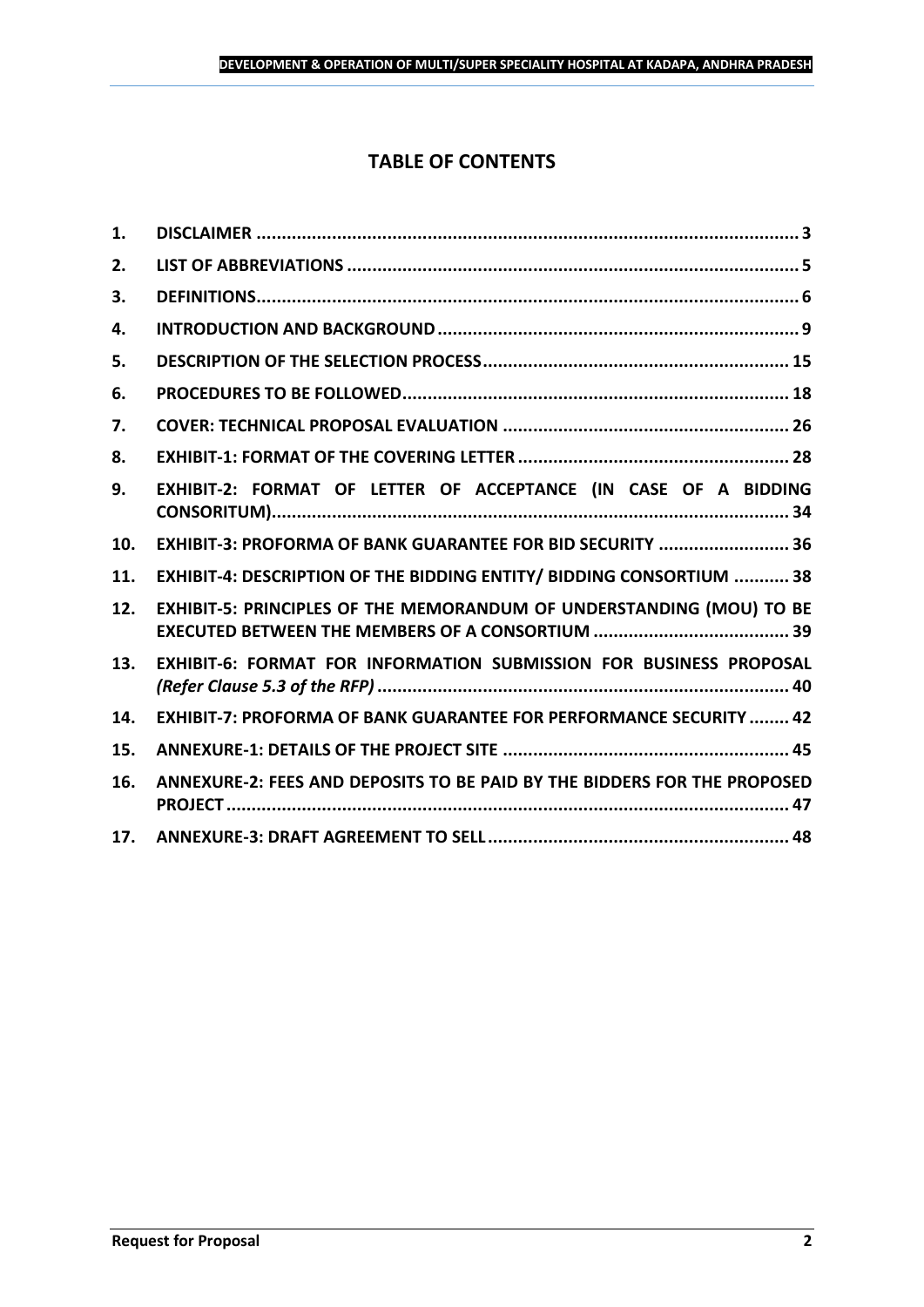# TABLE OF CONTENTS

| | | |
|---|---|---|
| 1. | **DISCLAIMER** | 3 |
| 2. | **LIST OF ABBREVIATIONS** | 5 |
| 3. | **DEFINITIONS** | 6 |
| 4. | **INTRODUCTION AND BACKGROUND** | 9 |
| 5. | **DESCRIPTION OF THE SELECTION PROCESS** | 15 |
| 6. | **PROCEDURES TO BE FOLLOWED** | 18 |
| 7. | **COVER: TECHNICAL PROPOSAL EVALUATION** | 26 |
| 8. | **EXHIBIT-1: FORMAT OF THE COVERING LETTER** | 28 |
| 9. | **EXHIBIT-2: FORMAT OF LETTER OF ACCEPTANCE (IN CASE OF A BIDDING CONSORITUM)** | 34 |
| 10. | **EXHIBIT-3: PROFORMA OF BANK GUARANTEE FOR BID SECURITY** | 36 |
| 11. | **EXHIBIT-4: DESCRIPTION OF THE BIDDING ENTITY/ BIDDING CONSORTIUM** | 38 |
| 12. | **EXHIBIT-5: PRINCIPLES OF THE MEMORANDUM OF UNDERSTANDING (MOU) TO BE EXECUTED BETWEEN THE MEMBERS OF A CONSORTIUM** | 39 |
| 13. | **EXHIBIT-6: FORMAT FOR INFORMATION SUBMISSION FOR BUSINESS PROPOSAL *(Refer Clause 5.3 of the RFP)*** | 40 |
| 14. | **EXHIBIT-7: PROFORMA OF BANK GUARANTEE FOR PERFORMANCE SECURITY** | 42 |
| 15. | **ANNEXURE-1: DETAILS OF THE PROJECT SITE** | 45 |
| 16. | **ANNEXURE-2: FEES AND DEPOSITS TO BE PAID BY THE BIDDERS FOR THE PROPOSED PROJECT** | 47 |
| 17. | **ANNEXURE-3: DRAFT AGREEMENT TO SELL** | 48 |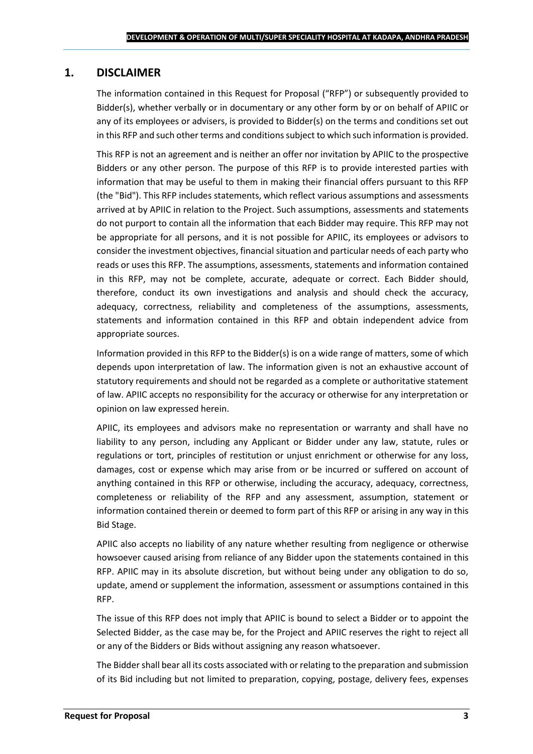## 1. DISCLAIMER

The information contained in this Request for Proposal ("RFP") or subsequently provided to Bidder(s), whether verbally or in documentary or any other form by or on behalf of APIIC or any of its employees or advisers, is provided to Bidder(s) on the terms and conditions set out in this RFP and such other terms and conditions subject to which such information is provided.

This RFP is not an agreement and is neither an offer nor invitation by APIIC to the prospective Bidders or any other person. The purpose of this RFP is to provide interested parties with information that may be useful to them in making their financial offers pursuant to this RFP (the "Bid"). This RFP includes statements, which reflect various assumptions and assessments arrived at by APIIC in relation to the Project. Such assumptions, assessments and statements do not purport to contain all the information that each Bidder may require. This RFP may not be appropriate for all persons, and it is not possible for APIIC, its employees or advisors to consider the investment objectives, financial situation and particular needs of each party who reads or uses this RFP. The assumptions, assessments, statements and information contained in this RFP, may not be complete, accurate, adequate or correct. Each Bidder should, therefore, conduct its own investigations and analysis and should check the accuracy, adequacy, correctness, reliability and completeness of the assumptions, assessments, statements and information contained in this RFP and obtain independent advice from appropriate sources.

Information provided in this RFP to the Bidder(s) is on a wide range of matters, some of which depends upon interpretation of law. The information given is not an exhaustive account of statutory requirements and should not be regarded as a complete or authoritative statement of law. APIIC accepts no responsibility for the accuracy or otherwise for any interpretation or opinion on law expressed herein.

APIIC, its employees and advisors make no representation or warranty and shall have no liability to any person, including any Applicant or Bidder under any law, statute, rules or regulations or tort, principles of restitution or unjust enrichment or otherwise for any loss, damages, cost or expense which may arise from or be incurred or suffered on account of anything contained in this RFP or otherwise, including the accuracy, adequacy, correctness, completeness or reliability of the RFP and any assessment, assumption, statement or information contained therein or deemed to form part of this RFP or arising in any way in this Bid Stage.

APIIC also accepts no liability of any nature whether resulting from negligence or otherwise howsoever caused arising from reliance of any Bidder upon the statements contained in this RFP. APIIC may in its absolute discretion, but without being under any obligation to do so, update, amend or supplement the information, assessment or assumptions contained in this RFP.

The issue of this RFP does not imply that APIIC is bound to select a Bidder or to appoint the Selected Bidder, as the case may be, for the Project and APIIC reserves the right to reject all or any of the Bidders or Bids without assigning any reason whatsoever.

The Bidder shall bear all its costs associated with or relating to the preparation and submission of its Bid including but not limited to preparation, copying, postage, delivery fees, expenses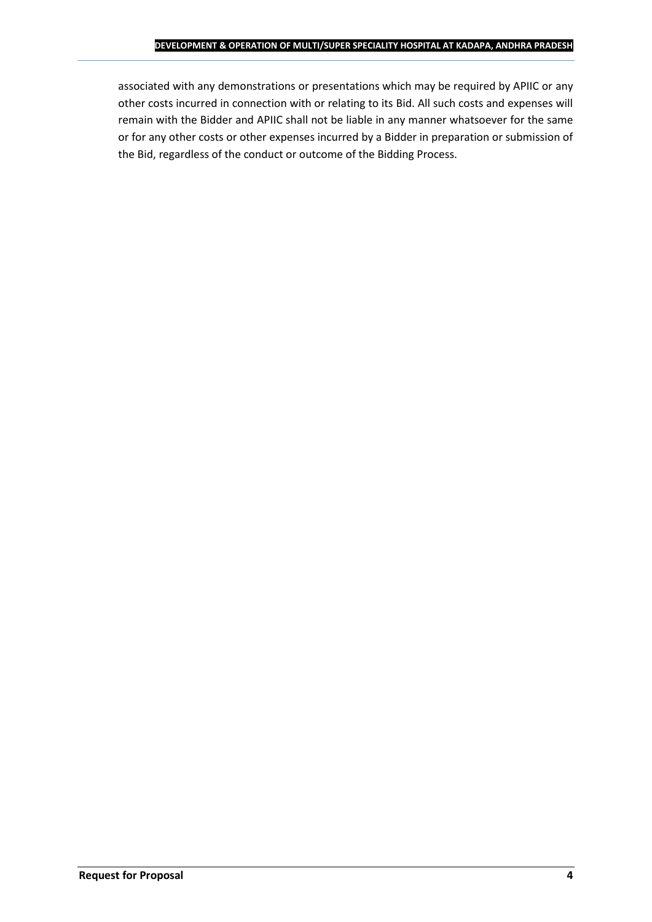associated with any demonstrations or presentations which may be required by APIIC or any other costs incurred in connection with or relating to its Bid. All such costs and expenses will remain with the Bidder and APIIC shall not be liable in any manner whatsoever for the same or for any other costs or other expenses incurred by a Bidder in preparation or submission of the Bid, regardless of the conduct or outcome of the Bidding Process.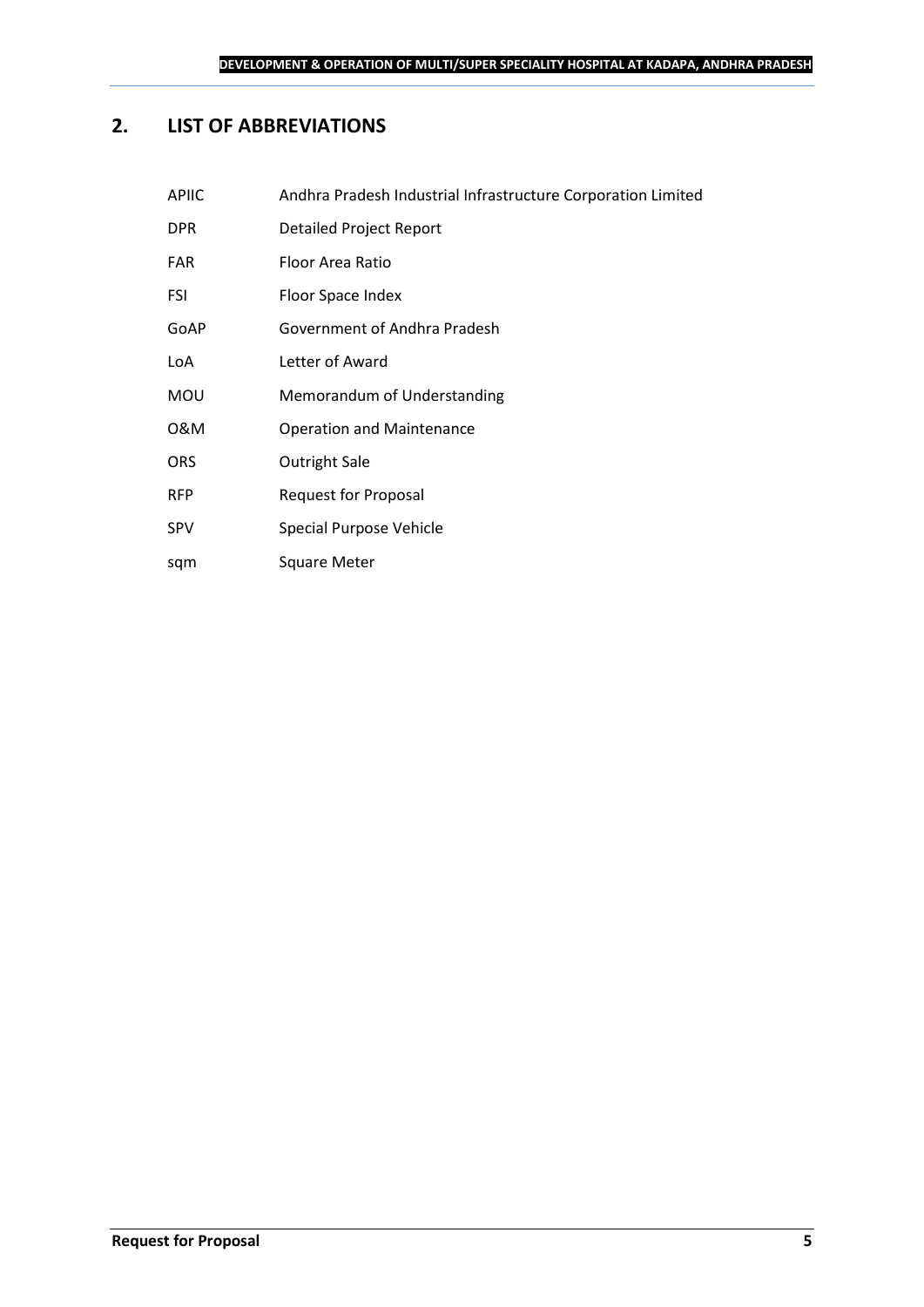## 2. LIST OF ABBREVIATIONS

| | |
|---|---|
| APIIC | Andhra Pradesh Industrial Infrastructure Corporation Limited |
| DPR | Detailed Project Report |
| FAR | Floor Area Ratio |
| FSI | Floor Space Index |
| GoAP | Government of Andhra Pradesh |
| LoA | Letter of Award |
| MOU | Memorandum of Understanding |
| O&M | Operation and Maintenance |
| ORS | Outright Sale |
| RFP | Request for Proposal |
| SPV | Special Purpose Vehicle |
| sqm | Square Meter |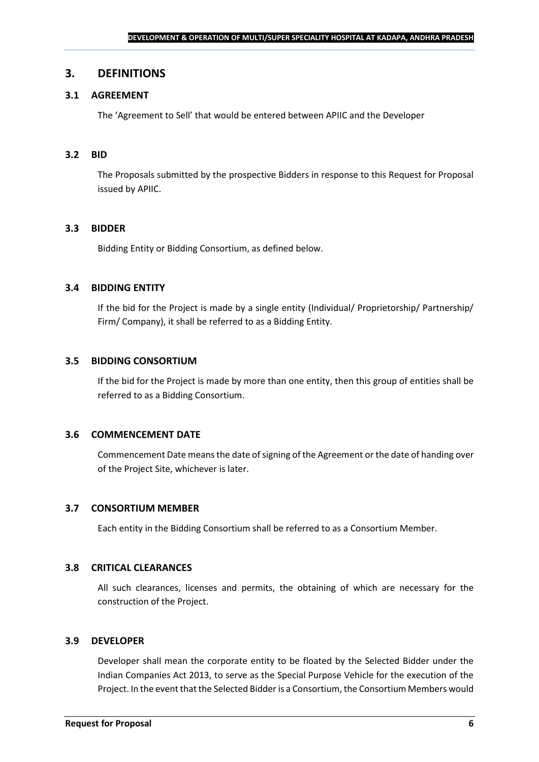# 3. DEFINITIONS

## 3.1 AGREEMENT

The 'Agreement to Sell' that would be entered between APIIC and the Developer

## 3.2 BID

The Proposals submitted by the prospective Bidders in response to this Request for Proposal issued by APIIC.

## 3.3 BIDDER

Bidding Entity or Bidding Consortium, as defined below.

## 3.4 BIDDING ENTITY

If the bid for the Project is made by a single entity (Individual/ Proprietorship/ Partnership/ Firm/ Company), it shall be referred to as a Bidding Entity.

## 3.5 BIDDING CONSORTIUM

If the bid for the Project is made by more than one entity, then this group of entities shall be referred to as a Bidding Consortium.

## 3.6 COMMENCEMENT DATE

Commencement Date means the date of signing of the Agreement or the date of handing over of the Project Site, whichever is later.

## 3.7 CONSORTIUM MEMBER

Each entity in the Bidding Consortium shall be referred to as a Consortium Member.

## 3.8 CRITICAL CLEARANCES

All such clearances, licenses and permits, the obtaining of which are necessary for the construction of the Project.

## 3.9 DEVELOPER

Developer shall mean the corporate entity to be floated by the Selected Bidder under the Indian Companies Act 2013, to serve as the Special Purpose Vehicle for the execution of the Project. In the event that the Selected Bidder is a Consortium, the Consortium Members would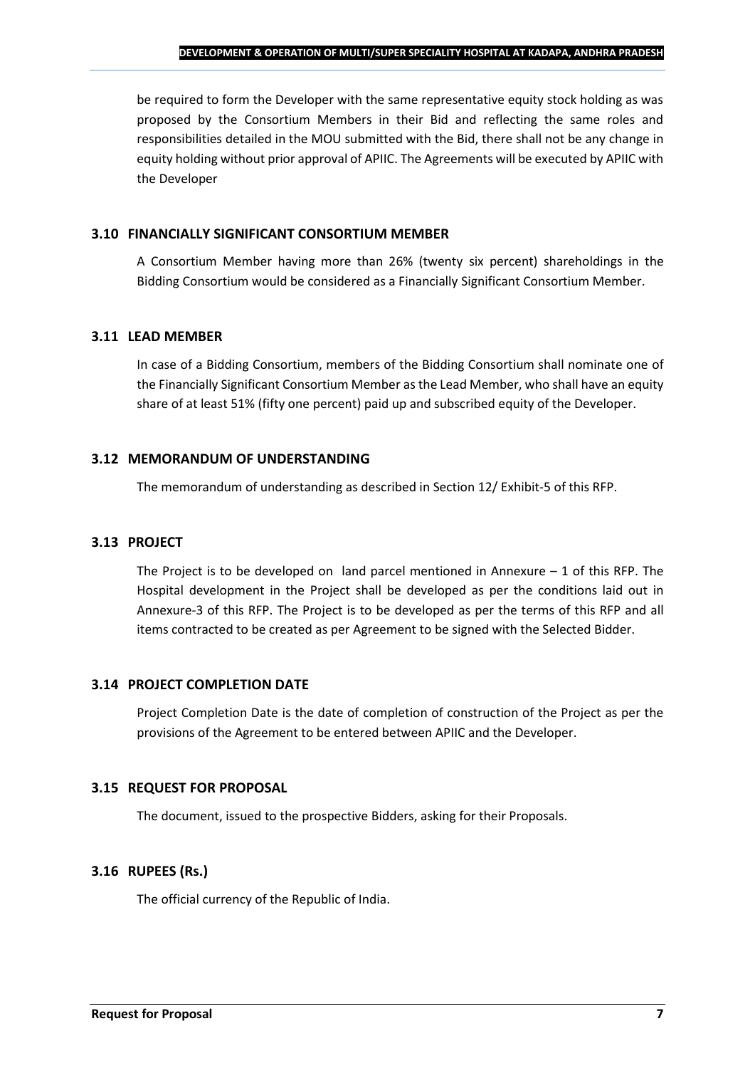be required to form the Developer with the same representative equity stock holding as was proposed by the Consortium Members in their Bid and reflecting the same roles and responsibilities detailed in the MOU submitted with the Bid, there shall not be any change in equity holding without prior approval of APIIC. The Agreements will be executed by APIIC with the Developer

### 3.10 FINANCIALLY SIGNIFICANT CONSORTIUM MEMBER

A Consortium Member having more than 26% (twenty six percent) shareholdings in the Bidding Consortium would be considered as a Financially Significant Consortium Member.

### 3.11 LEAD MEMBER

In case of a Bidding Consortium, members of the Bidding Consortium shall nominate one of the Financially Significant Consortium Member as the Lead Member, who shall have an equity share of at least 51% (fifty one percent) paid up and subscribed equity of the Developer.

### 3.12 MEMORANDUM OF UNDERSTANDING

The memorandum of understanding as described in Section 12/ Exhibit-5 of this RFP.

### 3.13 PROJECT

The Project is to be developed on land parcel mentioned in Annexure – 1 of this RFP. The Hospital development in the Project shall be developed as per the conditions laid out in Annexure-3 of this RFP. The Project is to be developed as per the terms of this RFP and all items contracted to be created as per Agreement to be signed with the Selected Bidder.

### 3.14 PROJECT COMPLETION DATE

Project Completion Date is the date of completion of construction of the Project as per the provisions of the Agreement to be entered between APIIC and the Developer.

### 3.15 REQUEST FOR PROPOSAL

The document, issued to the prospective Bidders, asking for their Proposals.

### 3.16 RUPEES (Rs.)

The official currency of the Republic of India.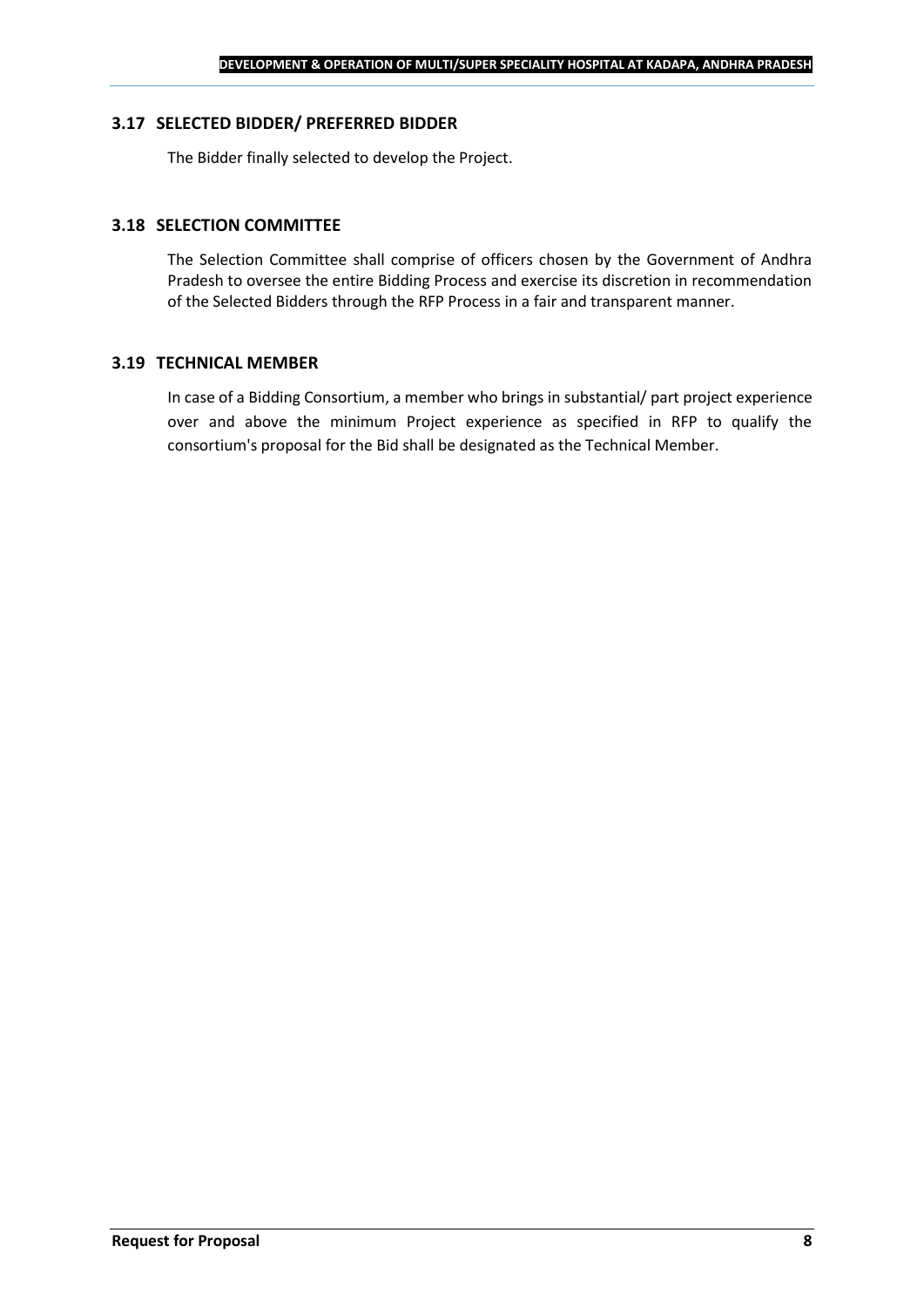### 3.17 SELECTED BIDDER/ PREFERRED BIDDER

The Bidder finally selected to develop the Project.

### 3.18 SELECTION COMMITTEE

The Selection Committee shall comprise of officers chosen by the Government of Andhra Pradesh to oversee the entire Bidding Process and exercise its discretion in recommendation of the Selected Bidders through the RFP Process in a fair and transparent manner.

### 3.19 TECHNICAL MEMBER

In case of a Bidding Consortium, a member who brings in substantial/ part project experience over and above the minimum Project experience as specified in RFP to qualify the consortium's proposal for the Bid shall be designated as the Technical Member.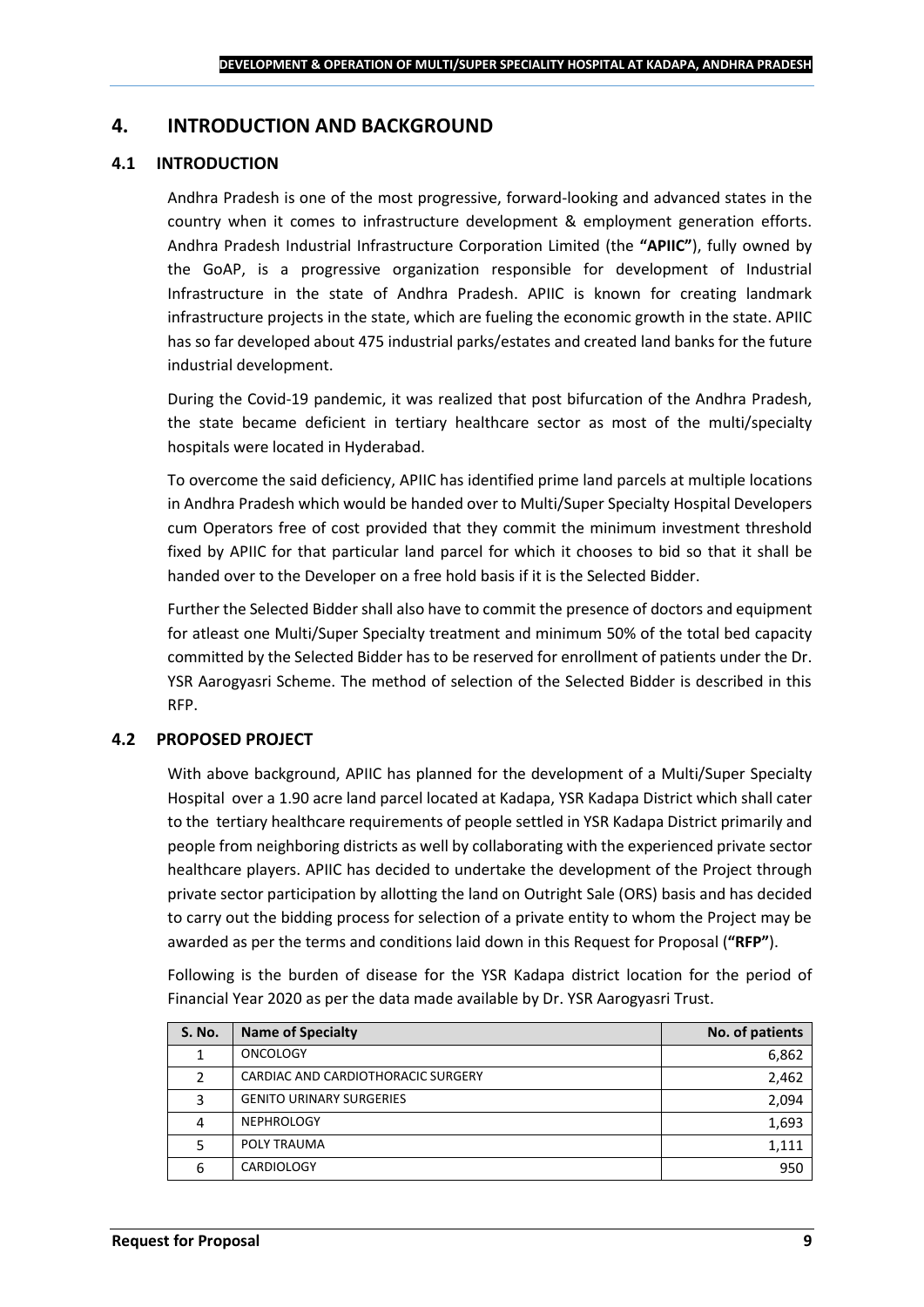## 4. INTRODUCTION AND BACKGROUND

### 4.1 INTRODUCTION

Andhra Pradesh is one of the most progressive, forward-looking and advanced states in the country when it comes to infrastructure development & employment generation efforts. Andhra Pradesh Industrial Infrastructure Corporation Limited (the **"APIIC"**), fully owned by the GoAP, is a progressive organization responsible for development of Industrial Infrastructure in the state of Andhra Pradesh. APIIC is known for creating landmark infrastructure projects in the state, which are fueling the economic growth in the state. APIIC has so far developed about 475 industrial parks/estates and created land banks for the future industrial development.

During the Covid-19 pandemic, it was realized that post bifurcation of the Andhra Pradesh, the state became deficient in tertiary healthcare sector as most of the multi/specialty hospitals were located in Hyderabad.

To overcome the said deficiency, APIIC has identified prime land parcels at multiple locations in Andhra Pradesh which would be handed over to Multi/Super Specialty Hospital Developers cum Operators free of cost provided that they commit the minimum investment threshold fixed by APIIC for that particular land parcel for which it chooses to bid so that it shall be handed over to the Developer on a free hold basis if it is the Selected Bidder.

Further the Selected Bidder shall also have to commit the presence of doctors and equipment for atleast one Multi/Super Specialty treatment and minimum 50% of the total bed capacity committed by the Selected Bidder has to be reserved for enrollment of patients under the Dr. YSR Aarogyasri Scheme. The method of selection of the Selected Bidder is described in this RFP.

### 4.2 PROPOSED PROJECT

With above background, APIIC has planned for the development of a Multi/Super Specialty Hospital over a 1.90 acre land parcel located at Kadapa, YSR Kadapa District which shall cater to the tertiary healthcare requirements of people settled in YSR Kadapa District primarily and people from neighboring districts as well by collaborating with the experienced private sector healthcare players. APIIC has decided to undertake the development of the Project through private sector participation by allotting the land on Outright Sale (ORS) basis and has decided to carry out the bidding process for selection of a private entity to whom the Project may be awarded as per the terms and conditions laid down in this Request for Proposal (**"RFP"**).

Following is the burden of disease for the YSR Kadapa district location for the period of Financial Year 2020 as per the data made available by Dr. YSR Aarogyasri Trust.

| S. No. | Name of Specialty | No. of patients |
|---|---|---|
| 1 | ONCOLOGY | 6,862 |
| 2 | CARDIAC AND CARDIOTHORACIC SURGERY | 2,462 |
| 3 | GENITO URINARY SURGERIES | 2,094 |
| 4 | NEPHROLOGY | 1,693 |
| 5 | POLY TRAUMA | 1,111 |
| 6 | CARDIOLOGY | 950 |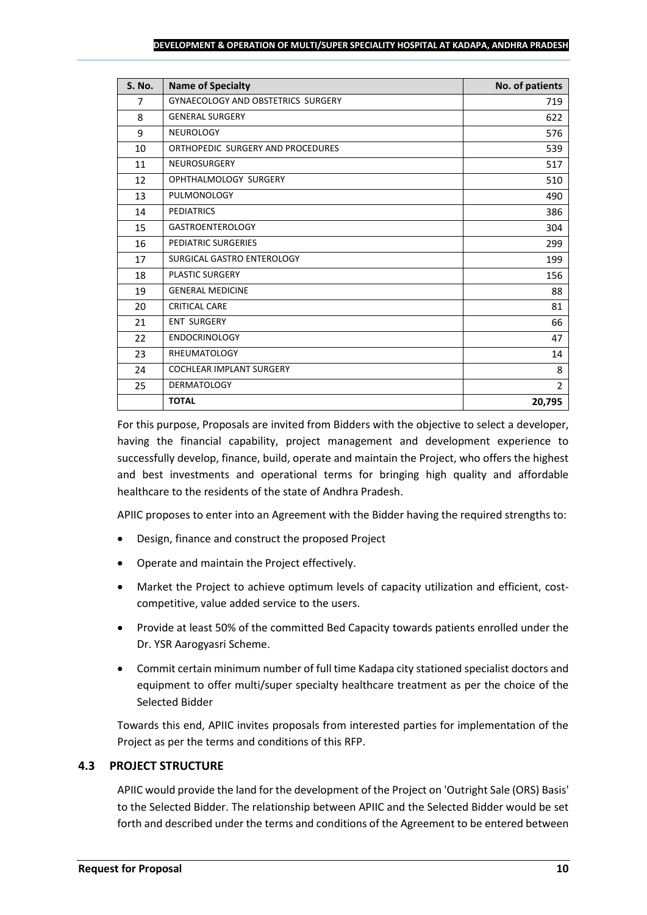| S. No. | Name of Specialty | No. of patients |
|---|---|---|
| 7 | GYNAECOLOGY AND OBSTETRICS SURGERY | 719 |
| 8 | GENERAL SURGERY | 622 |
| 9 | NEUROLOGY | 576 |
| 10 | ORTHOPEDIC SURGERY AND PROCEDURES | 539 |
| 11 | NEUROSURGERY | 517 |
| 12 | OPHTHALMOLOGY SURGERY | 510 |
| 13 | PULMONOLOGY | 490 |
| 14 | PEDIATRICS | 386 |
| 15 | GASTROENTEROLOGY | 304 |
| 16 | PEDIATRIC SURGERIES | 299 |
| 17 | SURGICAL GASTRO ENTEROLOGY | 199 |
| 18 | PLASTIC SURGERY | 156 |
| 19 | GENERAL MEDICINE | 88 |
| 20 | CRITICAL CARE | 81 |
| 21 | ENT SURGERY | 66 |
| 22 | ENDOCRINOLOGY | 47 |
| 23 | RHEUMATOLOGY | 14 |
| 24 | COCHLEAR IMPLANT SURGERY | 8 |
| 25 | DERMATOLOGY | 2 |
| | **TOTAL** | **20,795** |

For this purpose, Proposals are invited from Bidders with the objective to select a developer, having the financial capability, project management and development experience to successfully develop, finance, build, operate and maintain the Project, who offers the highest and best investments and operational terms for bringing high quality and affordable healthcare to the residents of the state of Andhra Pradesh.

APIIC proposes to enter into an Agreement with the Bidder having the required strengths to:

- Design, finance and construct the proposed Project
- Operate and maintain the Project effectively.
- Market the Project to achieve optimum levels of capacity utilization and efficient, cost-competitive, value added service to the users.
- Provide at least 50% of the committed Bed Capacity towards patients enrolled under the Dr. YSR Aarogyasri Scheme.
- Commit certain minimum number of full time Kadapa city stationed specialist doctors and equipment to offer multi/super specialty healthcare treatment as per the choice of the Selected Bidder

Towards this end, APIIC invites proposals from interested parties for implementation of the Project as per the terms and conditions of this RFP.

## 4.3 PROJECT STRUCTURE

APIIC would provide the land for the development of the Project on 'Outright Sale (ORS) Basis' to the Selected Bidder. The relationship between APIIC and the Selected Bidder would be set forth and described under the terms and conditions of the Agreement to be entered between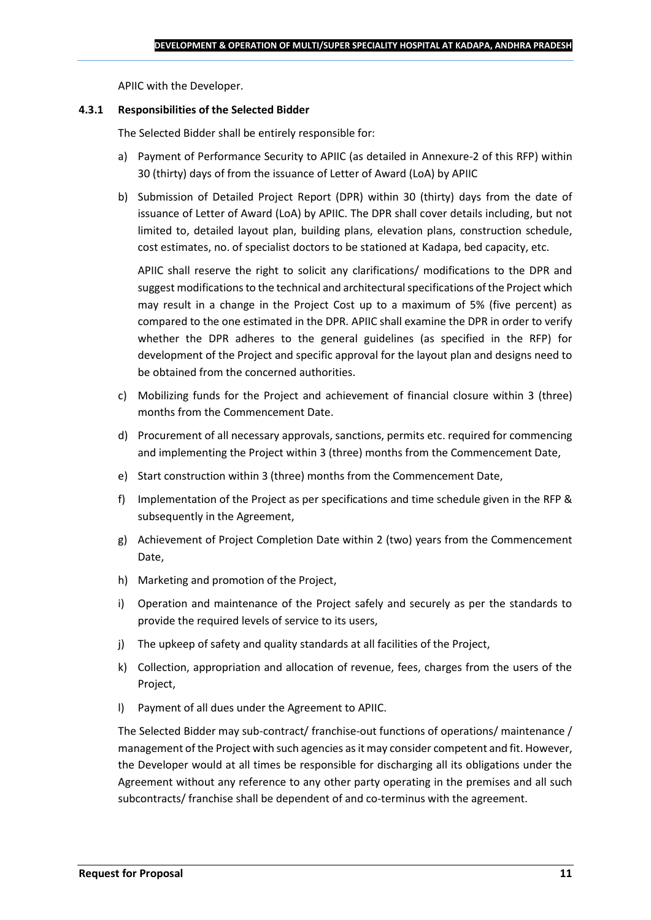APIIC with the Developer.

### 4.3.1 Responsibilities of the Selected Bidder

The Selected Bidder shall be entirely responsible for:

a) Payment of Performance Security to APIIC (as detailed in Annexure-2 of this RFP) within 30 (thirty) days of from the issuance of Letter of Award (LoA) by APIIC

b) Submission of Detailed Project Report (DPR) within 30 (thirty) days from the date of issuance of Letter of Award (LoA) by APIIC. The DPR shall cover details including, but not limited to, detailed layout plan, building plans, elevation plans, construction schedule, cost estimates, no. of specialist doctors to be stationed at Kadapa, bed capacity, etc.

   APIIC shall reserve the right to solicit any clarifications/ modifications to the DPR and suggest modifications to the technical and architectural specifications of the Project which may result in a change in the Project Cost up to a maximum of 5% (five percent) as compared to the one estimated in the DPR. APIIC shall examine the DPR in order to verify whether the DPR adheres to the general guidelines (as specified in the RFP) for development of the Project and specific approval for the layout plan and designs need to be obtained from the concerned authorities.

c) Mobilizing funds for the Project and achievement of financial closure within 3 (three) months from the Commencement Date.

d) Procurement of all necessary approvals, sanctions, permits etc. required for commencing and implementing the Project within 3 (three) months from the Commencement Date,

e) Start construction within 3 (three) months from the Commencement Date,

f) Implementation of the Project as per specifications and time schedule given in the RFP & subsequently in the Agreement,

g) Achievement of Project Completion Date within 2 (two) years from the Commencement Date,

h) Marketing and promotion of the Project,

i) Operation and maintenance of the Project safely and securely as per the standards to provide the required levels of service to its users,

j) The upkeep of safety and quality standards at all facilities of the Project,

k) Collection, appropriation and allocation of revenue, fees, charges from the users of the Project,

l) Payment of all dues under the Agreement to APIIC.

The Selected Bidder may sub-contract/ franchise-out functions of operations/ maintenance / management of the Project with such agencies as it may consider competent and fit. However, the Developer would at all times be responsible for discharging all its obligations under the Agreement without any reference to any other party operating in the premises and all such subcontracts/ franchise shall be dependent of and co-terminus with the agreement.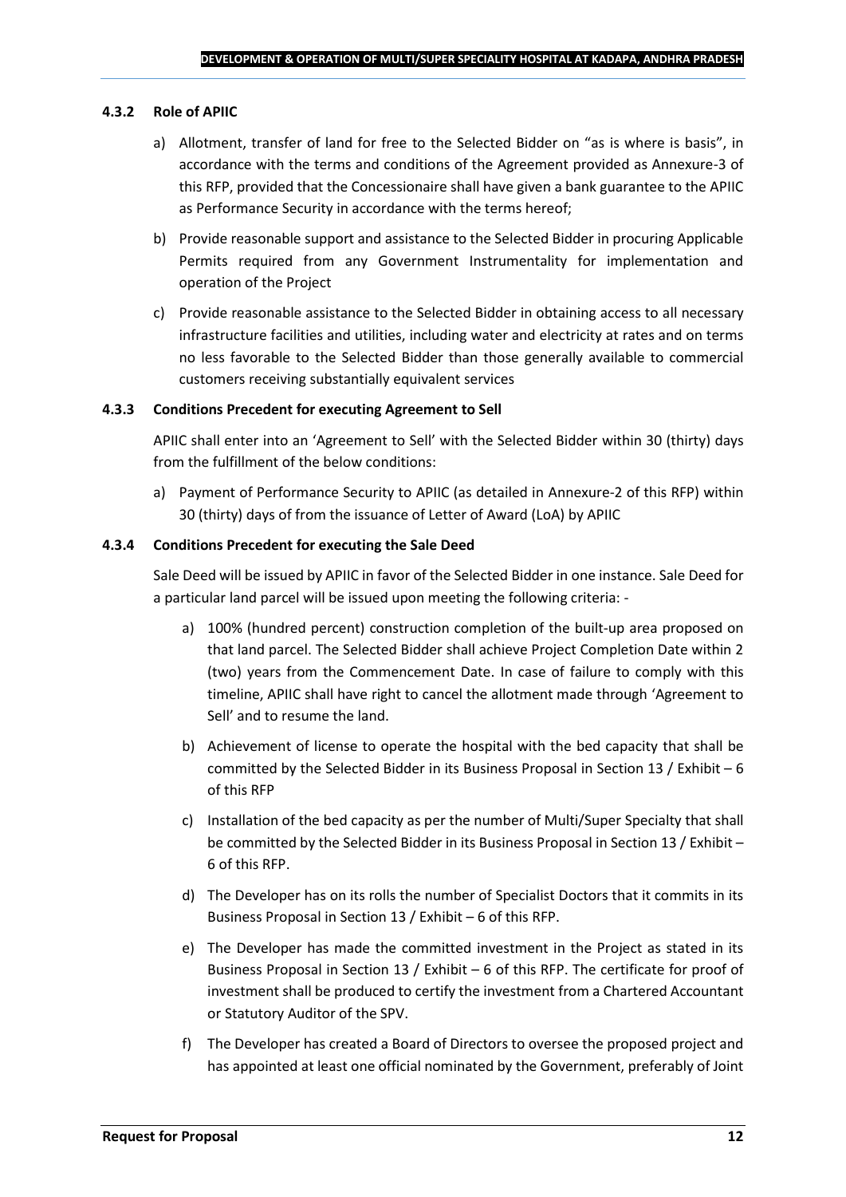#### 4.3.2 Role of APIIC

a) Allotment, transfer of land for free to the Selected Bidder on "as is where is basis", in accordance with the terms and conditions of the Agreement provided as Annexure-3 of this RFP, provided that the Concessionaire shall have given a bank guarantee to the APIIC as Performance Security in accordance with the terms hereof;

b) Provide reasonable support and assistance to the Selected Bidder in procuring Applicable Permits required from any Government Instrumentality for implementation and operation of the Project

c) Provide reasonable assistance to the Selected Bidder in obtaining access to all necessary infrastructure facilities and utilities, including water and electricity at rates and on terms no less favorable to the Selected Bidder than those generally available to commercial customers receiving substantially equivalent services

#### 4.3.3 Conditions Precedent for executing Agreement to Sell

APIIC shall enter into an 'Agreement to Sell' with the Selected Bidder within 30 (thirty) days from the fulfillment of the below conditions:

a) Payment of Performance Security to APIIC (as detailed in Annexure-2 of this RFP) within 30 (thirty) days of from the issuance of Letter of Award (LoA) by APIIC

#### 4.3.4 Conditions Precedent for executing the Sale Deed

Sale Deed will be issued by APIIC in favor of the Selected Bidder in one instance. Sale Deed for a particular land parcel will be issued upon meeting the following criteria: -

a) 100% (hundred percent) construction completion of the built-up area proposed on that land parcel. The Selected Bidder shall achieve Project Completion Date within 2 (two) years from the Commencement Date. In case of failure to comply with this timeline, APIIC shall have right to cancel the allotment made through 'Agreement to Sell' and to resume the land.

b) Achievement of license to operate the hospital with the bed capacity that shall be committed by the Selected Bidder in its Business Proposal in Section 13 / Exhibit – 6 of this RFP

c) Installation of the bed capacity as per the number of Multi/Super Specialty that shall be committed by the Selected Bidder in its Business Proposal in Section 13 / Exhibit – 6 of this RFP.

d) The Developer has on its rolls the number of Specialist Doctors that it commits in its Business Proposal in Section 13 / Exhibit – 6 of this RFP.

e) The Developer has made the committed investment in the Project as stated in its Business Proposal in Section 13 / Exhibit – 6 of this RFP. The certificate for proof of investment shall be produced to certify the investment from a Chartered Accountant or Statutory Auditor of the SPV.

f) The Developer has created a Board of Directors to oversee the proposed project and has appointed at least one official nominated by the Government, preferably of Joint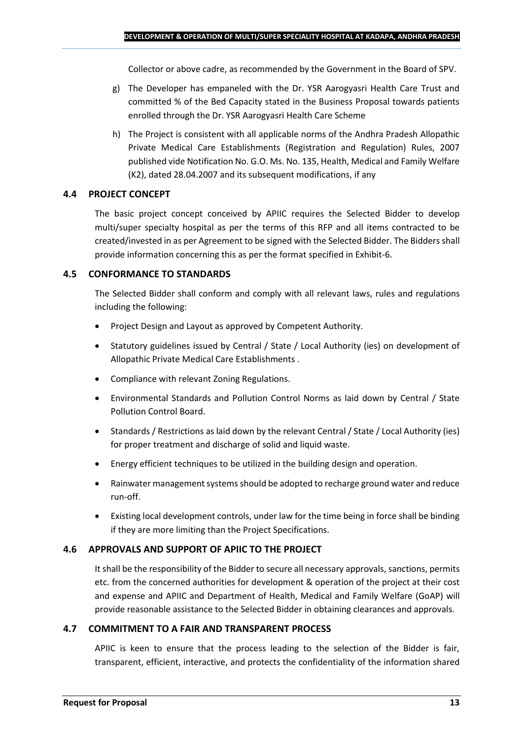Collector or above cadre, as recommended by the Government in the Board of SPV.

g) The Developer has empaneled with the Dr. YSR Aarogyasri Health Care Trust and committed % of the Bed Capacity stated in the Business Proposal towards patients enrolled through the Dr. YSR Aarogyasri Health Care Scheme

h) The Project is consistent with all applicable norms of the Andhra Pradesh Allopathic Private Medical Care Establishments (Registration and Regulation) Rules, 2007 published vide Notification No. G.O. Ms. No. 135, Health, Medical and Family Welfare (K2), dated 28.04.2007 and its subsequent modifications, if any

### 4.4 PROJECT CONCEPT

The basic project concept conceived by APIIC requires the Selected Bidder to develop multi/super specialty hospital as per the terms of this RFP and all items contracted to be created/invested in as per Agreement to be signed with the Selected Bidder. The Bidders shall provide information concerning this as per the format specified in Exhibit-6.

### 4.5 CONFORMANCE TO STANDARDS

The Selected Bidder shall conform and comply with all relevant laws, rules and regulations including the following:

- Project Design and Layout as approved by Competent Authority.
- Statutory guidelines issued by Central / State / Local Authority (ies) on development of Allopathic Private Medical Care Establishments .
- Compliance with relevant Zoning Regulations.
- Environmental Standards and Pollution Control Norms as laid down by Central / State Pollution Control Board.
- Standards / Restrictions as laid down by the relevant Central / State / Local Authority (ies) for proper treatment and discharge of solid and liquid waste.
- Energy efficient techniques to be utilized in the building design and operation.
- Rainwater management systems should be adopted to recharge ground water and reduce run-off.
- Existing local development controls, under law for the time being in force shall be binding if they are more limiting than the Project Specifications.

### 4.6 APPROVALS AND SUPPORT OF APIIC TO THE PROJECT

It shall be the responsibility of the Bidder to secure all necessary approvals, sanctions, permits etc. from the concerned authorities for development & operation of the project at their cost and expense and APIIC and Department of Health, Medical and Family Welfare (GoAP) will provide reasonable assistance to the Selected Bidder in obtaining clearances and approvals.

### 4.7 COMMITMENT TO A FAIR AND TRANSPARENT PROCESS

APIIC is keen to ensure that the process leading to the selection of the Bidder is fair, transparent, efficient, interactive, and protects the confidentiality of the information shared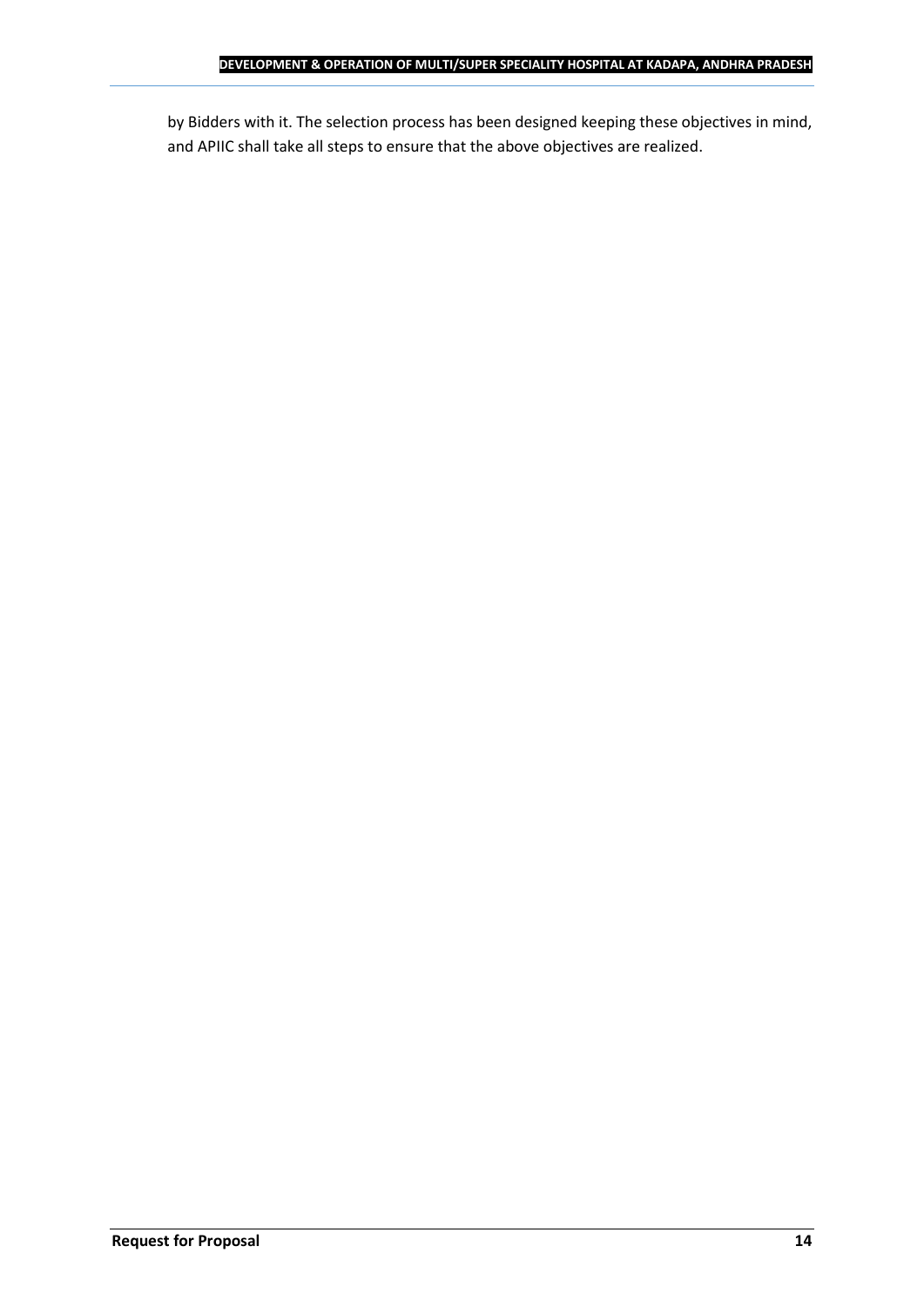by Bidders with it. The selection process has been designed keeping these objectives in mind, and APIIC shall take all steps to ensure that the above objectives are realized.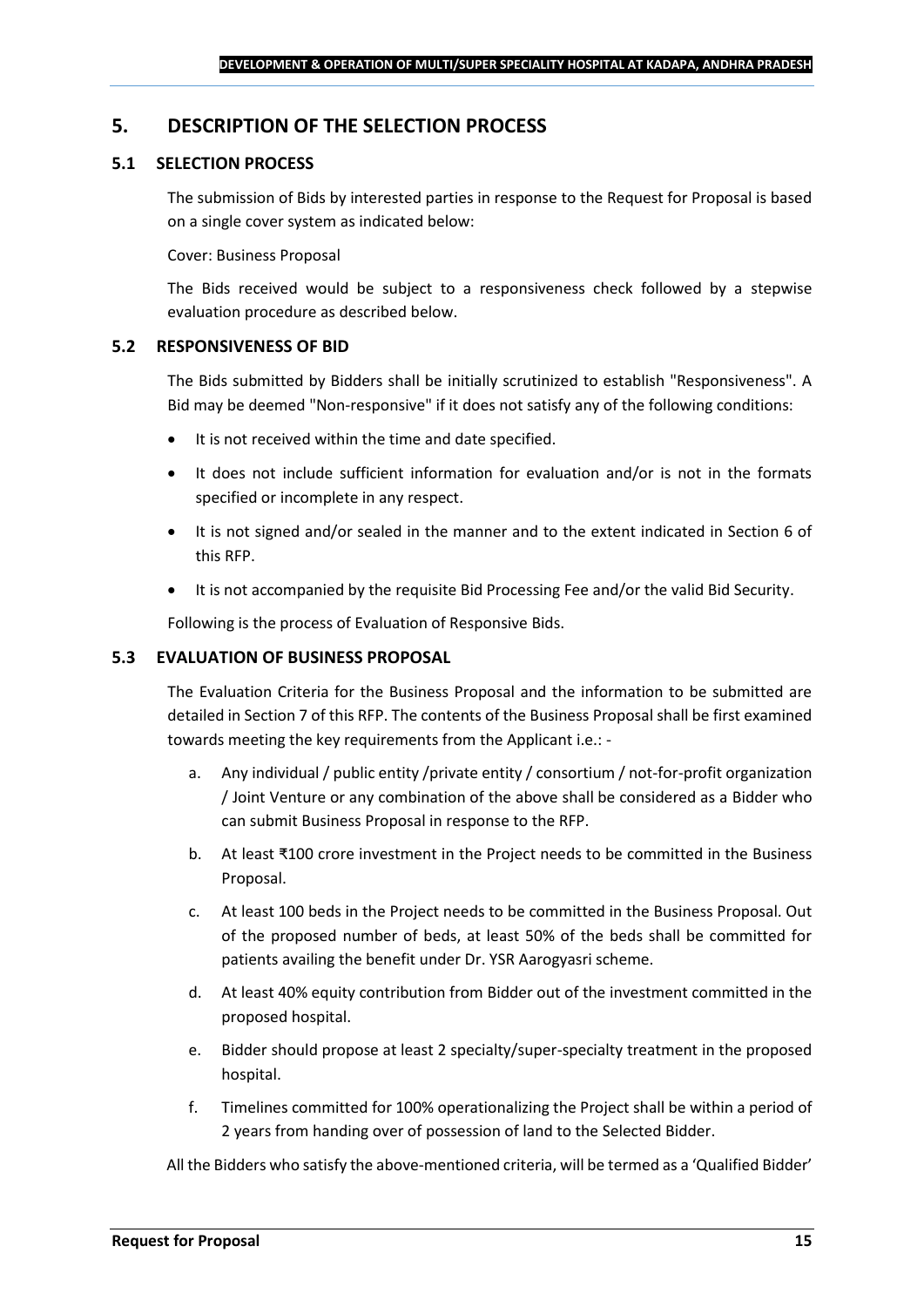# 5. DESCRIPTION OF THE SELECTION PROCESS

## 5.1 SELECTION PROCESS

The submission of Bids by interested parties in response to the Request for Proposal is based on a single cover system as indicated below:

Cover: Business Proposal

The Bids received would be subject to a responsiveness check followed by a stepwise evaluation procedure as described below.

## 5.2 RESPONSIVENESS OF BID

The Bids submitted by Bidders shall be initially scrutinized to establish "Responsiveness". A Bid may be deemed "Non-responsive" if it does not satisfy any of the following conditions:

- It is not received within the time and date specified.
- It does not include sufficient information for evaluation and/or is not in the formats specified or incomplete in any respect.
- It is not signed and/or sealed in the manner and to the extent indicated in Section 6 of this RFP.
- It is not accompanied by the requisite Bid Processing Fee and/or the valid Bid Security.

Following is the process of Evaluation of Responsive Bids.

## 5.3 EVALUATION OF BUSINESS PROPOSAL

The Evaluation Criteria for the Business Proposal and the information to be submitted are detailed in Section 7 of this RFP. The contents of the Business Proposal shall be first examined towards meeting the key requirements from the Applicant i.e.: -

a. Any individual / public entity /private entity / consortium / not-for-profit organization / Joint Venture or any combination of the above shall be considered as a Bidder who can submit Business Proposal in response to the RFP.

b. At least ₹100 crore investment in the Project needs to be committed in the Business Proposal.

c. At least 100 beds in the Project needs to be committed in the Business Proposal. Out of the proposed number of beds, at least 50% of the beds shall be committed for patients availing the benefit under Dr. YSR Aarogyasri scheme.

d. At least 40% equity contribution from Bidder out of the investment committed in the proposed hospital.

e. Bidder should propose at least 2 specialty/super-specialty treatment in the proposed hospital.

f. Timelines committed for 100% operationalizing the Project shall be within a period of 2 years from handing over of possession of land to the Selected Bidder.

All the Bidders who satisfy the above-mentioned criteria, will be termed as a 'Qualified Bidder'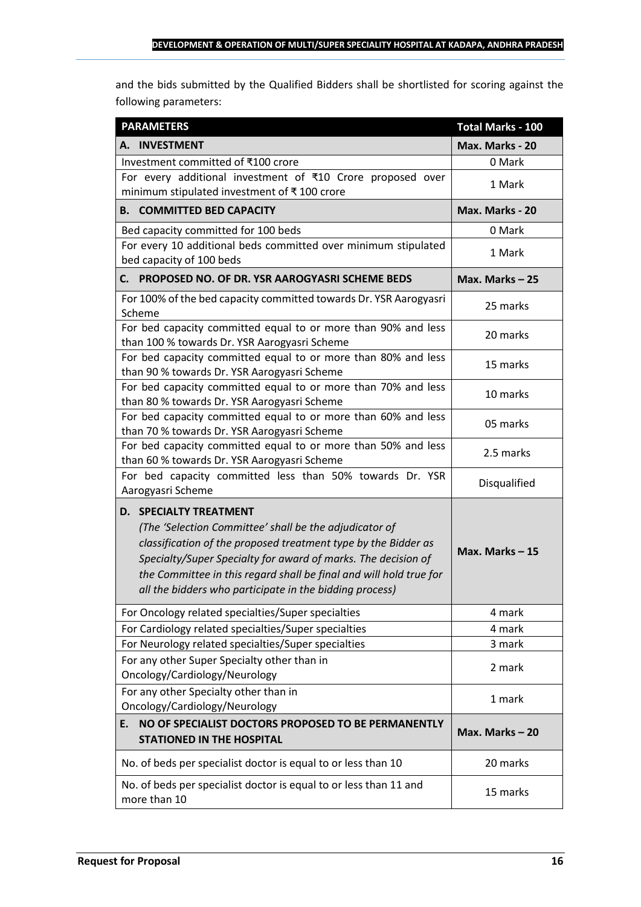and the bids submitted by the Qualified Bidders shall be shortlisted for scoring against the following parameters:

| PARAMETERS | Total Marks - 100 |
|---|---|
| **A. INVESTMENT** | **Max. Marks - 20** |
| Investment committed of ₹100 crore | 0 Mark |
| For every additional investment of ₹10 Crore proposed over minimum stipulated investment of ₹ 100 crore | 1 Mark |
| **B. COMMITTED BED CAPACITY** | **Max. Marks - 20** |
| Bed capacity committed for 100 beds | 0 Mark |
| For every 10 additional beds committed over minimum stipulated bed capacity of 100 beds | 1 Mark |
| **C. PROPOSED NO. OF DR. YSR AAROGYASRI SCHEME BEDS** | **Max. Marks – 25** |
| For 100% of the bed capacity committed towards Dr. YSR Aarogyasri Scheme | 25 marks |
| For bed capacity committed equal to or more than 90% and less than 100 % towards Dr. YSR Aarogyasri Scheme | 20 marks |
| For bed capacity committed equal to or more than 80% and less than 90 % towards Dr. YSR Aarogyasri Scheme | 15 marks |
| For bed capacity committed equal to or more than 70% and less than 80 % towards Dr. YSR Aarogyasri Scheme | 10 marks |
| For bed capacity committed equal to or more than 60% and less than 70 % towards Dr. YSR Aarogyasri Scheme | 05 marks |
| For bed capacity committed equal to or more than 50% and less than 60 % towards Dr. YSR Aarogyasri Scheme | 2.5 marks |
| For bed capacity committed less than 50% towards Dr. YSR Aarogyasri Scheme | Disqualified |
| **D. SPECIALTY TREATMENT** *(The 'Selection Committee' shall be the adjudicator of classification of the proposed treatment type by the Bidder as Specialty/Super Specialty for award of marks. The decision of the Committee in this regard shall be final and will hold true for all the bidders who participate in the bidding process)* | **Max. Marks – 15** |
| For Oncology related specialties/Super specialties | 4 mark |
| For Cardiology related specialties/Super specialties | 4 mark |
| For Neurology related specialties/Super specialties | 3 mark |
| For any other Super Specialty other than in Oncology/Cardiology/Neurology | 2 mark |
| For any other Specialty other than in Oncology/Cardiology/Neurology | 1 mark |
| **E. NO OF SPECIALIST DOCTORS PROPOSED TO BE PERMANENTLY STATIONED IN THE HOSPITAL** | **Max. Marks – 20** |
| No. of beds per specialist doctor is equal to or less than 10 | 20 marks |
| No. of beds per specialist doctor is equal to or less than 11 and more than 10 | 15 marks |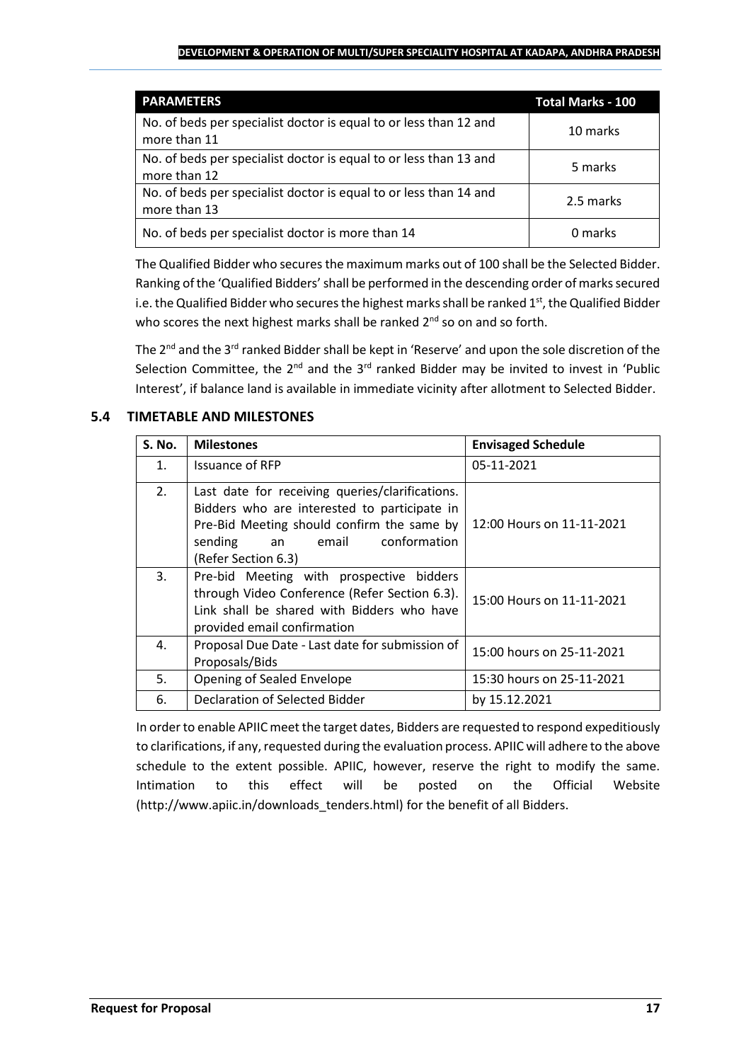| PARAMETERS | Total Marks - 100 |
|---|---|
| No. of beds per specialist doctor is equal to or less than 12 and more than 11 | 10 marks |
| No. of beds per specialist doctor is equal to or less than 13 and more than 12 | 5 marks |
| No. of beds per specialist doctor is equal to or less than 14 and more than 13 | 2.5 marks |
| No. of beds per specialist doctor is more than 14 | 0 marks |

The Qualified Bidder who secures the maximum marks out of 100 shall be the Selected Bidder. Ranking of the 'Qualified Bidders' shall be performed in the descending order of marks secured i.e. the Qualified Bidder who secures the highest marks shall be ranked 1st, the Qualified Bidder who scores the next highest marks shall be ranked 2nd so on and so forth.

The 2nd and the 3rd ranked Bidder shall be kept in 'Reserve' and upon the sole discretion of the Selection Committee, the 2nd and the 3rd ranked Bidder may be invited to invest in 'Public Interest', if balance land is available in immediate vicinity after allotment to Selected Bidder.

### 5.4 TIMETABLE AND MILESTONES

| S. No. | Milestones | Envisaged Schedule |
|---|---|---|
| 1. | Issuance of RFP | 05-11-2021 |
| 2. | Last date for receiving queries/clarifications. Bidders who are interested to participate in Pre-Bid Meeting should confirm the same by sending an email conformation (Refer Section 6.3) | 12:00 Hours on 11-11-2021 |
| 3. | Pre-bid Meeting with prospective bidders through Video Conference (Refer Section 6.3). Link shall be shared with Bidders who have provided email confirmation | 15:00 Hours on 11-11-2021 |
| 4. | Proposal Due Date - Last date for submission of Proposals/Bids | 15:00 hours on 25-11-2021 |
| 5. | Opening of Sealed Envelope | 15:30 hours on 25-11-2021 |
| 6. | Declaration of Selected Bidder | by 15.12.2021 |

In order to enable APIIC meet the target dates, Bidders are requested to respond expeditiously to clarifications, if any, requested during the evaluation process. APIIC will adhere to the above schedule to the extent possible. APIIC, however, reserve the right to modify the same. Intimation to this effect will be posted on the Official Website (http://www.apiic.in/downloads_tenders.html) for the benefit of all Bidders.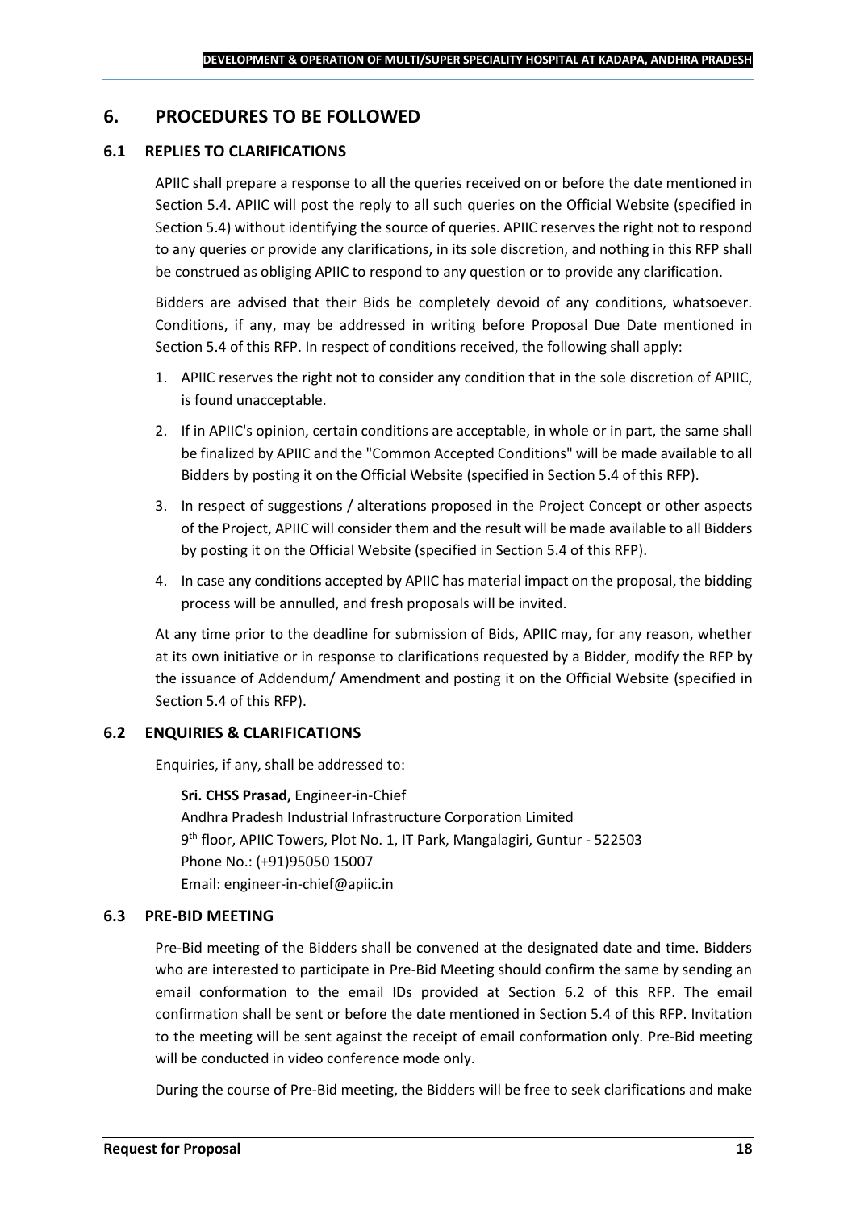# 6. PROCEDURES TO BE FOLLOWED

## 6.1 REPLIES TO CLARIFICATIONS

APIIC shall prepare a response to all the queries received on or before the date mentioned in Section 5.4. APIIC will post the reply to all such queries on the Official Website (specified in Section 5.4) without identifying the source of queries. APIIC reserves the right not to respond to any queries or provide any clarifications, in its sole discretion, and nothing in this RFP shall be construed as obliging APIIC to respond to any question or to provide any clarification.

Bidders are advised that their Bids be completely devoid of any conditions, whatsoever. Conditions, if any, may be addressed in writing before Proposal Due Date mentioned in Section 5.4 of this RFP. In respect of conditions received, the following shall apply:

1. APIIC reserves the right not to consider any condition that in the sole discretion of APIIC, is found unacceptable.
2. If in APIIC's opinion, certain conditions are acceptable, in whole or in part, the same shall be finalized by APIIC and the "Common Accepted Conditions" will be made available to all Bidders by posting it on the Official Website (specified in Section 5.4 of this RFP).
3. In respect of suggestions / alterations proposed in the Project Concept or other aspects of the Project, APIIC will consider them and the result will be made available to all Bidders by posting it on the Official Website (specified in Section 5.4 of this RFP).
4. In case any conditions accepted by APIIC has material impact on the proposal, the bidding process will be annulled, and fresh proposals will be invited.

At any time prior to the deadline for submission of Bids, APIIC may, for any reason, whether at its own initiative or in response to clarifications requested by a Bidder, modify the RFP by the issuance of Addendum/ Amendment and posting it on the Official Website (specified in Section 5.4 of this RFP).

## 6.2 ENQUIRIES & CLARIFICATIONS

Enquiries, if any, shall be addressed to:

**Sri. CHSS Prasad,** Engineer-in-Chief
Andhra Pradesh Industrial Infrastructure Corporation Limited
9th floor, APIIC Towers, Plot No. 1, IT Park, Mangalagiri, Guntur - 522503
Phone No.: (+91)95050 15007
Email: engineer-in-chief@apiic.in

## 6.3 PRE-BID MEETING

Pre-Bid meeting of the Bidders shall be convened at the designated date and time. Bidders who are interested to participate in Pre-Bid Meeting should confirm the same by sending an email conformation to the email IDs provided at Section 6.2 of this RFP. The email confirmation shall be sent or before the date mentioned in Section 5.4 of this RFP. Invitation to the meeting will be sent against the receipt of email conformation only. Pre-Bid meeting will be conducted in video conference mode only.

During the course of Pre-Bid meeting, the Bidders will be free to seek clarifications and make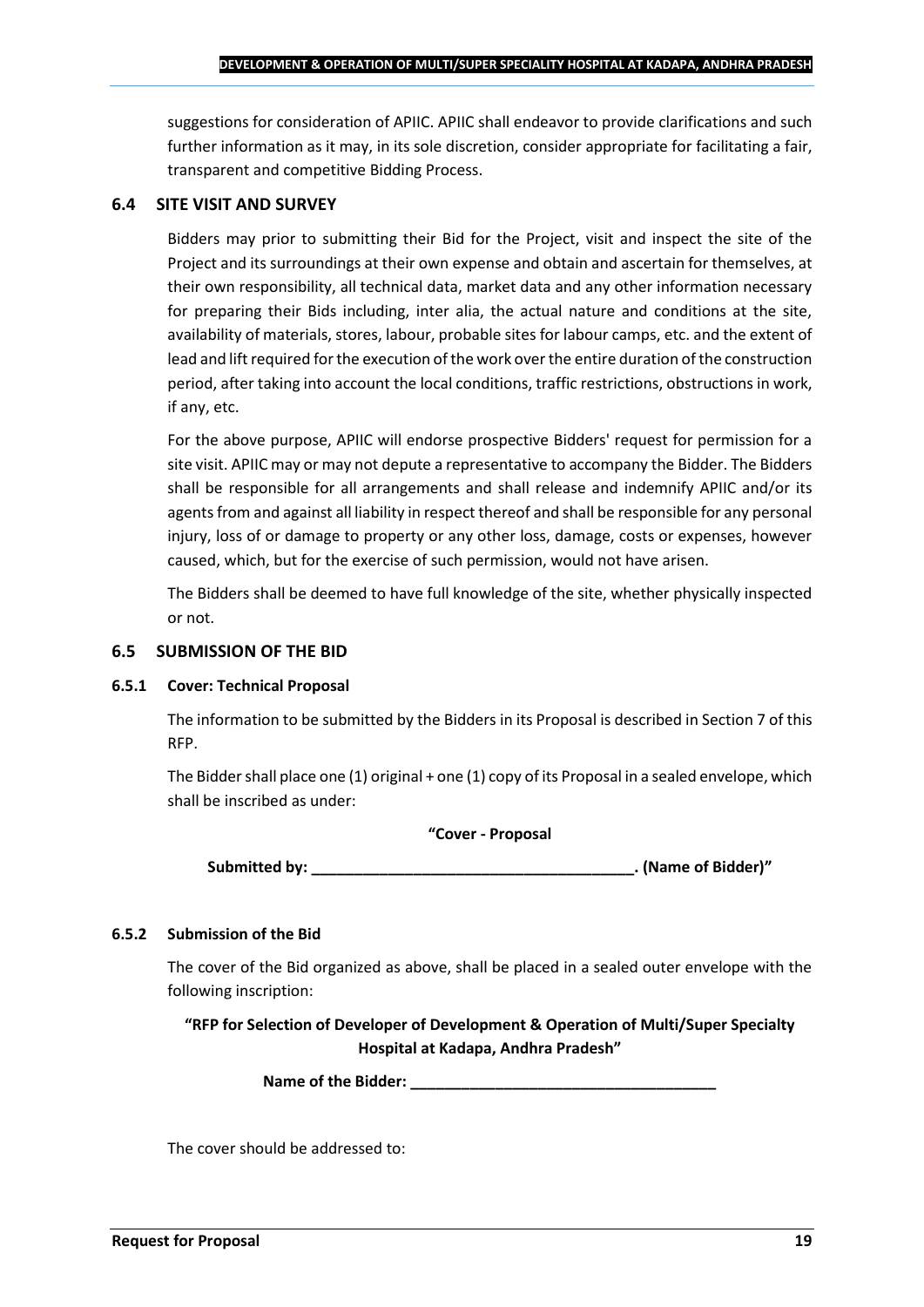suggestions for consideration of APIIC. APIIC shall endeavor to provide clarifications and such further information as it may, in its sole discretion, consider appropriate for facilitating a fair, transparent and competitive Bidding Process.

## 6.4 SITE VISIT AND SURVEY

Bidders may prior to submitting their Bid for the Project, visit and inspect the site of the Project and its surroundings at their own expense and obtain and ascertain for themselves, at their own responsibility, all technical data, market data and any other information necessary for preparing their Bids including, inter alia, the actual nature and conditions at the site, availability of materials, stores, labour, probable sites for labour camps, etc. and the extent of lead and lift required for the execution of the work over the entire duration of the construction period, after taking into account the local conditions, traffic restrictions, obstructions in work, if any, etc.

For the above purpose, APIIC will endorse prospective Bidders' request for permission for a site visit. APIIC may or may not depute a representative to accompany the Bidder. The Bidders shall be responsible for all arrangements and shall release and indemnify APIIC and/or its agents from and against all liability in respect thereof and shall be responsible for any personal injury, loss of or damage to property or any other loss, damage, costs or expenses, however caused, which, but for the exercise of such permission, would not have arisen.

The Bidders shall be deemed to have full knowledge of the site, whether physically inspected or not.

## 6.5 SUBMISSION OF THE BID

### 6.5.1 Cover: Technical Proposal

The information to be submitted by the Bidders in its Proposal is described in Section 7 of this RFP.

The Bidder shall place one (1) original + one (1) copy of its Proposal in a sealed envelope, which shall be inscribed as under:

**"Cover - Proposal**

**Submitted by: _______________________________________. (Name of Bidder)"**

### 6.5.2 Submission of the Bid

The cover of the Bid organized as above, shall be placed in a sealed outer envelope with the following inscription:

**"RFP for Selection of Developer of Development & Operation of Multi/Super Specialty Hospital at Kadapa, Andhra Pradesh"**

**Name of the Bidder: _____________________________________**

The cover should be addressed to: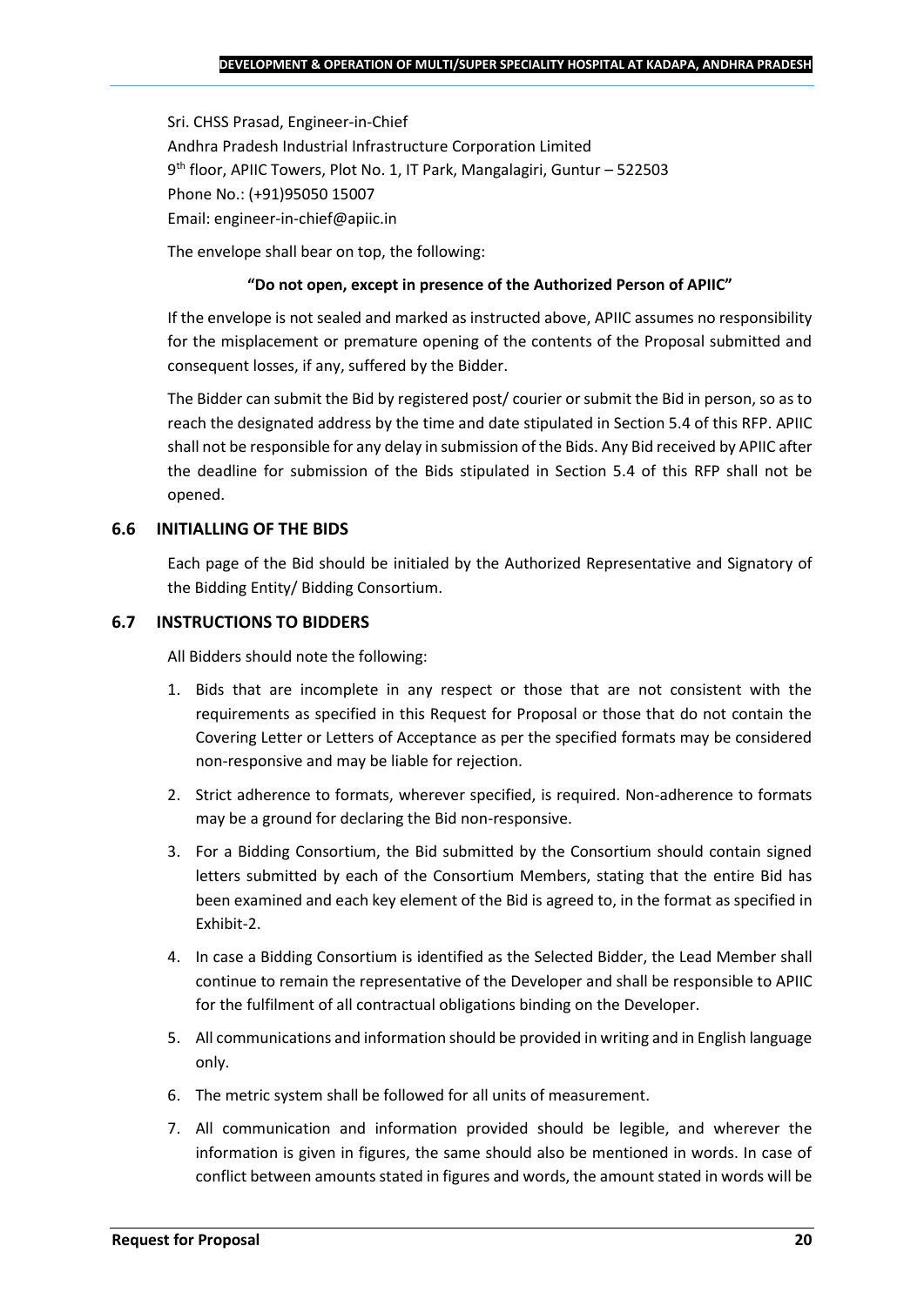Sri. CHSS Prasad, Engineer-in-Chief
Andhra Pradesh Industrial Infrastructure Corporation Limited
9th floor, APIIC Towers, Plot No. 1, IT Park, Mangalagiri, Guntur – 522503
Phone No.: (+91)95050 15007
Email: engineer-in-chief@apiic.in

The envelope shall bear on top, the following:

**"Do not open, except in presence of the Authorized Person of APIIC"**

If the envelope is not sealed and marked as instructed above, APIIC assumes no responsibility for the misplacement or premature opening of the contents of the Proposal submitted and consequent losses, if any, suffered by the Bidder.

The Bidder can submit the Bid by registered post/ courier or submit the Bid in person, so as to reach the designated address by the time and date stipulated in Section 5.4 of this RFP. APIIC shall not be responsible for any delay in submission of the Bids. Any Bid received by APIIC after the deadline for submission of the Bids stipulated in Section 5.4 of this RFP shall not be opened.

### 6.6 INITIALLING OF THE BIDS

Each page of the Bid should be initialed by the Authorized Representative and Signatory of the Bidding Entity/ Bidding Consortium.

### 6.7 INSTRUCTIONS TO BIDDERS

All Bidders should note the following:

1. Bids that are incomplete in any respect or those that are not consistent with the requirements as specified in this Request for Proposal or those that do not contain the Covering Letter or Letters of Acceptance as per the specified formats may be considered non-responsive and may be liable for rejection.
2. Strict adherence to formats, wherever specified, is required. Non-adherence to formats may be a ground for declaring the Bid non-responsive.
3. For a Bidding Consortium, the Bid submitted by the Consortium should contain signed letters submitted by each of the Consortium Members, stating that the entire Bid has been examined and each key element of the Bid is agreed to, in the format as specified in Exhibit-2.
4. In case a Bidding Consortium is identified as the Selected Bidder, the Lead Member shall continue to remain the representative of the Developer and shall be responsible to APIIC for the fulfilment of all contractual obligations binding on the Developer.
5. All communications and information should be provided in writing and in English language only.
6. The metric system shall be followed for all units of measurement.
7. All communication and information provided should be legible, and wherever the information is given in figures, the same should also be mentioned in words. In case of conflict between amounts stated in figures and words, the amount stated in words will be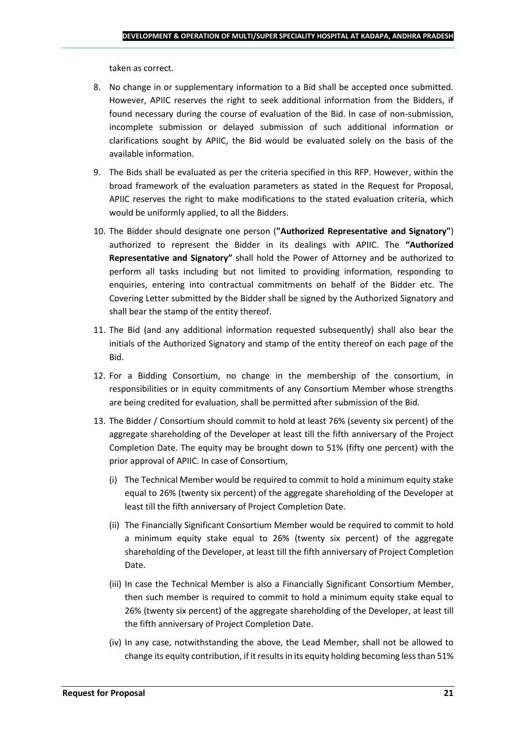taken as correct.

8. No change in or supplementary information to a Bid shall be accepted once submitted. However, APIIC reserves the right to seek additional information from the Bidders, if found necessary during the course of evaluation of the Bid. In case of non-submission, incomplete submission or delayed submission of such additional information or clarifications sought by APIIC, the Bid would be evaluated solely on the basis of the available information.
9. The Bids shall be evaluated as per the criteria specified in this RFP. However, within the broad framework of the evaluation parameters as stated in the Request for Proposal, APIIC reserves the right to make modifications to the stated evaluation criteria, which would be uniformly applied, to all the Bidders.
10. The Bidder should designate one person (**"Authorized Representative and Signatory"**) authorized to represent the Bidder in its dealings with APIIC. The **"Authorized Representative and Signatory"** shall hold the Power of Attorney and be authorized to perform all tasks including but not limited to providing information, responding to enquiries, entering into contractual commitments on behalf of the Bidder etc. The Covering Letter submitted by the Bidder shall be signed by the Authorized Signatory and shall bear the stamp of the entity thereof.
11. The Bid (and any additional information requested subsequently) shall also bear the initials of the Authorized Signatory and stamp of the entity thereof on each page of the Bid.
12. For a Bidding Consortium, no change in the membership of the consortium, in responsibilities or in equity commitments of any Consortium Member whose strengths are being credited for evaluation, shall be permitted after submission of the Bid.
13. The Bidder / Consortium should commit to hold at least 76% (seventy six percent) of the aggregate shareholding of the Developer at least till the fifth anniversary of the Project Completion Date. The equity may be brought down to 51% (fifty one percent) with the prior approval of APIIC. In case of Consortium,
    (i) The Technical Member would be required to commit to hold a minimum equity stake equal to 26% (twenty six percent) of the aggregate shareholding of the Developer at least till the fifth anniversary of Project Completion Date.
    (ii) The Financially Significant Consortium Member would be required to commit to hold a minimum equity stake equal to 26% (twenty six percent) of the aggregate shareholding of the Developer, at least till the fifth anniversary of Project Completion Date.
    (iii) In case the Technical Member is also a Financially Significant Consortium Member, then such member is required to commit to hold a minimum equity stake equal to 26% (twenty six percent) of the aggregate shareholding of the Developer, at least till the fifth anniversary of Project Completion Date.
    (iv) In any case, notwithstanding the above, the Lead Member, shall not be allowed to change its equity contribution, if it results in its equity holding becoming less than 51%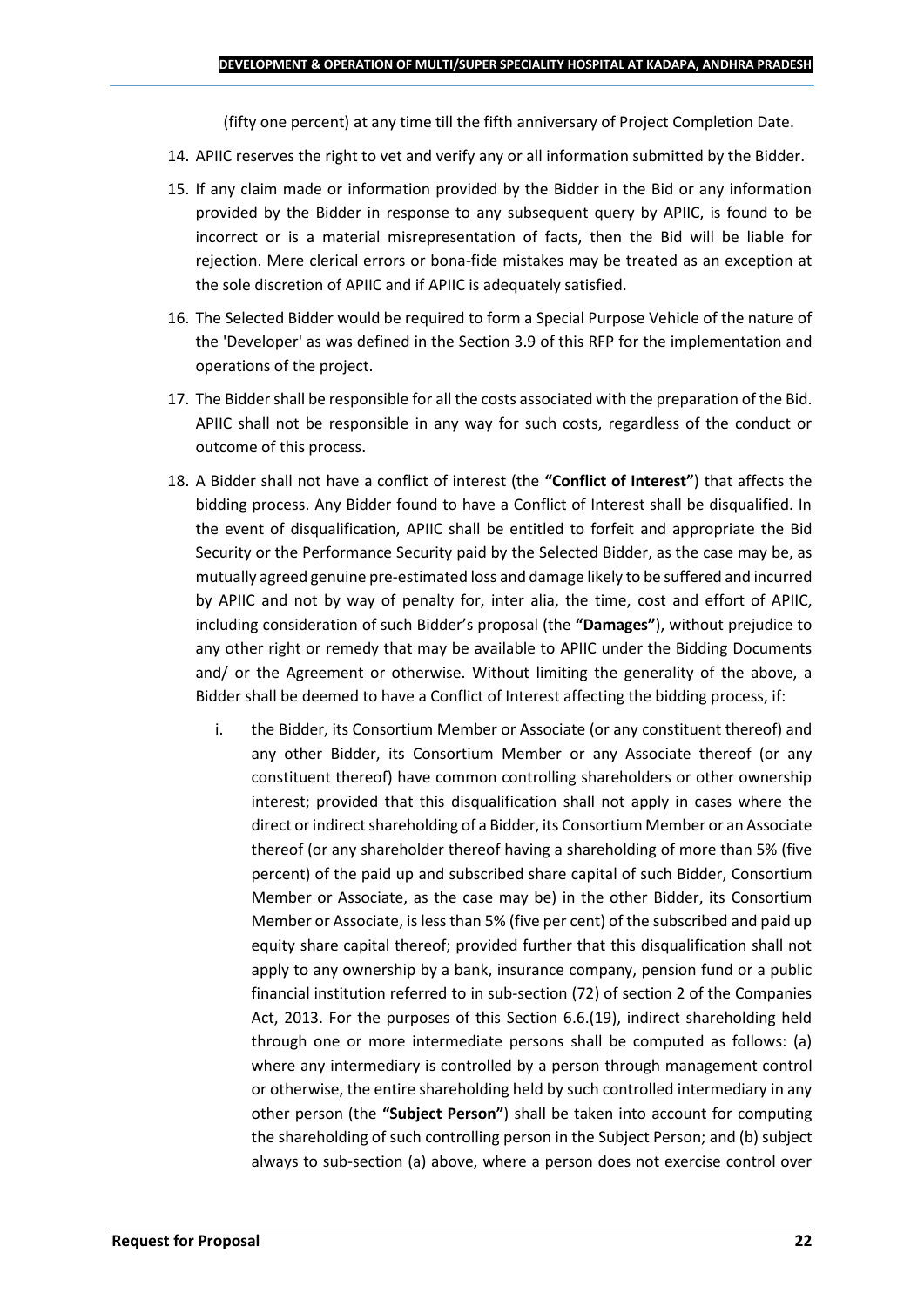(fifty one percent) at any time till the fifth anniversary of Project Completion Date.

14. APIIC reserves the right to vet and verify any or all information submitted by the Bidder.
15. If any claim made or information provided by the Bidder in the Bid or any information provided by the Bidder in response to any subsequent query by APIIC, is found to be incorrect or is a material misrepresentation of facts, then the Bid will be liable for rejection. Mere clerical errors or bona-fide mistakes may be treated as an exception at the sole discretion of APIIC and if APIIC is adequately satisfied.
16. The Selected Bidder would be required to form a Special Purpose Vehicle of the nature of the 'Developer' as was defined in the Section 3.9 of this RFP for the implementation and operations of the project.
17. The Bidder shall be responsible for all the costs associated with the preparation of the Bid. APIIC shall not be responsible in any way for such costs, regardless of the conduct or outcome of this process.
18. A Bidder shall not have a conflict of interest (the **"Conflict of Interest"**) that affects the bidding process. Any Bidder found to have a Conflict of Interest shall be disqualified. In the event of disqualification, APIIC shall be entitled to forfeit and appropriate the Bid Security or the Performance Security paid by the Selected Bidder, as the case may be, as mutually agreed genuine pre-estimated loss and damage likely to be suffered and incurred by APIIC and not by way of penalty for, inter alia, the time, cost and effort of APIIC, including consideration of such Bidder's proposal (the **"Damages"**), without prejudice to any other right or remedy that may be available to APIIC under the Bidding Documents and/ or the Agreement or otherwise. Without limiting the generality of the above, a Bidder shall be deemed to have a Conflict of Interest affecting the bidding process, if:

    i. the Bidder, its Consortium Member or Associate (or any constituent thereof) and any other Bidder, its Consortium Member or any Associate thereof (or any constituent thereof) have common controlling shareholders or other ownership interest; provided that this disqualification shall not apply in cases where the direct or indirect shareholding of a Bidder, its Consortium Member or an Associate thereof (or any shareholder thereof having a shareholding of more than 5% (five percent) of the paid up and subscribed share capital of such Bidder, Consortium Member or Associate, as the case may be) in the other Bidder, its Consortium Member or Associate, is less than 5% (five per cent) of the subscribed and paid up equity share capital thereof; provided further that this disqualification shall not apply to any ownership by a bank, insurance company, pension fund or a public financial institution referred to in sub-section (72) of section 2 of the Companies Act, 2013. For the purposes of this Section 6.6.(19), indirect shareholding held through one or more intermediate persons shall be computed as follows: (a) where any intermediary is controlled by a person through management control or otherwise, the entire shareholding held by such controlled intermediary in any other person (the **"Subject Person"**) shall be taken into account for computing the shareholding of such controlling person in the Subject Person; and (b) subject always to sub-section (a) above, where a person does not exercise control over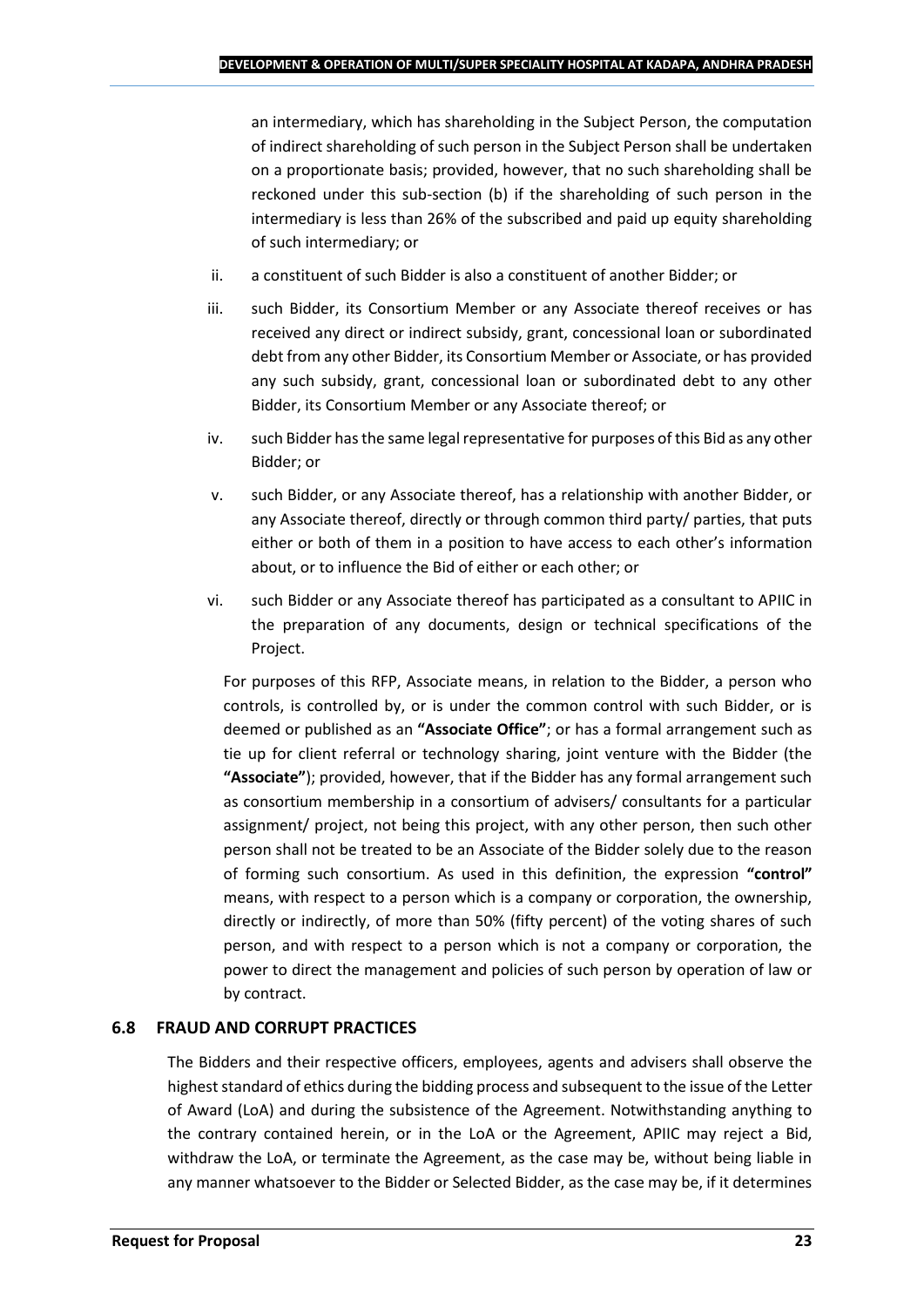an intermediary, which has shareholding in the Subject Person, the computation of indirect shareholding of such person in the Subject Person shall be undertaken on a proportionate basis; provided, however, that no such shareholding shall be reckoned under this sub-section (b) if the shareholding of such person in the intermediary is less than 26% of the subscribed and paid up equity shareholding of such intermediary; or

ii. a constituent of such Bidder is also a constituent of another Bidder; or

iii. such Bidder, its Consortium Member or any Associate thereof receives or has received any direct or indirect subsidy, grant, concessional loan or subordinated debt from any other Bidder, its Consortium Member or Associate, or has provided any such subsidy, grant, concessional loan or subordinated debt to any other Bidder, its Consortium Member or any Associate thereof; or

iv. such Bidder has the same legal representative for purposes of this Bid as any other Bidder; or

v. such Bidder, or any Associate thereof, has a relationship with another Bidder, or any Associate thereof, directly or through common third party/ parties, that puts either or both of them in a position to have access to each other's information about, or to influence the Bid of either or each other; or

vi. such Bidder or any Associate thereof has participated as a consultant to APIIC in the preparation of any documents, design or technical specifications of the Project.

For purposes of this RFP, Associate means, in relation to the Bidder, a person who controls, is controlled by, or is under the common control with such Bidder, or is deemed or published as an **"Associate Office"**; or has a formal arrangement such as tie up for client referral or technology sharing, joint venture with the Bidder (the **"Associate"**); provided, however, that if the Bidder has any formal arrangement such as consortium membership in a consortium of advisers/ consultants for a particular assignment/ project, not being this project, with any other person, then such other person shall not be treated to be an Associate of the Bidder solely due to the reason of forming such consortium. As used in this definition, the expression **"control"** means, with respect to a person which is a company or corporation, the ownership, directly or indirectly, of more than 50% (fifty percent) of the voting shares of such person, and with respect to a person which is not a company or corporation, the power to direct the management and policies of such person by operation of law or by contract.

### 6.8 FRAUD AND CORRUPT PRACTICES

The Bidders and their respective officers, employees, agents and advisers shall observe the highest standard of ethics during the bidding process and subsequent to the issue of the Letter of Award (LoA) and during the subsistence of the Agreement. Notwithstanding anything to the contrary contained herein, or in the LoA or the Agreement, APIIC may reject a Bid, withdraw the LoA, or terminate the Agreement, as the case may be, without being liable in any manner whatsoever to the Bidder or Selected Bidder, as the case may be, if it determines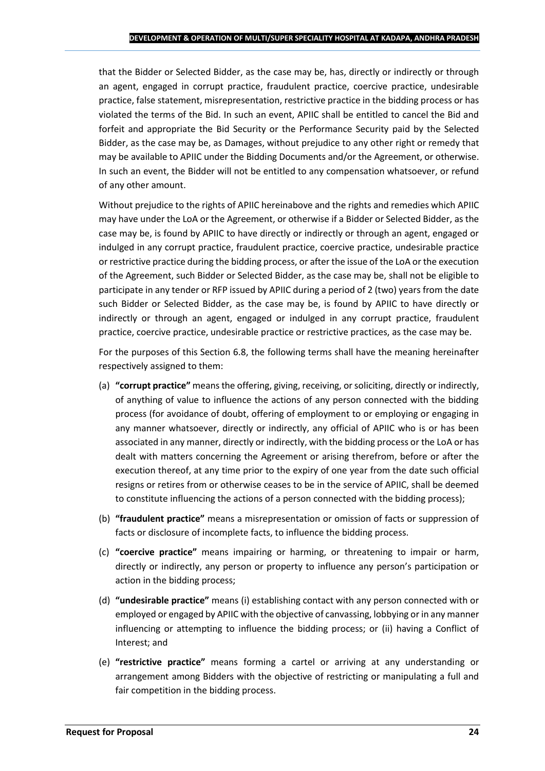that the Bidder or Selected Bidder, as the case may be, has, directly or indirectly or through an agent, engaged in corrupt practice, fraudulent practice, coercive practice, undesirable practice, false statement, misrepresentation, restrictive practice in the bidding process or has violated the terms of the Bid. In such an event, APIIC shall be entitled to cancel the Bid and forfeit and appropriate the Bid Security or the Performance Security paid by the Selected Bidder, as the case may be, as Damages, without prejudice to any other right or remedy that may be available to APIIC under the Bidding Documents and/or the Agreement, or otherwise. In such an event, the Bidder will not be entitled to any compensation whatsoever, or refund of any other amount.

Without prejudice to the rights of APIIC hereinabove and the rights and remedies which APIIC may have under the LoA or the Agreement, or otherwise if a Bidder or Selected Bidder, as the case may be, is found by APIIC to have directly or indirectly or through an agent, engaged or indulged in any corrupt practice, fraudulent practice, coercive practice, undesirable practice or restrictive practice during the bidding process, or after the issue of the LoA or the execution of the Agreement, such Bidder or Selected Bidder, as the case may be, shall not be eligible to participate in any tender or RFP issued by APIIC during a period of 2 (two) years from the date such Bidder or Selected Bidder, as the case may be, is found by APIIC to have directly or indirectly or through an agent, engaged or indulged in any corrupt practice, fraudulent practice, coercive practice, undesirable practice or restrictive practices, as the case may be.

For the purposes of this Section 6.8, the following terms shall have the meaning hereinafter respectively assigned to them:

(a) **"corrupt practice"** means the offering, giving, receiving, or soliciting, directly or indirectly, of anything of value to influence the actions of any person connected with the bidding process (for avoidance of doubt, offering of employment to or employing or engaging in any manner whatsoever, directly or indirectly, any official of APIIC who is or has been associated in any manner, directly or indirectly, with the bidding process or the LoA or has dealt with matters concerning the Agreement or arising therefrom, before or after the execution thereof, at any time prior to the expiry of one year from the date such official resigns or retires from or otherwise ceases to be in the service of APIIC, shall be deemed to constitute influencing the actions of a person connected with the bidding process);

(b) **"fraudulent practice"** means a misrepresentation or omission of facts or suppression of facts or disclosure of incomplete facts, to influence the bidding process.

(c) **"coercive practice"** means impairing or harming, or threatening to impair or harm, directly or indirectly, any person or property to influence any person's participation or action in the bidding process;

(d) **"undesirable practice"** means (i) establishing contact with any person connected with or employed or engaged by APIIC with the objective of canvassing, lobbying or in any manner influencing or attempting to influence the bidding process; or (ii) having a Conflict of Interest; and

(e) **"restrictive practice"** means forming a cartel or arriving at any understanding or arrangement among Bidders with the objective of restricting or manipulating a full and fair competition in the bidding process.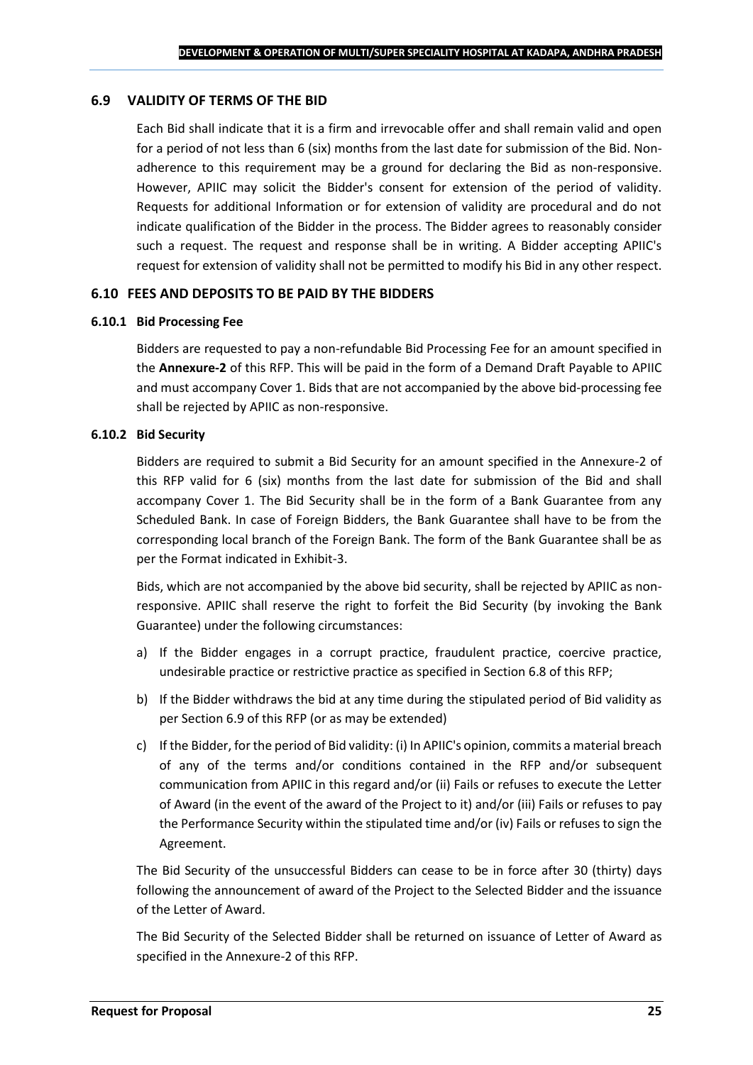## 6.9 VALIDITY OF TERMS OF THE BID

Each Bid shall indicate that it is a firm and irrevocable offer and shall remain valid and open for a period of not less than 6 (six) months from the last date for submission of the Bid. Non-adherence to this requirement may be a ground for declaring the Bid as non-responsive. However, APIIC may solicit the Bidder's consent for extension of the period of validity. Requests for additional Information or for extension of validity are procedural and do not indicate qualification of the Bidder in the process. The Bidder agrees to reasonably consider such a request. The request and response shall be in writing. A Bidder accepting APIIC's request for extension of validity shall not be permitted to modify his Bid in any other respect.

## 6.10 FEES AND DEPOSITS TO BE PAID BY THE BIDDERS

### 6.10.1 Bid Processing Fee

Bidders are requested to pay a non-refundable Bid Processing Fee for an amount specified in the **Annexure-2** of this RFP. This will be paid in the form of a Demand Draft Payable to APIIC and must accompany Cover 1. Bids that are not accompanied by the above bid-processing fee shall be rejected by APIIC as non-responsive.

### 6.10.2 Bid Security

Bidders are required to submit a Bid Security for an amount specified in the Annexure-2 of this RFP valid for 6 (six) months from the last date for submission of the Bid and shall accompany Cover 1. The Bid Security shall be in the form of a Bank Guarantee from any Scheduled Bank. In case of Foreign Bidders, the Bank Guarantee shall have to be from the corresponding local branch of the Foreign Bank. The form of the Bank Guarantee shall be as per the Format indicated in Exhibit-3.

Bids, which are not accompanied by the above bid security, shall be rejected by APIIC as non-responsive. APIIC shall reserve the right to forfeit the Bid Security (by invoking the Bank Guarantee) under the following circumstances:

a) If the Bidder engages in a corrupt practice, fraudulent practice, coercive practice, undesirable practice or restrictive practice as specified in Section 6.8 of this RFP;

b) If the Bidder withdraws the bid at any time during the stipulated period of Bid validity as per Section 6.9 of this RFP (or as may be extended)

c) If the Bidder, for the period of Bid validity: (i) In APIIC's opinion, commits a material breach of any of the terms and/or conditions contained in the RFP and/or subsequent communication from APIIC in this regard and/or (ii) Fails or refuses to execute the Letter of Award (in the event of the award of the Project to it) and/or (iii) Fails or refuses to pay the Performance Security within the stipulated time and/or (iv) Fails or refuses to sign the Agreement.

The Bid Security of the unsuccessful Bidders can cease to be in force after 30 (thirty) days following the announcement of award of the Project to the Selected Bidder and the issuance of the Letter of Award.

The Bid Security of the Selected Bidder shall be returned on issuance of Letter of Award as specified in the Annexure-2 of this RFP.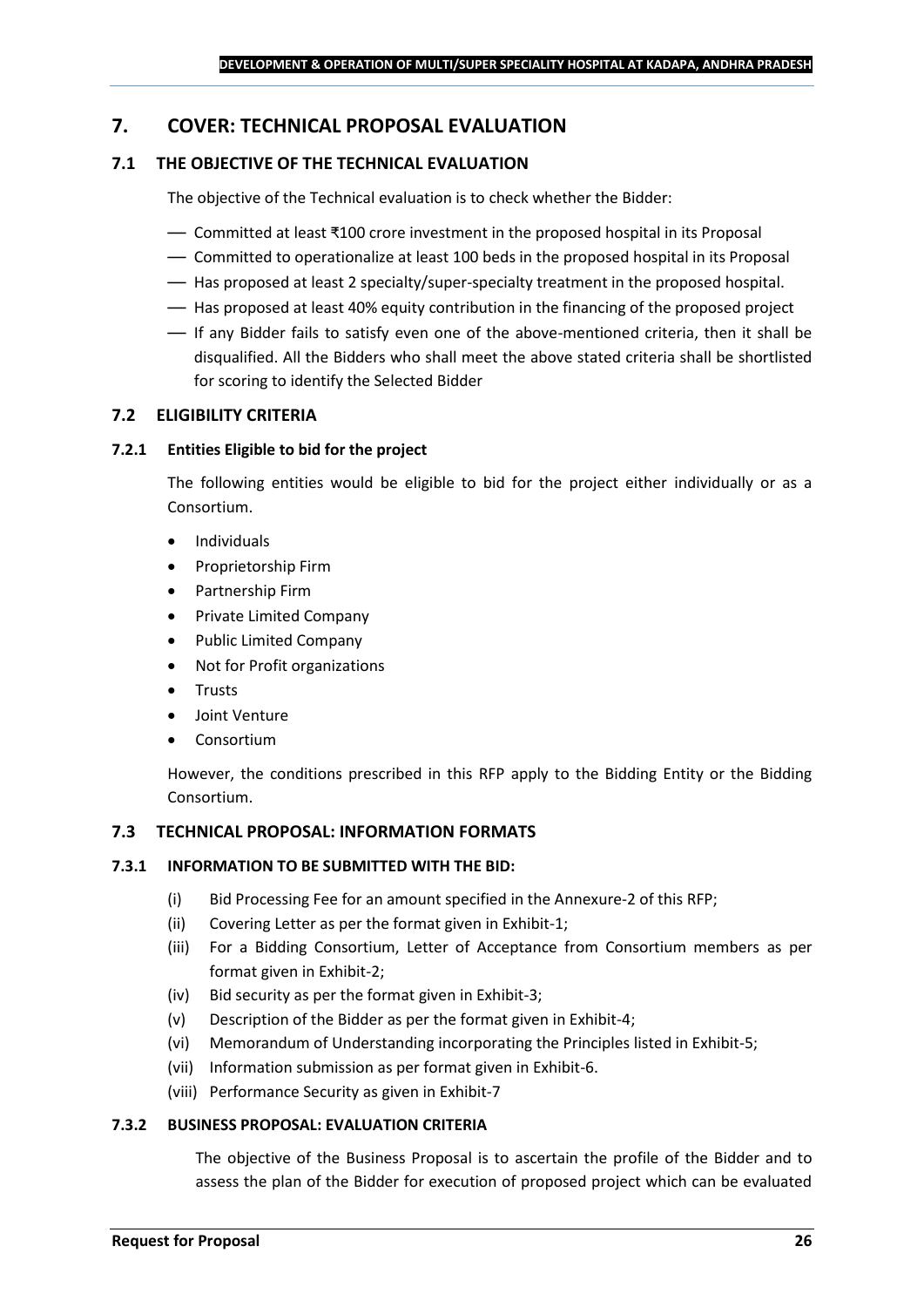## 7. COVER: TECHNICAL PROPOSAL EVALUATION

### 7.1 THE OBJECTIVE OF THE TECHNICAL EVALUATION

The objective of the Technical evaluation is to check whether the Bidder:

- Committed at least ₹100 crore investment in the proposed hospital in its Proposal
- Committed to operationalize at least 100 beds in the proposed hospital in its Proposal
- Has proposed at least 2 specialty/super-specialty treatment in the proposed hospital.
- Has proposed at least 40% equity contribution in the financing of the proposed project
- If any Bidder fails to satisfy even one of the above-mentioned criteria, then it shall be disqualified. All the Bidders who shall meet the above stated criteria shall be shortlisted for scoring to identify the Selected Bidder

### 7.2 ELIGIBILITY CRITERIA

#### 7.2.1 Entities Eligible to bid for the project

The following entities would be eligible to bid for the project either individually or as a Consortium.

- Individuals
- Proprietorship Firm
- Partnership Firm
- Private Limited Company
- Public Limited Company
- Not for Profit organizations
- Trusts
- Joint Venture
- Consortium

However, the conditions prescribed in this RFP apply to the Bidding Entity or the Bidding Consortium.

### 7.3 TECHNICAL PROPOSAL: INFORMATION FORMATS

#### 7.3.1 INFORMATION TO BE SUBMITTED WITH THE BID:

(i) Bid Processing Fee for an amount specified in the Annexure-2 of this RFP;

(ii) Covering Letter as per the format given in Exhibit-1;

(iii) For a Bidding Consortium, Letter of Acceptance from Consortium members as per format given in Exhibit-2;

(iv) Bid security as per the format given in Exhibit-3;

(v) Description of the Bidder as per the format given in Exhibit-4;

(vi) Memorandum of Understanding incorporating the Principles listed in Exhibit-5;

(vii) Information submission as per format given in Exhibit-6.

(viii) Performance Security as given in Exhibit-7

#### 7.3.2 BUSINESS PROPOSAL: EVALUATION CRITERIA

The objective of the Business Proposal is to ascertain the profile of the Bidder and to assess the plan of the Bidder for execution of proposed project which can be evaluated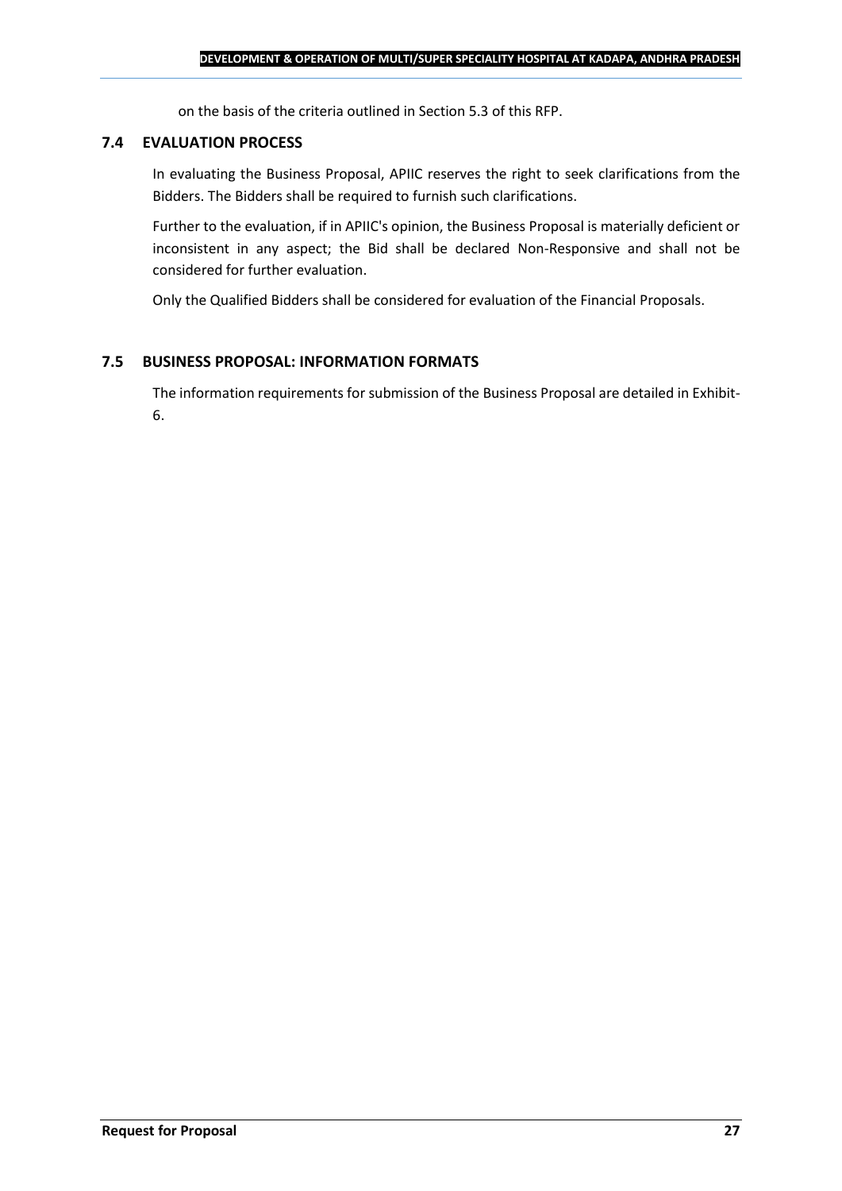on the basis of the criteria outlined in Section 5.3 of this RFP.

### 7.4 EVALUATION PROCESS

In evaluating the Business Proposal, APIIC reserves the right to seek clarifications from the Bidders. The Bidders shall be required to furnish such clarifications.

Further to the evaluation, if in APIIC's opinion, the Business Proposal is materially deficient or inconsistent in any aspect; the Bid shall be declared Non-Responsive and shall not be considered for further evaluation.

Only the Qualified Bidders shall be considered for evaluation of the Financial Proposals.

### 7.5 BUSINESS PROPOSAL: INFORMATION FORMATS

The information requirements for submission of the Business Proposal are detailed in Exhibit-6.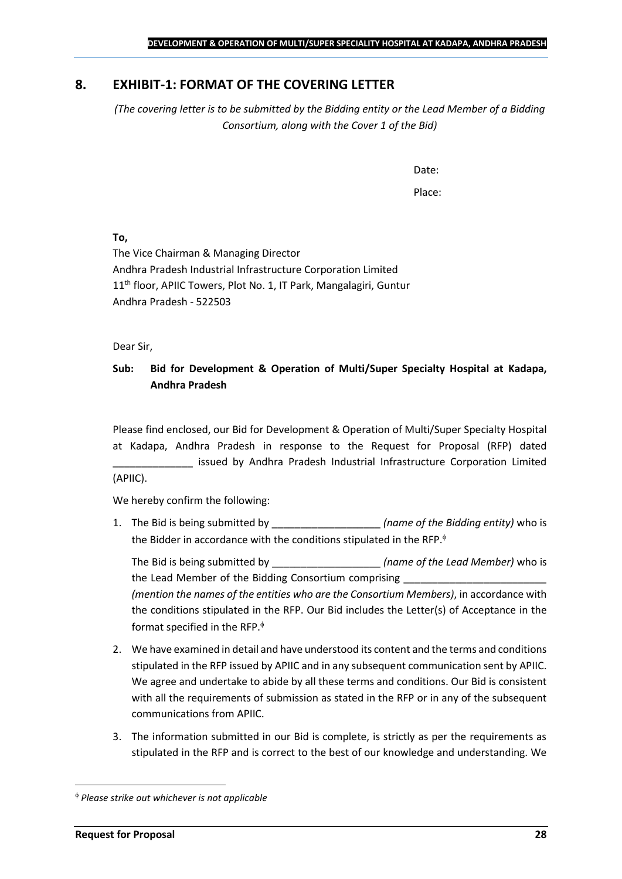## 8. EXHIBIT-1: FORMAT OF THE COVERING LETTER

*(The covering letter is to be submitted by the Bidding entity or the Lead Member of a Bidding Consortium, along with the Cover 1 of the Bid)*

Date:

Place:

**To,**

The Vice Chairman & Managing Director
Andhra Pradesh Industrial Infrastructure Corporation Limited
11th floor, APIIC Towers, Plot No. 1, IT Park, Mangalagiri, Guntur
Andhra Pradesh - 522503

Dear Sir,

**Sub: Bid for Development & Operation of Multi/Super Specialty Hospital at Kadapa, Andhra Pradesh**

Please find enclosed, our Bid for Development & Operation of Multi/Super Specialty Hospital at Kadapa, Andhra Pradesh in response to the Request for Proposal (RFP) dated ______________ issued by Andhra Pradesh Industrial Infrastructure Corporation Limited (APIIC).

We hereby confirm the following:

1. The Bid is being submitted by ___________________ *(name of the Bidding entity)* who is the Bidder in accordance with the conditions stipulated in the RFP.ɸ

   The Bid is being submitted by ___________________ *(name of the Lead Member)* who is the Lead Member of the Bidding Consortium comprising _________________________ *(mention the names of the entities who are the Consortium Members)*, in accordance with the conditions stipulated in the RFP. Our Bid includes the Letter(s) of Acceptance in the format specified in the RFP.ɸ

2. We have examined in detail and have understood its content and the terms and conditions stipulated in the RFP issued by APIIC and in any subsequent communication sent by APIIC. We agree and undertake to abide by all these terms and conditions. Our Bid is consistent with all the requirements of submission as stated in the RFP or in any of the subsequent communications from APIIC.

3. The information submitted in our Bid is complete, is strictly as per the requirements as stipulated in the RFP and is correct to the best of our knowledge and understanding. We

---

ɸ *Please strike out whichever is not applicable*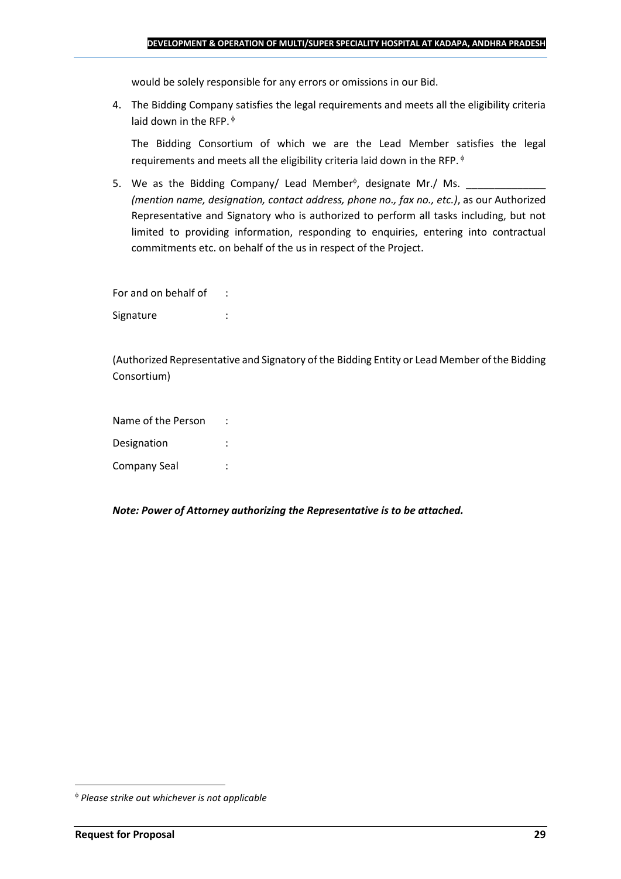would be solely responsible for any errors or omissions in our Bid.

4. The Bidding Company satisfies the legal requirements and meets all the eligibility criteria laid down in the RFP. [ɸ]

   The Bidding Consortium of which we are the Lead Member satisfies the legal requirements and meets all the eligibility criteria laid down in the RFP. [ɸ]

5. We as the Bidding Company/ Lead Member[ɸ], designate Mr./ Ms. ______________ *(mention name, designation, contact address, phone no., fax no., etc.)*, as our Authorized Representative and Signatory who is authorized to perform all tasks including, but not limited to providing information, responding to enquiries, entering into contractual commitments etc. on behalf of the us in respect of the Project.

For and on behalf of :

Signature :

(Authorized Representative and Signatory of the Bidding Entity or Lead Member of the Bidding Consortium)

Name of the Person :

Designation :

Company Seal :

***Note: Power of Attorney authorizing the Representative is to be attached.***

---

[ɸ] *Please strike out whichever is not applicable*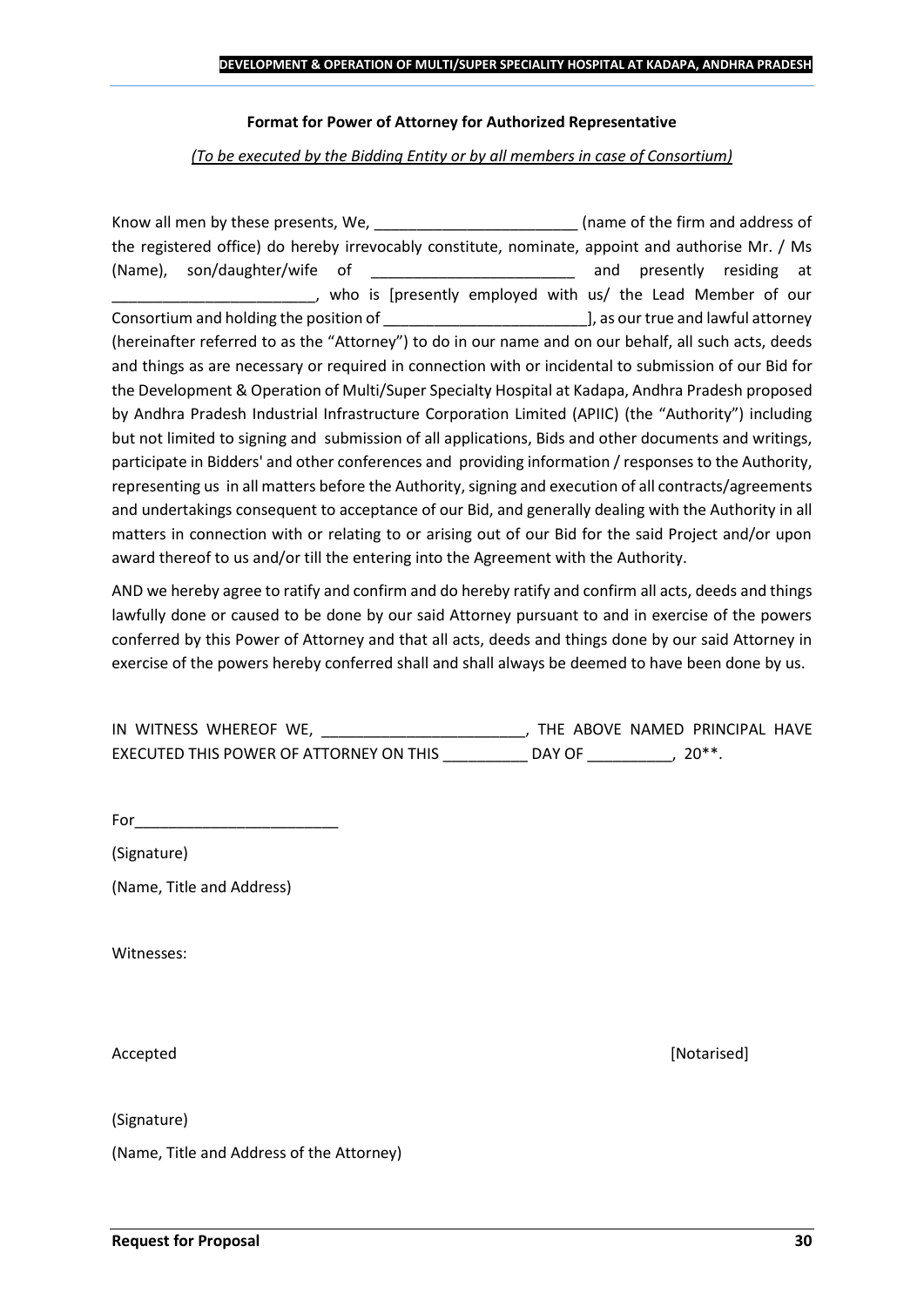**Format for Power of Attorney for Authorized Representative**

*(To be executed by the Bidding Entity or by all members in case of Consortium)*

Know all men by these presents, We, ________________________ (name of the firm and address of the registered office) do hereby irrevocably constitute, nominate, appoint and authorise Mr. / Ms (Name), son/daughter/wife of ________________________ and presently residing at ________________________, who is [presently employed with us/ the Lead Member of our Consortium and holding the position of ________________________], as our true and lawful attorney (hereinafter referred to as the "Attorney") to do in our name and on our behalf, all such acts, deeds and things as are necessary or required in connection with or incidental to submission of our Bid for the Development & Operation of Multi/Super Specialty Hospital at Kadapa, Andhra Pradesh proposed by Andhra Pradesh Industrial Infrastructure Corporation Limited (APIIC) (the "Authority") including but not limited to signing and submission of all applications, Bids and other documents and writings, participate in Bidders' and other conferences and providing information / responses to the Authority, representing us in all matters before the Authority, signing and execution of all contracts/agreements and undertakings consequent to acceptance of our Bid, and generally dealing with the Authority in all matters in connection with or relating to or arising out of our Bid for the said Project and/or upon award thereof to us and/or till the entering into the Agreement with the Authority.

AND we hereby agree to ratify and confirm and do hereby ratify and confirm all acts, deeds and things lawfully done or caused to be done by our said Attorney pursuant to and in exercise of the powers conferred by this Power of Attorney and that all acts, deeds and things done by our said Attorney in exercise of the powers hereby conferred shall and shall always be deemed to have been done by us.

IN WITNESS WHEREOF WE, ________________________, THE ABOVE NAMED PRINCIPAL HAVE EXECUTED THIS POWER OF ATTORNEY ON THIS __________ DAY OF __________, 20**.

For________________________

(Signature)

(Name, Title and Address)

Witnesses:

Accepted [Notarised]

(Signature)

(Name, Title and Address of the Attorney)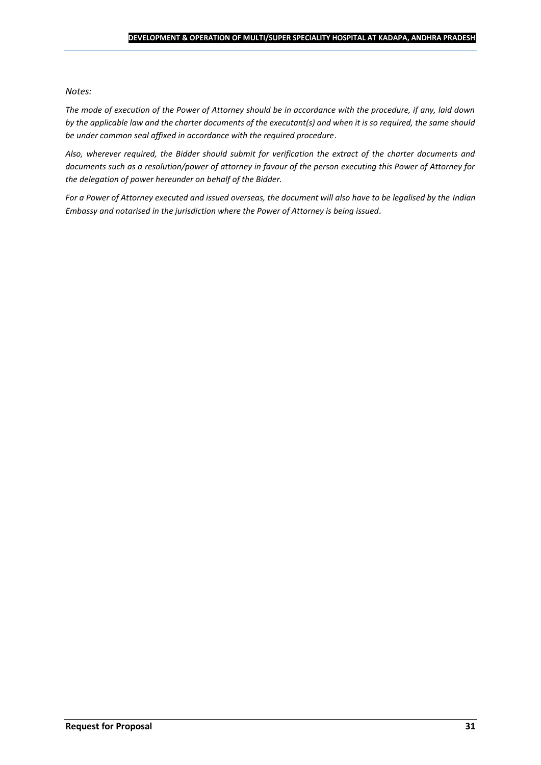*Notes:*

*The mode of execution of the Power of Attorney should be in accordance with the procedure, if any, laid down by the applicable law and the charter documents of the executant(s) and when it is so required, the same should be under common seal affixed in accordance with the required procedure.*

*Also, wherever required, the Bidder should submit for verification the extract of the charter documents and documents such as a resolution/power of attorney in favour of the person executing this Power of Attorney for the delegation of power hereunder on behalf of the Bidder.*

*For a Power of Attorney executed and issued overseas, the document will also have to be legalised by the Indian Embassy and notarised in the jurisdiction where the Power of Attorney is being issued.*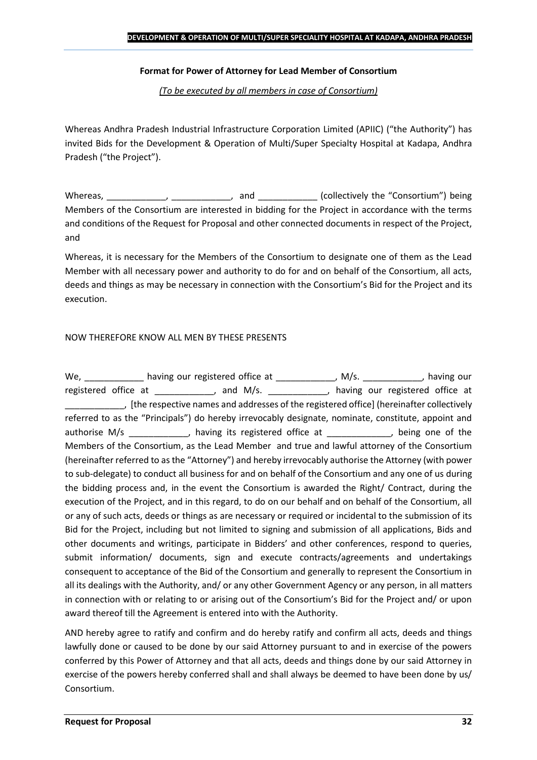**Format for Power of Attorney for Lead Member of Consortium**

*(To be executed by all members in case of Consortium)*

Whereas Andhra Pradesh Industrial Infrastructure Corporation Limited (APIIC) ("the Authority") has invited Bids for the Development & Operation of Multi/Super Specialty Hospital at Kadapa, Andhra Pradesh ("the Project").

Whereas, ____________, ____________, and ____________ (collectively the "Consortium") being Members of the Consortium are interested in bidding for the Project in accordance with the terms and conditions of the Request for Proposal and other connected documents in respect of the Project, and

Whereas, it is necessary for the Members of the Consortium to designate one of them as the Lead Member with all necessary power and authority to do for and on behalf of the Consortium, all acts, deeds and things as may be necessary in connection with the Consortium's Bid for the Project and its execution.

NOW THEREFORE KNOW ALL MEN BY THESE PRESENTS

We, ____________ having our registered office at ____________, M/s. ____________, having our registered office at ____________, and M/s. ____________, having our registered office at ____________, [the respective names and addresses of the registered office] (hereinafter collectively referred to as the "Principals") do hereby irrevocably designate, nominate, constitute, appoint and authorise M/s ____________, having its registered office at _____________, being one of the Members of the Consortium, as the Lead Member and true and lawful attorney of the Consortium (hereinafter referred to as the "Attorney") and hereby irrevocably authorise the Attorney (with power to sub-delegate) to conduct all business for and on behalf of the Consortium and any one of us during the bidding process and, in the event the Consortium is awarded the Right/ Contract, during the execution of the Project, and in this regard, to do on our behalf and on behalf of the Consortium, all or any of such acts, deeds or things as are necessary or required or incidental to the submission of its Bid for the Project, including but not limited to signing and submission of all applications, Bids and other documents and writings, participate in Bidders' and other conferences, respond to queries, submit information/ documents, sign and execute contracts/agreements and undertakings consequent to acceptance of the Bid of the Consortium and generally to represent the Consortium in all its dealings with the Authority, and/ or any other Government Agency or any person, in all matters in connection with or relating to or arising out of the Consortium's Bid for the Project and/ or upon award thereof till the Agreement is entered into with the Authority.

AND hereby agree to ratify and confirm and do hereby ratify and confirm all acts, deeds and things lawfully done or caused to be done by our said Attorney pursuant to and in exercise of the powers conferred by this Power of Attorney and that all acts, deeds and things done by our said Attorney in exercise of the powers hereby conferred shall and shall always be deemed to have been done by us/ Consortium.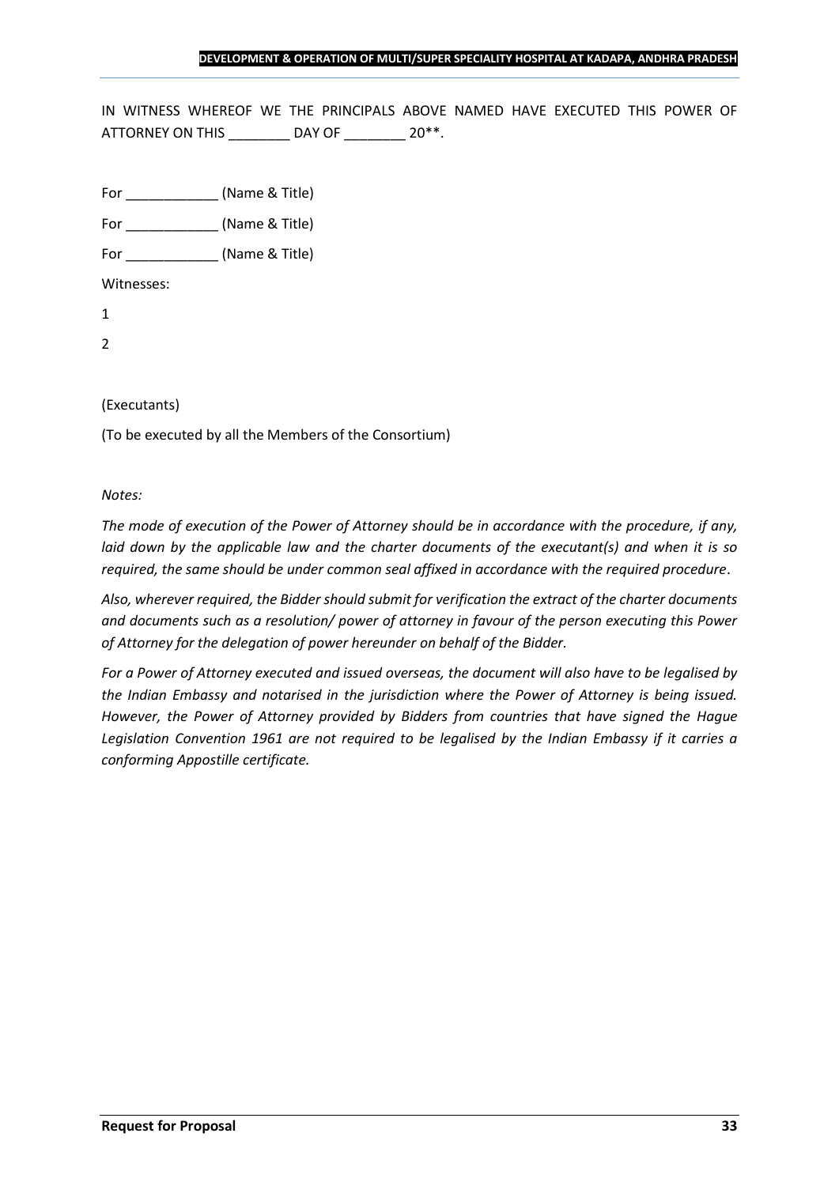IN WITNESS WHEREOF WE THE PRINCIPALS ABOVE NAMED HAVE EXECUTED THIS POWER OF ATTORNEY ON THIS ________ DAY OF ________ 20**.

For ____________ (Name & Title)

For ____________ (Name & Title)

For ____________ (Name & Title)

Witnesses:

1

2

(Executants)

(To be executed by all the Members of the Consortium)

*Notes:*

*The mode of execution of the Power of Attorney should be in accordance with the procedure, if any, laid down by the applicable law and the charter documents of the executant(s) and when it is so required, the same should be under common seal affixed in accordance with the required procedure.*

*Also, wherever required, the Bidder should submit for verification the extract of the charter documents and documents such as a resolution/ power of attorney in favour of the person executing this Power of Attorney for the delegation of power hereunder on behalf of the Bidder.*

*For a Power of Attorney executed and issued overseas, the document will also have to be legalised by the Indian Embassy and notarised in the jurisdiction where the Power of Attorney is being issued. However, the Power of Attorney provided by Bidders from countries that have signed the Hague Legislation Convention 1961 are not required to be legalised by the Indian Embassy if it carries a conforming Appostille certificate.*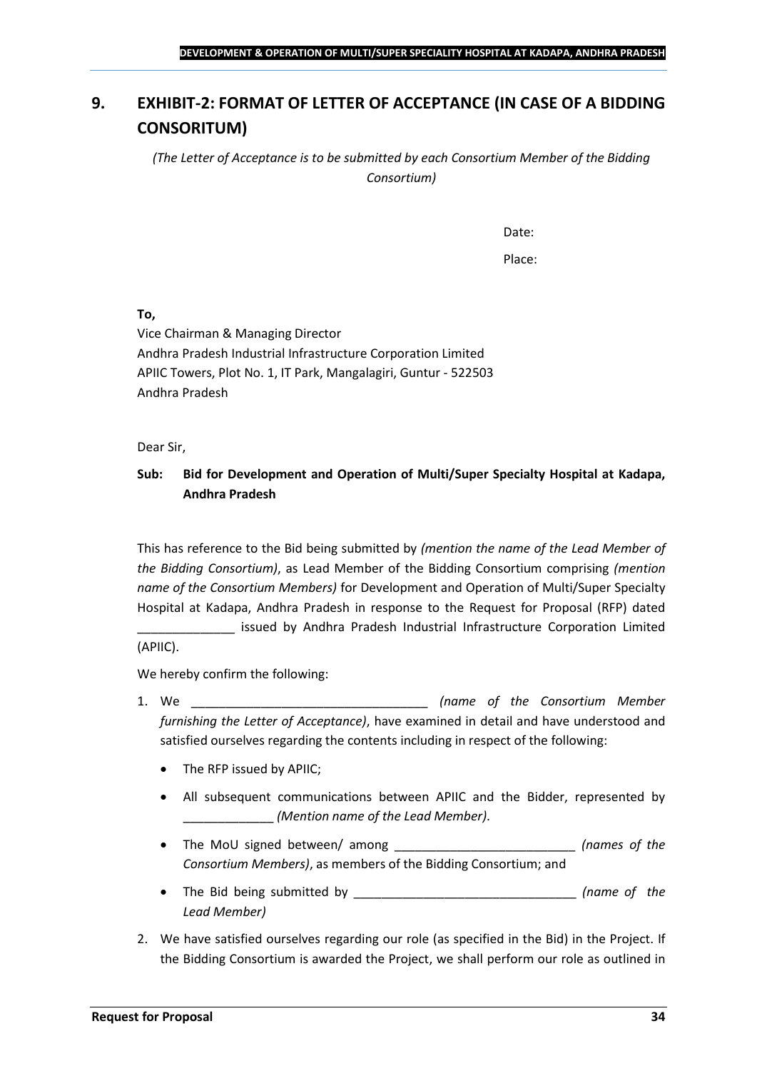## 9. EXHIBIT-2: FORMAT OF LETTER OF ACCEPTANCE (IN CASE OF A BIDDING CONSORITUM)

*(The Letter of Acceptance is to be submitted by each Consortium Member of the Bidding Consortium)*

Date:

Place:

**To,**
Vice Chairman & Managing Director
Andhra Pradesh Industrial Infrastructure Corporation Limited
APIIC Towers, Plot No. 1, IT Park, Mangalagiri, Guntur - 522503
Andhra Pradesh

Dear Sir,

**Sub: Bid for Development and Operation of Multi/Super Specialty Hospital at Kadapa, Andhra Pradesh**

This has reference to the Bid being submitted by *(mention the name of the Lead Member of the Bidding Consortium)*, as Lead Member of the Bidding Consortium comprising *(mention name of the Consortium Members)* for Development and Operation of Multi/Super Specialty Hospital at Kadapa, Andhra Pradesh in response to the Request for Proposal (RFP) dated ______________ issued by Andhra Pradesh Industrial Infrastructure Corporation Limited (APIIC).

We hereby confirm the following:

1. We __________________________________ *(name of the Consortium Member furnishing the Letter of Acceptance)*, have examined in detail and have understood and satisfied ourselves regarding the contents including in respect of the following:
   - The RFP issued by APIIC;
   - All subsequent communications between APIIC and the Bidder, represented by _____________ *(Mention name of the Lead Member)*.
   - The MoU signed between/ among __________________________ *(names of the Consortium Members)*, as members of the Bidding Consortium; and
   - The Bid being submitted by ________________________________ *(name of the Lead Member)*
2. We have satisfied ourselves regarding our role (as specified in the Bid) in the Project. If the Bidding Consortium is awarded the Project, we shall perform our role as outlined in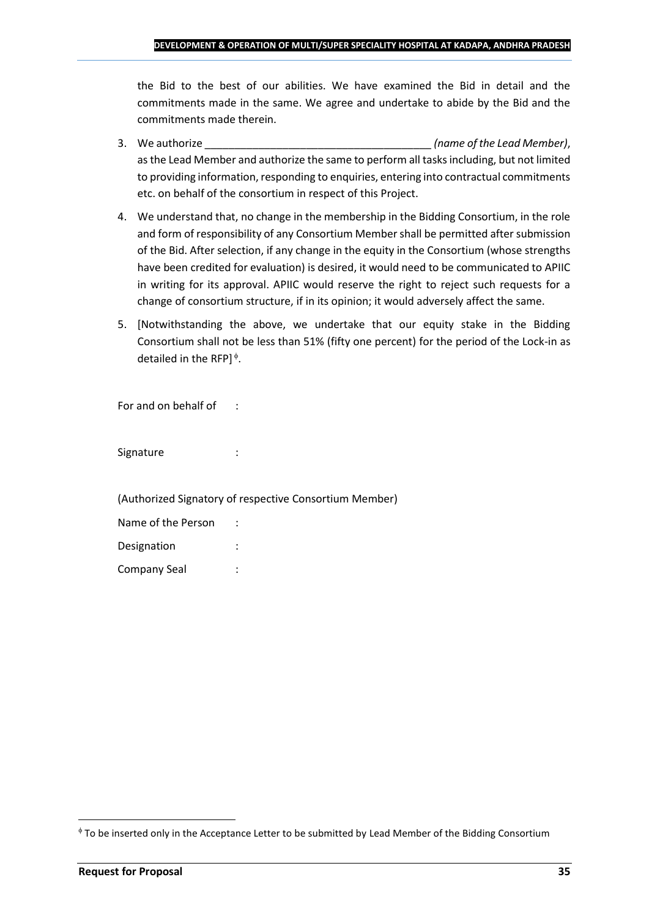the Bid to the best of our abilities. We have examined the Bid in detail and the commitments made in the same. We agree and undertake to abide by the Bid and the commitments made therein.

3. We authorize _______________________________________ *(name of the Lead Member)*, as the Lead Member and authorize the same to perform all tasks including, but not limited to providing information, responding to enquiries, entering into contractual commitments etc. on behalf of the consortium in respect of this Project.

4. We understand that, no change in the membership in the Bidding Consortium, in the role and form of responsibility of any Consortium Member shall be permitted after submission of the Bid. After selection, if any change in the equity in the Consortium (whose strengths have been credited for evaluation) is desired, it would need to be communicated to APIIC in writing for its approval. APIIC would reserve the right to reject such requests for a change of consortium structure, if in its opinion; it would adversely affect the same.

5. [Notwithstanding the above, we undertake that our equity stake in the Bidding Consortium shall not be less than 51% (fifty one percent) for the period of the Lock-in as detailed in the RFP][ϕ].

For and on behalf of :

Signature :

(Authorized Signatory of respective Consortium Member)

Name of the Person :

Designation :

Company Seal :

---

[ϕ] To be inserted only in the Acceptance Letter to be submitted by Lead Member of the Bidding Consortium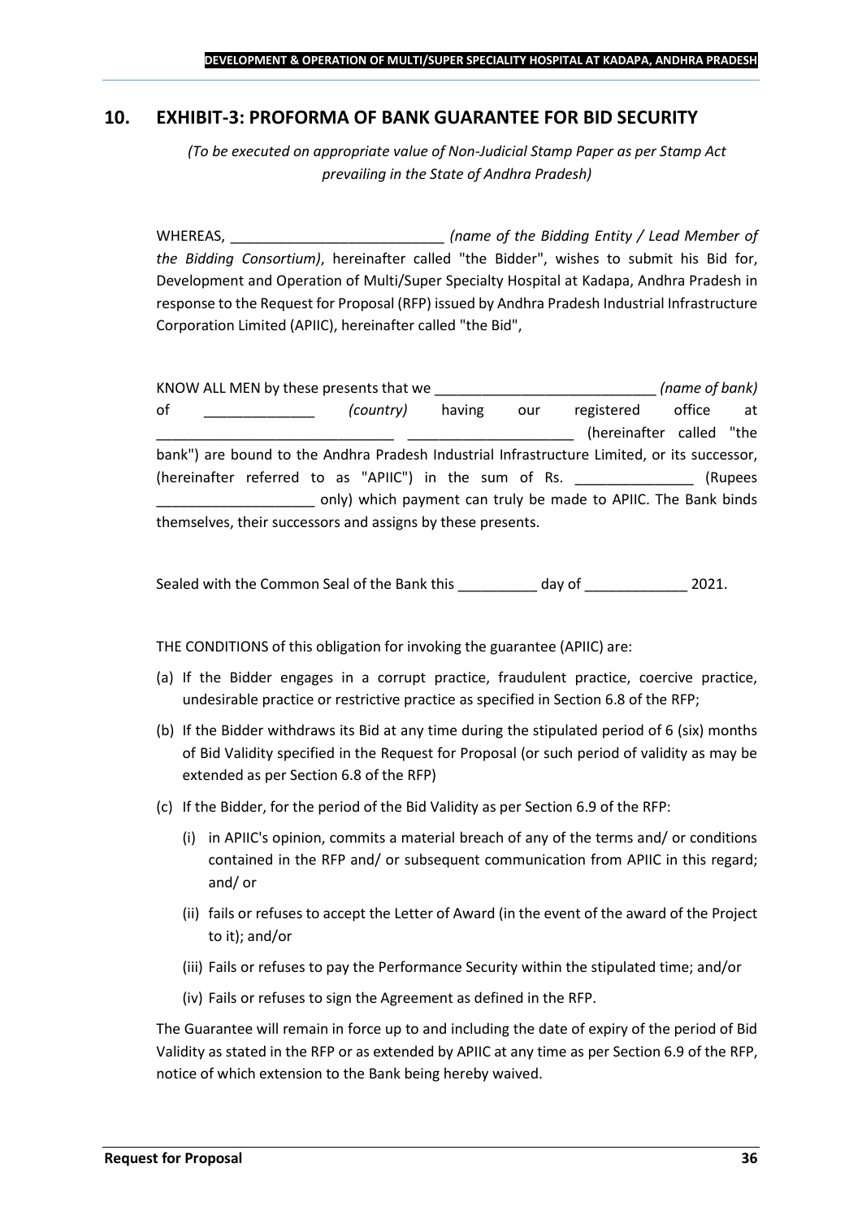## 10. EXHIBIT-3: PROFORMA OF BANK GUARANTEE FOR BID SECURITY

*(To be executed on appropriate value of Non-Judicial Stamp Paper as per Stamp Act prevailing in the State of Andhra Pradesh)*

WHEREAS, ___________________________ *(name of the Bidding Entity / Lead Member of the Bidding Consortium)*, hereinafter called "the Bidder", wishes to submit his Bid for, Development and Operation of Multi/Super Specialty Hospital at Kadapa, Andhra Pradesh in response to the Request for Proposal (RFP) issued by Andhra Pradesh Industrial Infrastructure Corporation Limited (APIIC), hereinafter called "the Bid",

KNOW ALL MEN by these presents that we ____________________________ *(name of bank)* of ______________ *(country)* having our registered office at ______________________________ _____________________ (hereinafter called "the bank") are bound to the Andhra Pradesh Industrial Infrastructure Limited, or its successor, (hereinafter referred to as "APIIC") in the sum of Rs. _______________ (Rupees ____________________ only) which payment can truly be made to APIIC. The Bank binds themselves, their successors and assigns by these presents.

Sealed with the Common Seal of the Bank this __________ day of _____________ 2021.

THE CONDITIONS of this obligation for invoking the guarantee (APIIC) are:

(a) If the Bidder engages in a corrupt practice, fraudulent practice, coercive practice, undesirable practice or restrictive practice as specified in Section 6.8 of the RFP;

(b) If the Bidder withdraws its Bid at any time during the stipulated period of 6 (six) months of Bid Validity specified in the Request for Proposal (or such period of validity as may be extended as per Section 6.8 of the RFP)

(c) If the Bidder, for the period of the Bid Validity as per Section 6.9 of the RFP:

   (i) in APIIC's opinion, commits a material breach of any of the terms and/ or conditions contained in the RFP and/ or subsequent communication from APIIC in this regard; and/ or

   (ii) fails or refuses to accept the Letter of Award (in the event of the award of the Project to it); and/or

   (iii) Fails or refuses to pay the Performance Security within the stipulated time; and/or

   (iv) Fails or refuses to sign the Agreement as defined in the RFP.

The Guarantee will remain in force up to and including the date of expiry of the period of Bid Validity as stated in the RFP or as extended by APIIC at any time as per Section 6.9 of the RFP, notice of which extension to the Bank being hereby waived.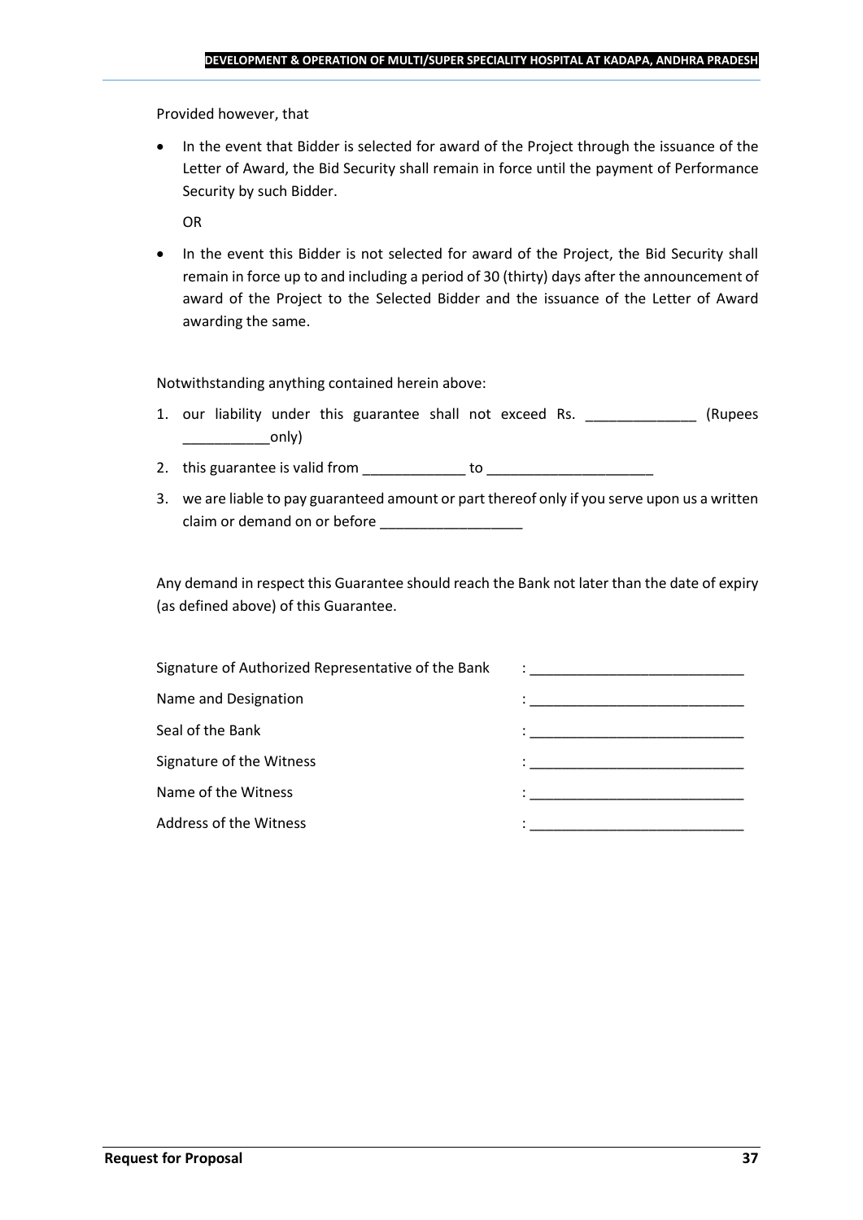Provided however, that

- In the event that Bidder is selected for award of the Project through the issuance of the Letter of Award, the Bid Security shall remain in force until the payment of Performance Security by such Bidder.

  OR

- In the event this Bidder is not selected for award of the Project, the Bid Security shall remain in force up to and including a period of 30 (thirty) days after the announcement of award of the Project to the Selected Bidder and the issuance of the Letter of Award awarding the same.

Notwithstanding anything contained herein above:

1. our liability under this guarantee shall not exceed Rs. ______________ (Rupees ___________only)
2. this guarantee is valid from _____________ to _____________________
3. we are liable to pay guaranteed amount or part thereof only if you serve upon us a written claim or demand on or before __________________

Any demand in respect this Guarantee should reach the Bank not later than the date of expiry (as defined above) of this Guarantee.

Signature of Authorized Representative of the Bank : ___________________________

Name and Designation : ___________________________

Seal of the Bank : ___________________________

Signature of the Witness : ___________________________

Name of the Witness : ___________________________

Address of the Witness : ___________________________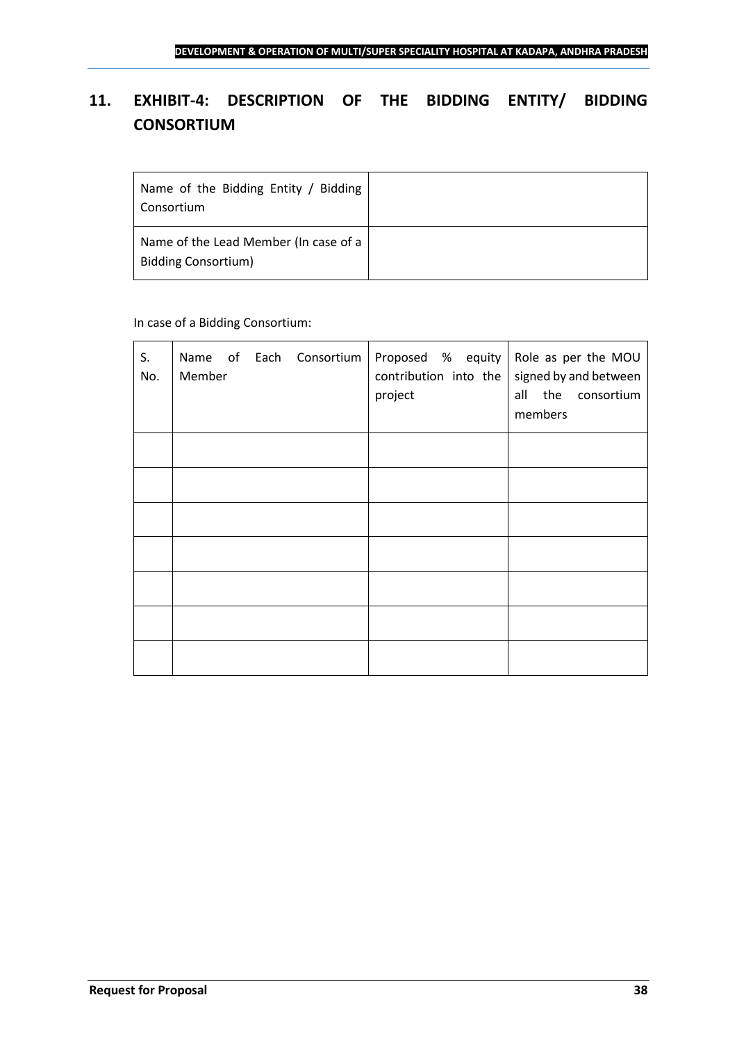## 11. EXHIBIT-4: DESCRIPTION OF THE BIDDING ENTITY/ BIDDING CONSORTIUM

| Name of the Bidding Entity / Bidding Consortium | |
|---|---|
| Name of the Lead Member (In case of a Bidding Consortium) | |

In case of a Bidding Consortium:

| S. No. | Name of Each Consortium Member | Proposed % equity contribution into the project | Role as per the MOU signed by and between all the consortium members |
|---|---|---|---|
| | | | |
| | | | |
| | | | |
| | | | |
| | | | |
| | | | |
| | | | |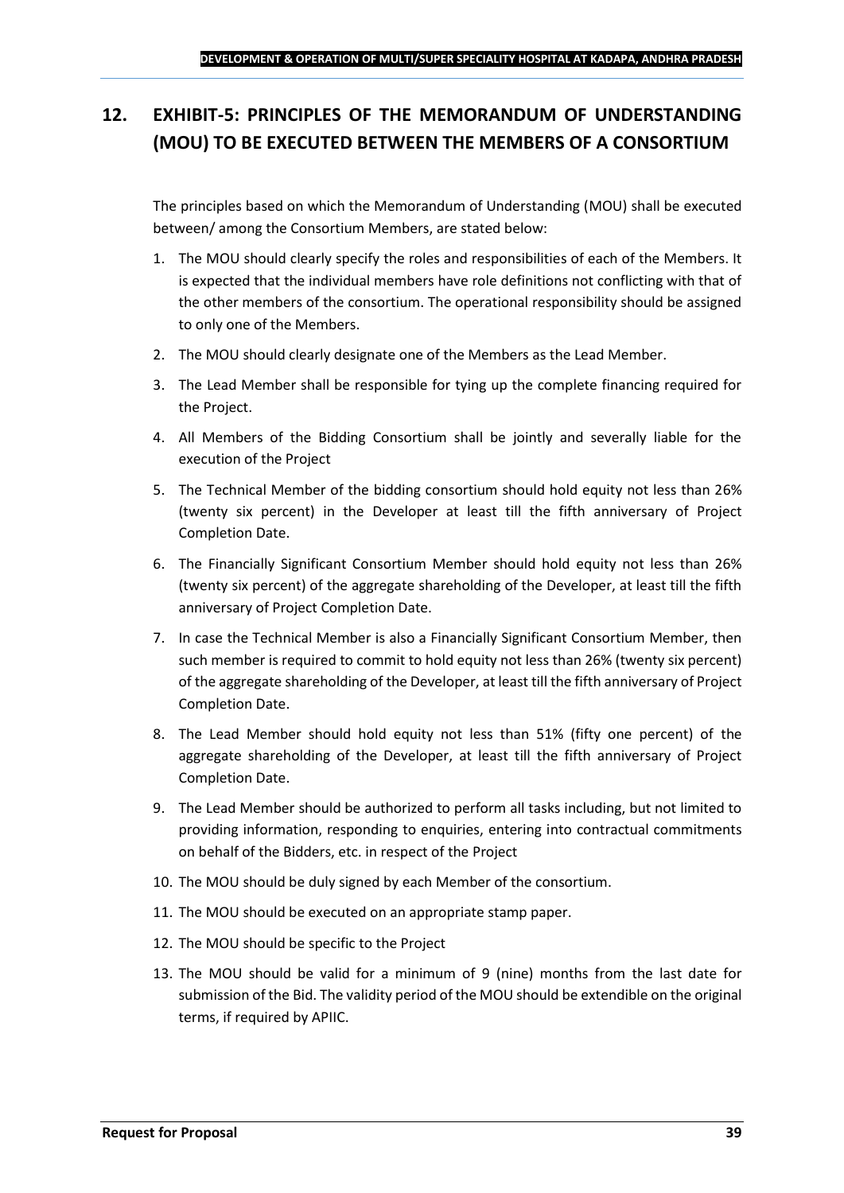## 12. EXHIBIT-5: PRINCIPLES OF THE MEMORANDUM OF UNDERSTANDING (MOU) TO BE EXECUTED BETWEEN THE MEMBERS OF A CONSORTIUM

The principles based on which the Memorandum of Understanding (MOU) shall be executed between/ among the Consortium Members, are stated below:

1. The MOU should clearly specify the roles and responsibilities of each of the Members. It is expected that the individual members have role definitions not conflicting with that of the other members of the consortium. The operational responsibility should be assigned to only one of the Members.
2. The MOU should clearly designate one of the Members as the Lead Member.
3. The Lead Member shall be responsible for tying up the complete financing required for the Project.
4. All Members of the Bidding Consortium shall be jointly and severally liable for the execution of the Project
5. The Technical Member of the bidding consortium should hold equity not less than 26% (twenty six percent) in the Developer at least till the fifth anniversary of Project Completion Date.
6. The Financially Significant Consortium Member should hold equity not less than 26% (twenty six percent) of the aggregate shareholding of the Developer, at least till the fifth anniversary of Project Completion Date.
7. In case the Technical Member is also a Financially Significant Consortium Member, then such member is required to commit to hold equity not less than 26% (twenty six percent) of the aggregate shareholding of the Developer, at least till the fifth anniversary of Project Completion Date.
8. The Lead Member should hold equity not less than 51% (fifty one percent) of the aggregate shareholding of the Developer, at least till the fifth anniversary of Project Completion Date.
9. The Lead Member should be authorized to perform all tasks including, but not limited to providing information, responding to enquiries, entering into contractual commitments on behalf of the Bidders, etc. in respect of the Project
10. The MOU should be duly signed by each Member of the consortium.
11. The MOU should be executed on an appropriate stamp paper.
12. The MOU should be specific to the Project
13. The MOU should be valid for a minimum of 9 (nine) months from the last date for submission of the Bid. The validity period of the MOU should be extendible on the original terms, if required by APIIC.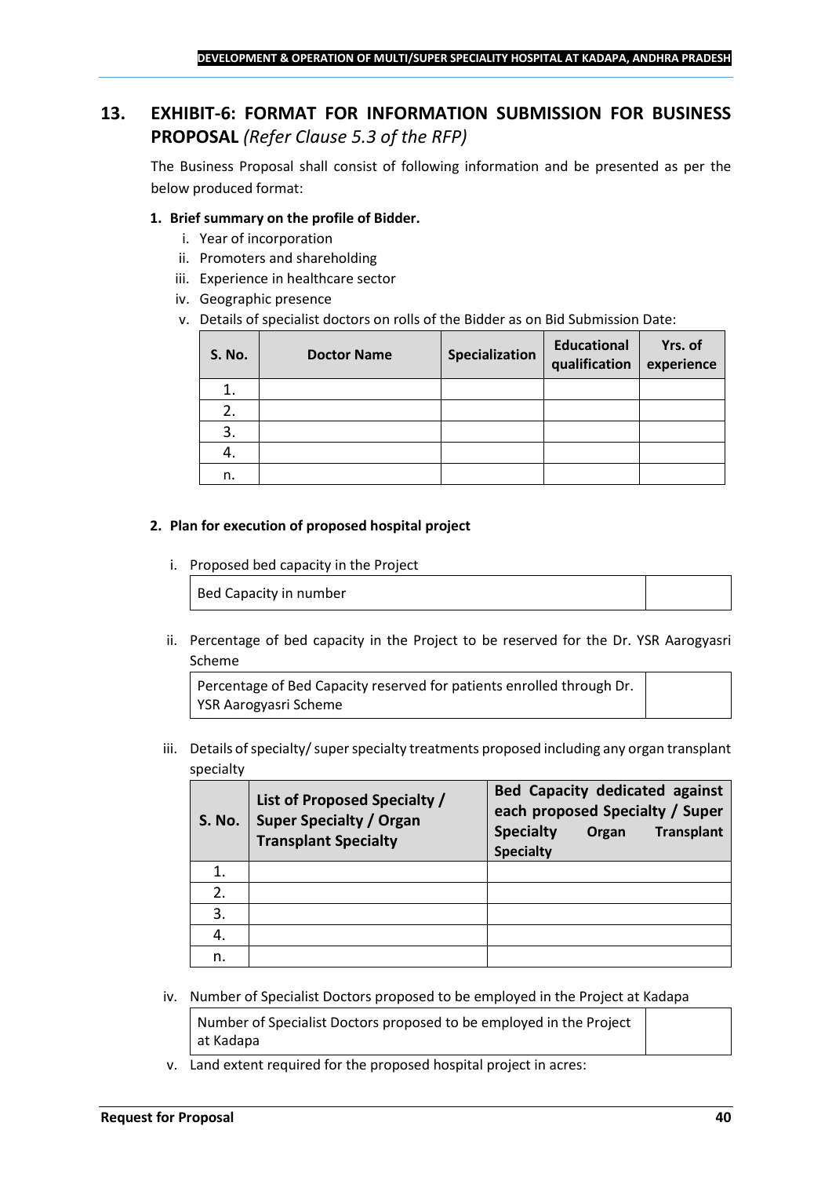## 13. EXHIBIT-6: FORMAT FOR INFORMATION SUBMISSION FOR BUSINESS PROPOSAL *(Refer Clause 5.3 of the RFP)*

The Business Proposal shall consist of following information and be presented as per the below produced format:

**1. Brief summary on the profile of Bidder.**

i. Year of incorporation
ii. Promoters and shareholding
iii. Experience in healthcare sector
iv. Geographic presence
v. Details of specialist doctors on rolls of the Bidder as on Bid Submission Date:

| S. No. | Doctor Name | Specialization | Educational qualification | Yrs. of experience |
|---|---|---|---|---|
| 1. | | | | |
| 2. | | | | |
| 3. | | | | |
| 4. | | | | |
| n. | | | | |

**2. Plan for execution of proposed hospital project**

i. Proposed bed capacity in the Project

| Bed Capacity in number | |
|---|---|

ii. Percentage of bed capacity in the Project to be reserved for the Dr. YSR Aarogyasri Scheme

| Percentage of Bed Capacity reserved for patients enrolled through Dr. YSR Aarogyasri Scheme | |
|---|---|

iii. Details of specialty/ super specialty treatments proposed including any organ transplant specialty

| S. No. | List of Proposed Specialty / Super Specialty / Organ Transplant Specialty | Bed Capacity dedicated against each proposed Specialty / Super Specialty Organ Transplant Specialty |
|---|---|---|
| 1. | | |
| 2. | | |
| 3. | | |
| 4. | | |
| n. | | |

iv. Number of Specialist Doctors proposed to be employed in the Project at Kadapa

| Number of Specialist Doctors proposed to be employed in the Project at Kadapa | |
|---|---|

v. Land extent required for the proposed hospital project in acres: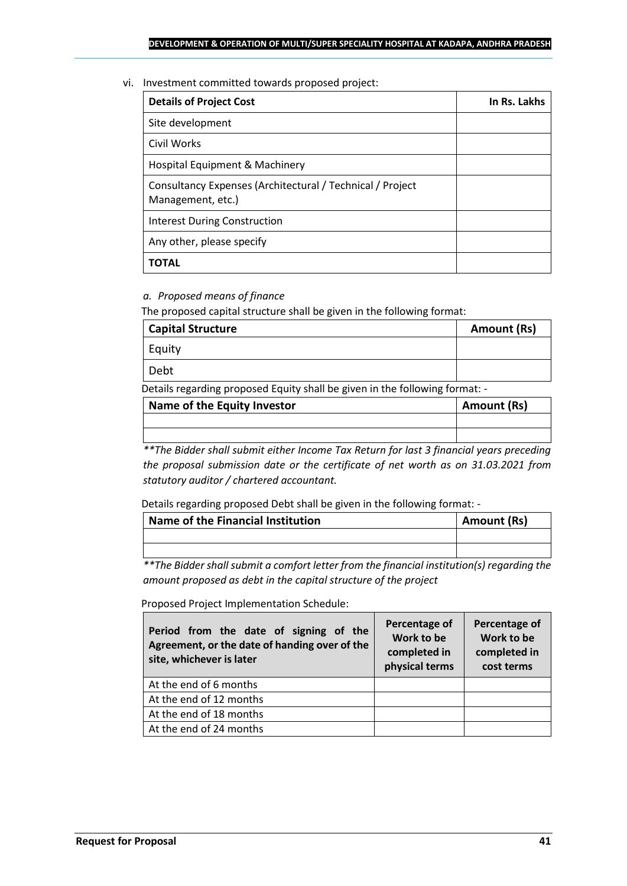vi. Investment committed towards proposed project:

| Details of Project Cost | In Rs. Lakhs |
|---|---|
| Site development | |
| Civil Works | |
| Hospital Equipment & Machinery | |
| Consultancy Expenses (Architectural / Technical / Project Management, etc.) | |
| Interest During Construction | |
| Any other, please specify | |
| **TOTAL** | |

*a. Proposed means of finance*

The proposed capital structure shall be given in the following format:

| Capital Structure | Amount (Rs) |
|---|---|
| Equity | |
| Debt | |

Details regarding proposed Equity shall be given in the following format: -

| Name of the Equity Investor | Amount (Rs) |
|---|---|
| | |
| | |

*\*\*The Bidder shall submit either Income Tax Return for last 3 financial years preceding the proposal submission date or the certificate of net worth as on 31.03.2021 from statutory auditor / chartered accountant.*

Details regarding proposed Debt shall be given in the following format: -

| Name of the Financial Institution | Amount (Rs) |
|---|---|
| | |
| | |

*\*\*The Bidder shall submit a comfort letter from the financial institution(s) regarding the amount proposed as debt in the capital structure of the project*

Proposed Project Implementation Schedule:

| Period from the date of signing of the Agreement, or the date of handing over of the site, whichever is later | Percentage of Work to be completed in physical terms | Percentage of Work to be completed in cost terms |
|---|---|---|
| At the end of 6 months | | |
| At the end of 12 months | | |
| At the end of 18 months | | |
| At the end of 24 months | | |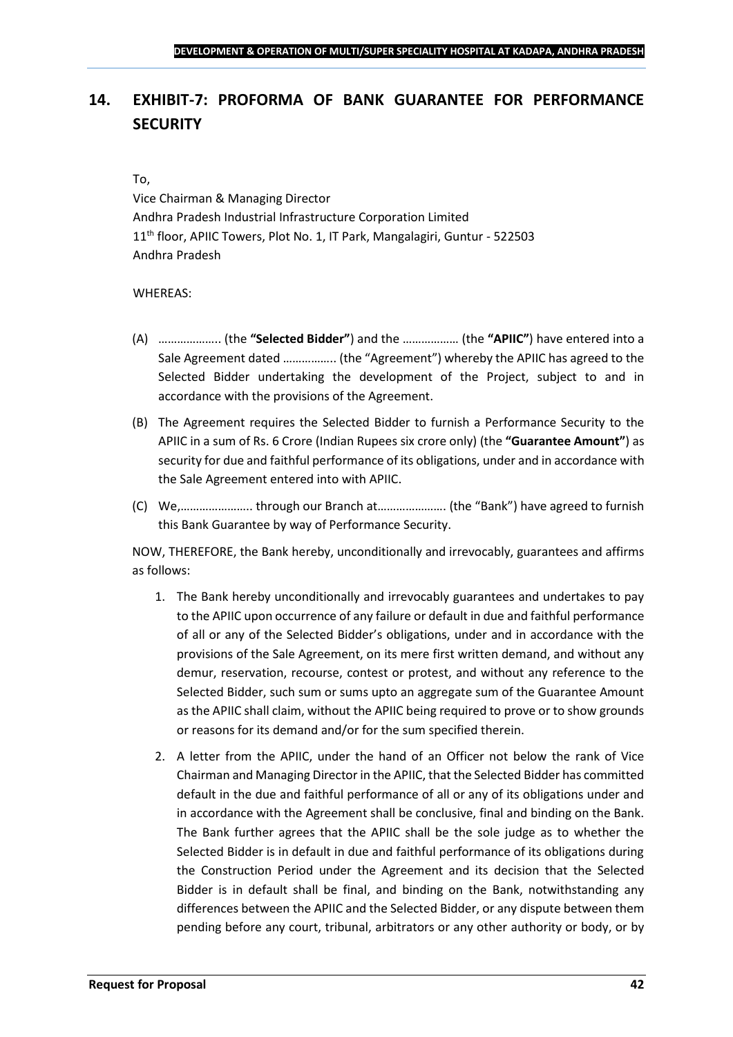# 14. EXHIBIT-7: PROFORMA OF BANK GUARANTEE FOR PERFORMANCE SECURITY

To,

Vice Chairman & Managing Director
Andhra Pradesh Industrial Infrastructure Corporation Limited
11th floor, APIIC Towers, Plot No. 1, IT Park, Mangalagiri, Guntur - 522503
Andhra Pradesh

WHEREAS:

(A) ……………….. (the **"Selected Bidder"**) and the ……………… (the **"APIIC"**) have entered into a Sale Agreement dated …………….. (the "Agreement") whereby the APIIC has agreed to the Selected Bidder undertaking the development of the Project, subject to and in accordance with the provisions of the Agreement.

(B) The Agreement requires the Selected Bidder to furnish a Performance Security to the APIIC in a sum of Rs. 6 Crore (Indian Rupees six crore only) (the **"Guarantee Amount"**) as security for due and faithful performance of its obligations, under and in accordance with the Sale Agreement entered into with APIIC.

(C) We,………………….. through our Branch at…………………. (the "Bank") have agreed to furnish this Bank Guarantee by way of Performance Security.

NOW, THEREFORE, the Bank hereby, unconditionally and irrevocably, guarantees and affirms as follows:

1. The Bank hereby unconditionally and irrevocably guarantees and undertakes to pay to the APIIC upon occurrence of any failure or default in due and faithful performance of all or any of the Selected Bidder's obligations, under and in accordance with the provisions of the Sale Agreement, on its mere first written demand, and without any demur, reservation, recourse, contest or protest, and without any reference to the Selected Bidder, such sum or sums upto an aggregate sum of the Guarantee Amount as the APIIC shall claim, without the APIIC being required to prove or to show grounds or reasons for its demand and/or for the sum specified therein.

2. A letter from the APIIC, under the hand of an Officer not below the rank of Vice Chairman and Managing Director in the APIIC, that the Selected Bidder has committed default in the due and faithful performance of all or any of its obligations under and in accordance with the Agreement shall be conclusive, final and binding on the Bank. The Bank further agrees that the APIIC shall be the sole judge as to whether the Selected Bidder is in default in due and faithful performance of its obligations during the Construction Period under the Agreement and its decision that the Selected Bidder is in default shall be final, and binding on the Bank, notwithstanding any differences between the APIIC and the Selected Bidder, or any dispute between them pending before any court, tribunal, arbitrators or any other authority or body, or by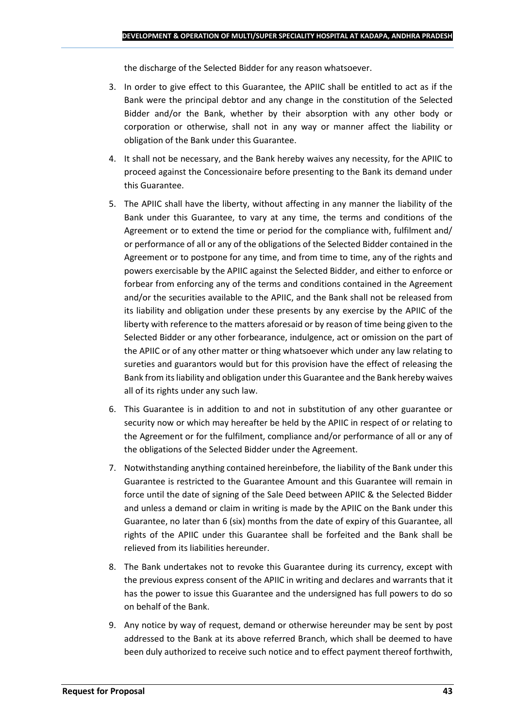the discharge of the Selected Bidder for any reason whatsoever.

3. In order to give effect to this Guarantee, the APIIC shall be entitled to act as if the Bank were the principal debtor and any change in the constitution of the Selected Bidder and/or the Bank, whether by their absorption with any other body or corporation or otherwise, shall not in any way or manner affect the liability or obligation of the Bank under this Guarantee.

4. It shall not be necessary, and the Bank hereby waives any necessity, for the APIIC to proceed against the Concessionaire before presenting to the Bank its demand under this Guarantee.

5. The APIIC shall have the liberty, without affecting in any manner the liability of the Bank under this Guarantee, to vary at any time, the terms and conditions of the Agreement or to extend the time or period for the compliance with, fulfilment and/ or performance of all or any of the obligations of the Selected Bidder contained in the Agreement or to postpone for any time, and from time to time, any of the rights and powers exercisable by the APIIC against the Selected Bidder, and either to enforce or forbear from enforcing any of the terms and conditions contained in the Agreement and/or the securities available to the APIIC, and the Bank shall not be released from its liability and obligation under these presents by any exercise by the APIIC of the liberty with reference to the matters aforesaid or by reason of time being given to the Selected Bidder or any other forbearance, indulgence, act or omission on the part of the APIIC or of any other matter or thing whatsoever which under any law relating to sureties and guarantors would but for this provision have the effect of releasing the Bank from its liability and obligation under this Guarantee and the Bank hereby waives all of its rights under any such law.

6. This Guarantee is in addition to and not in substitution of any other guarantee or security now or which may hereafter be held by the APIIC in respect of or relating to the Agreement or for the fulfilment, compliance and/or performance of all or any of the obligations of the Selected Bidder under the Agreement.

7. Notwithstanding anything contained hereinbefore, the liability of the Bank under this Guarantee is restricted to the Guarantee Amount and this Guarantee will remain in force until the date of signing of the Sale Deed between APIIC & the Selected Bidder and unless a demand or claim in writing is made by the APIIC on the Bank under this Guarantee, no later than 6 (six) months from the date of expiry of this Guarantee, all rights of the APIIC under this Guarantee shall be forfeited and the Bank shall be relieved from its liabilities hereunder.

8. The Bank undertakes not to revoke this Guarantee during its currency, except with the previous express consent of the APIIC in writing and declares and warrants that it has the power to issue this Guarantee and the undersigned has full powers to do so on behalf of the Bank.

9. Any notice by way of request, demand or otherwise hereunder may be sent by post addressed to the Bank at its above referred Branch, which shall be deemed to have been duly authorized to receive such notice and to effect payment thereof forthwith,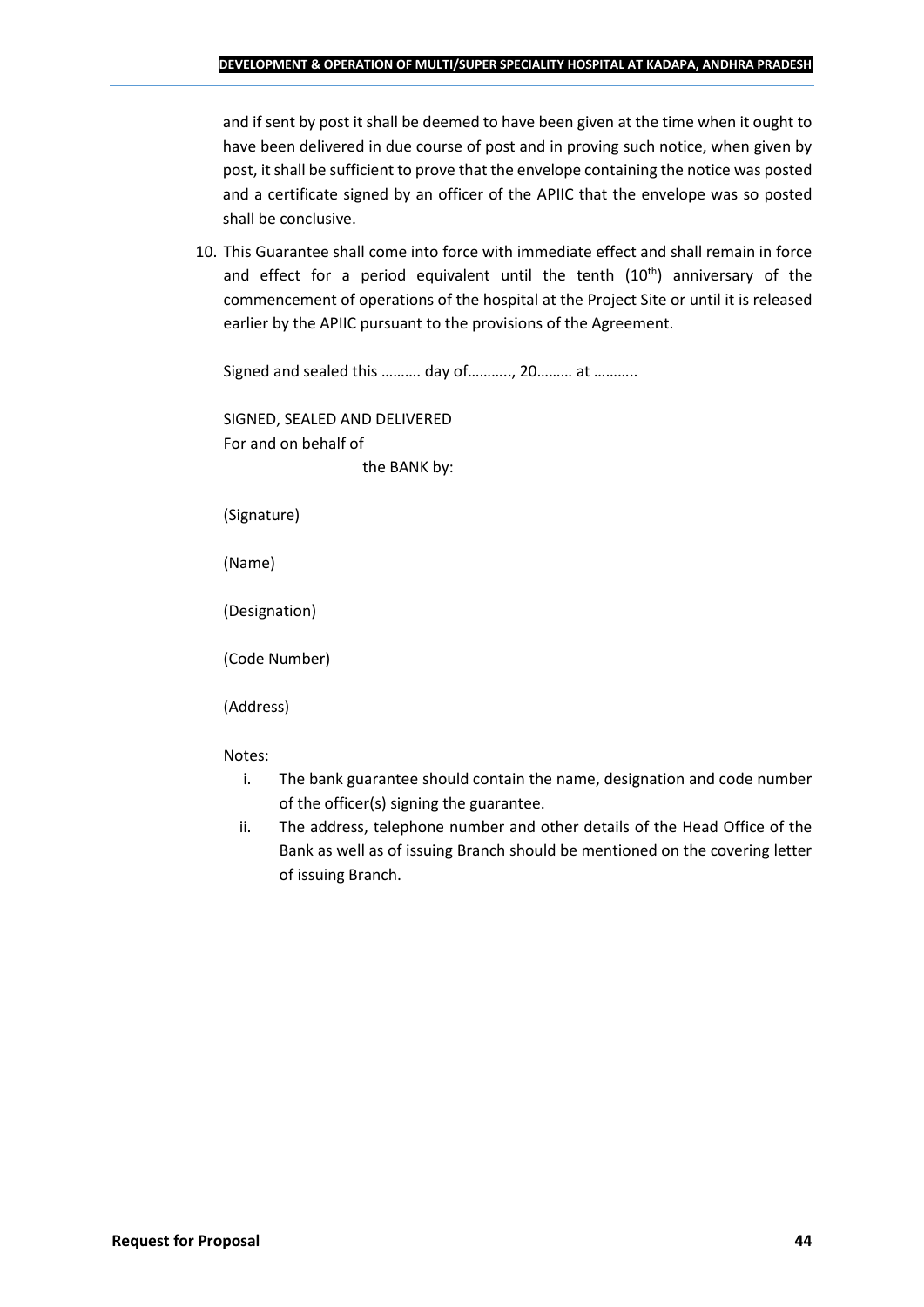and if sent by post it shall be deemed to have been given at the time when it ought to have been delivered in due course of post and in proving such notice, when given by post, it shall be sufficient to prove that the envelope containing the notice was posted and a certificate signed by an officer of the APIIC that the envelope was so posted shall be conclusive.

10. This Guarantee shall come into force with immediate effect and shall remain in force and effect for a period equivalent until the tenth (10th) anniversary of the commencement of operations of the hospital at the Project Site or until it is released earlier by the APIIC pursuant to the provisions of the Agreement.

Signed and sealed this ………. day of……….., 20……… at ………..

SIGNED, SEALED AND DELIVERED
For and on behalf of
the BANK by:

(Signature)

(Name)

(Designation)

(Code Number)

(Address)

Notes:

i. The bank guarantee should contain the name, designation and code number of the officer(s) signing the guarantee.
ii. The address, telephone number and other details of the Head Office of the Bank as well as of issuing Branch should be mentioned on the covering letter of issuing Branch.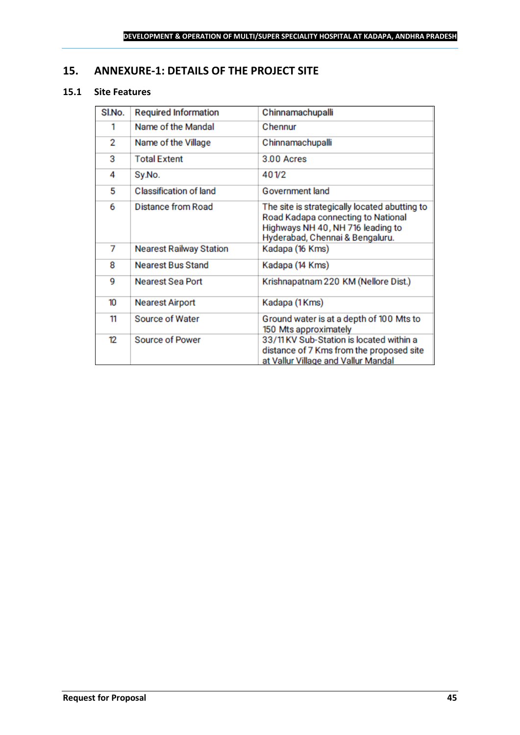## 15. ANNEXURE-1: DETAILS OF THE PROJECT SITE

### 15.1 Site Features

| Sl.No. | Required Information | Chinnamachupalli |
|---|---|---|
| 1 | Name of the Mandal | Chennur |
| 2 | Name of the Village | Chinnamachupalli |
| 3 | Total Extent | 3.00 Acres |
| 4 | Sy.No. | 401/2 |
| 5 | Classification of land | Government land |
| 6 | Distance from Road | The site is strategically located abutting to Road Kadapa connecting to National Highways NH 40, NH 716 leading to Hyderabad, Chennai & Bengaluru. |
| 7 | Nearest Railway Station | Kadapa (16 Kms) |
| 8 | Nearest Bus Stand | Kadapa (14 Kms) |
| 9 | Nearest Sea Port | Krishnapatnam 220 KM (Nellore Dist.) |
| 10 | Nearest Airport | Kadapa (1 Kms) |
| 11 | Source of Water | Ground water is at a depth of 100 Mts to 150 Mts approximately |
| 12 | Source of Power | 33/11 KV Sub-Station is located within a distance of 7 Kms from the proposed site at Vallur Village and Vallur Mandal |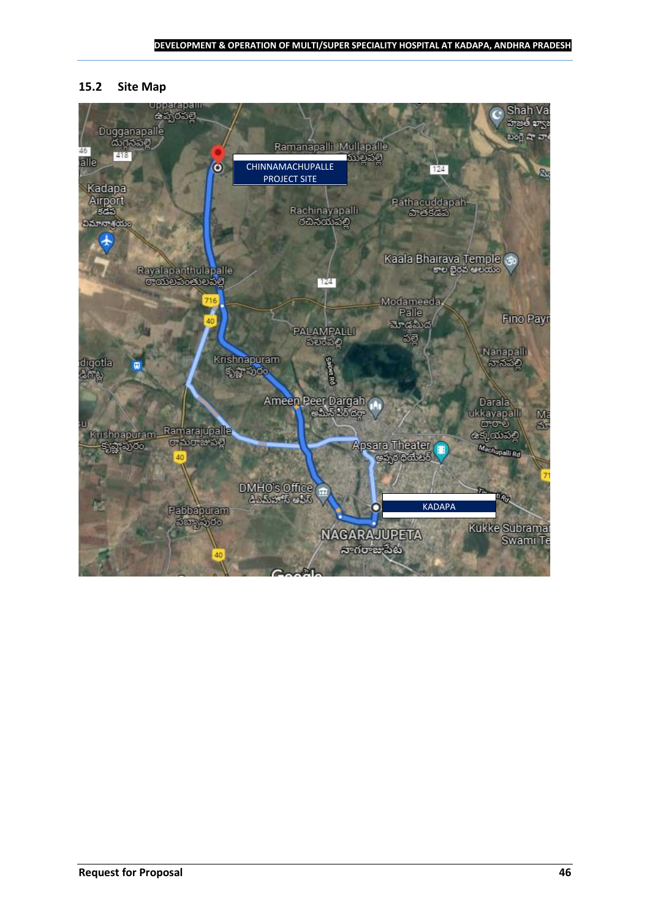## 15.2 Site Map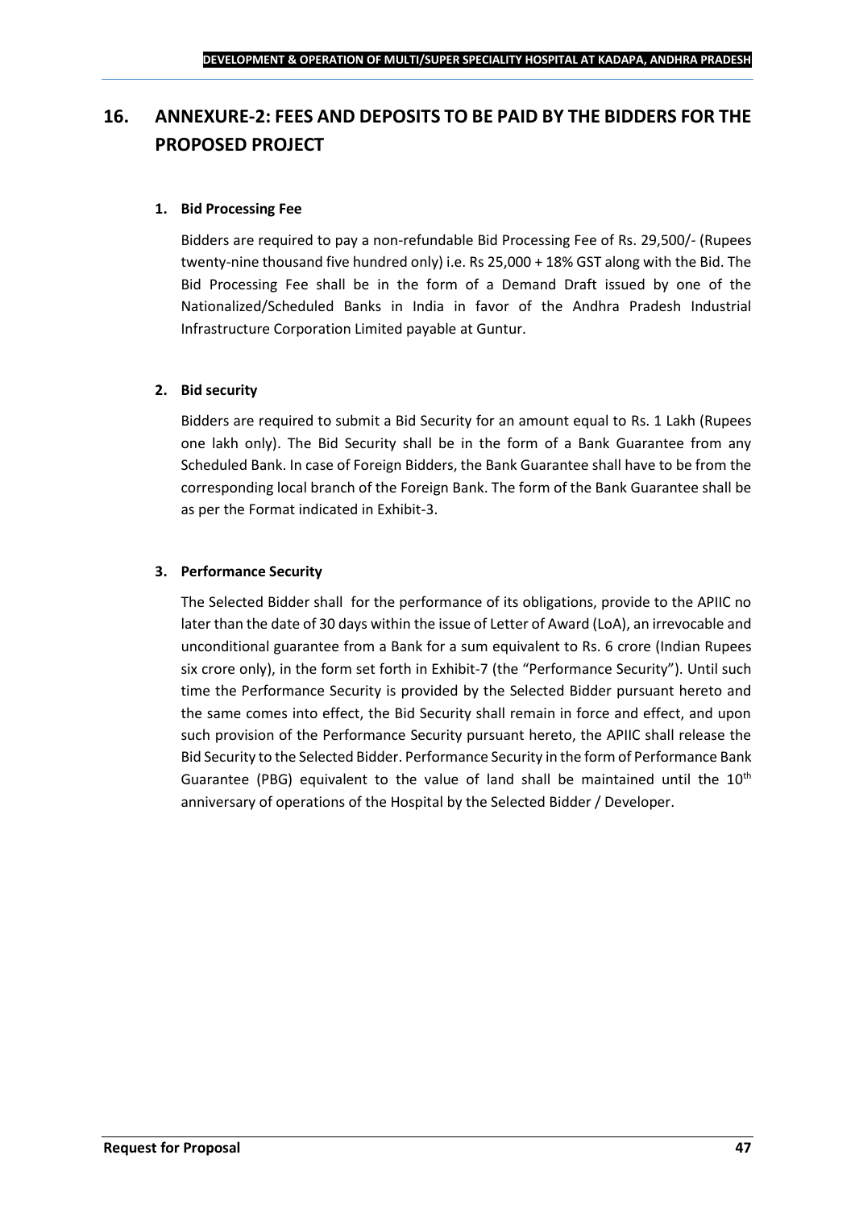# 16. ANNEXURE-2: FEES AND DEPOSITS TO BE PAID BY THE BIDDERS FOR THE PROPOSED PROJECT

**1. Bid Processing Fee**

Bidders are required to pay a non-refundable Bid Processing Fee of Rs. 29,500/- (Rupees twenty-nine thousand five hundred only) i.e. Rs 25,000 + 18% GST along with the Bid. The Bid Processing Fee shall be in the form of a Demand Draft issued by one of the Nationalized/Scheduled Banks in India in favor of the Andhra Pradesh Industrial Infrastructure Corporation Limited payable at Guntur.

**2. Bid security**

Bidders are required to submit a Bid Security for an amount equal to Rs. 1 Lakh (Rupees one lakh only). The Bid Security shall be in the form of a Bank Guarantee from any Scheduled Bank. In case of Foreign Bidders, the Bank Guarantee shall have to be from the corresponding local branch of the Foreign Bank. The form of the Bank Guarantee shall be as per the Format indicated in Exhibit-3.

**3. Performance Security**

The Selected Bidder shall for the performance of its obligations, provide to the APIIC no later than the date of 30 days within the issue of Letter of Award (LoA), an irrevocable and unconditional guarantee from a Bank for a sum equivalent to Rs. 6 crore (Indian Rupees six crore only), in the form set forth in Exhibit-7 (the "Performance Security"). Until such time the Performance Security is provided by the Selected Bidder pursuant hereto and the same comes into effect, the Bid Security shall remain in force and effect, and upon such provision of the Performance Security pursuant hereto, the APIIC shall release the Bid Security to the Selected Bidder. Performance Security in the form of Performance Bank Guarantee (PBG) equivalent to the value of land shall be maintained until the 10th anniversary of operations of the Hospital by the Selected Bidder / Developer.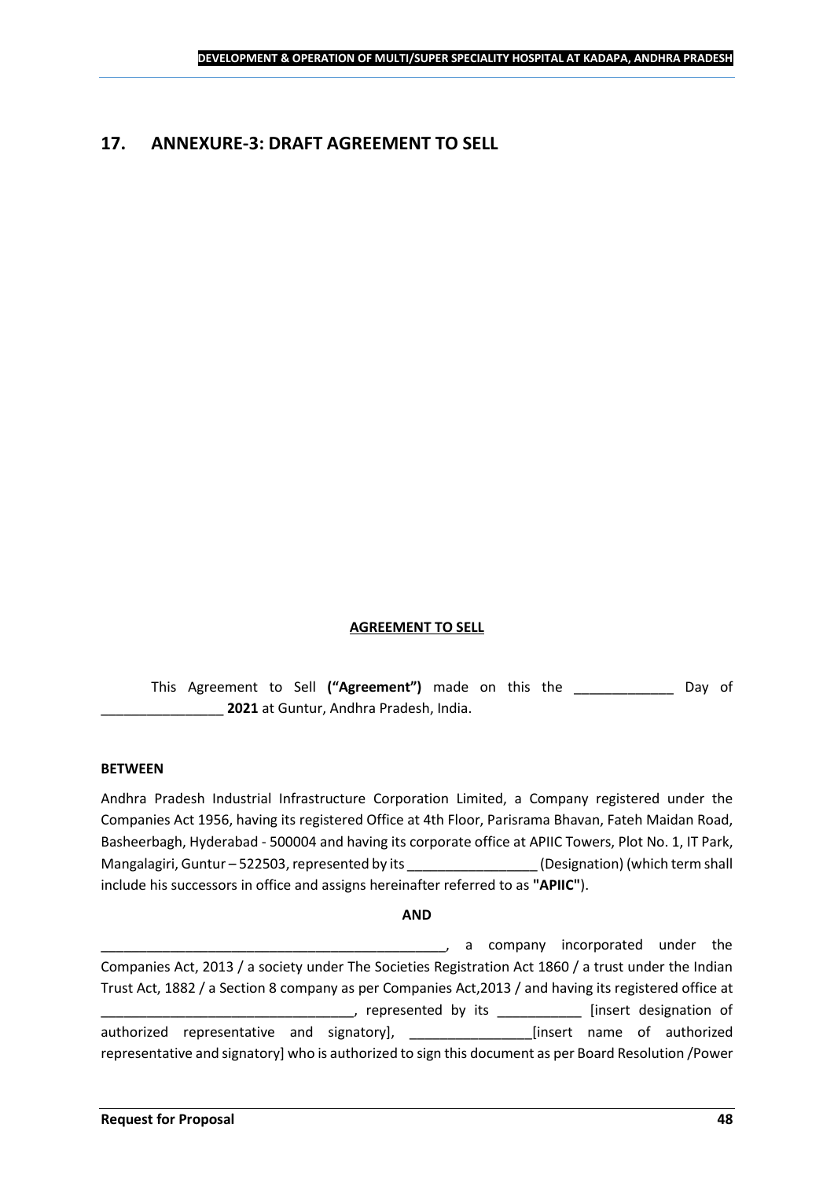## 17. ANNEXURE-3: DRAFT AGREEMENT TO SELL

**AGREEMENT TO SELL**

This Agreement to Sell **("Agreement")** made on this the _____________ Day of ________________ **2021** at Guntur, Andhra Pradesh, India.

**BETWEEN**

Andhra Pradesh Industrial Infrastructure Corporation Limited, a Company registered under the Companies Act 1956, having its registered Office at 4th Floor, Parisrama Bhavan, Fateh Maidan Road, Basheerbagh, Hyderabad - 500004 and having its corporate office at APIIC Towers, Plot No. 1, IT Park, Mangalagiri, Guntur – 522503, represented by its _________________ (Designation) (which term shall include his successors in office and assigns hereinafter referred to as **"APIIC"**).

**AND**

______________________________________________, a company incorporated under the Companies Act, 2013 / a society under The Societies Registration Act 1860 / a trust under the Indian Trust Act, 1882 / a Section 8 company as per Companies Act,2013 / and having its registered office at _________________________________, represented by its ___________ [insert designation of authorized representative and signatory], ________________[insert name of authorized representative and signatory] who is authorized to sign this document as per Board Resolution /Power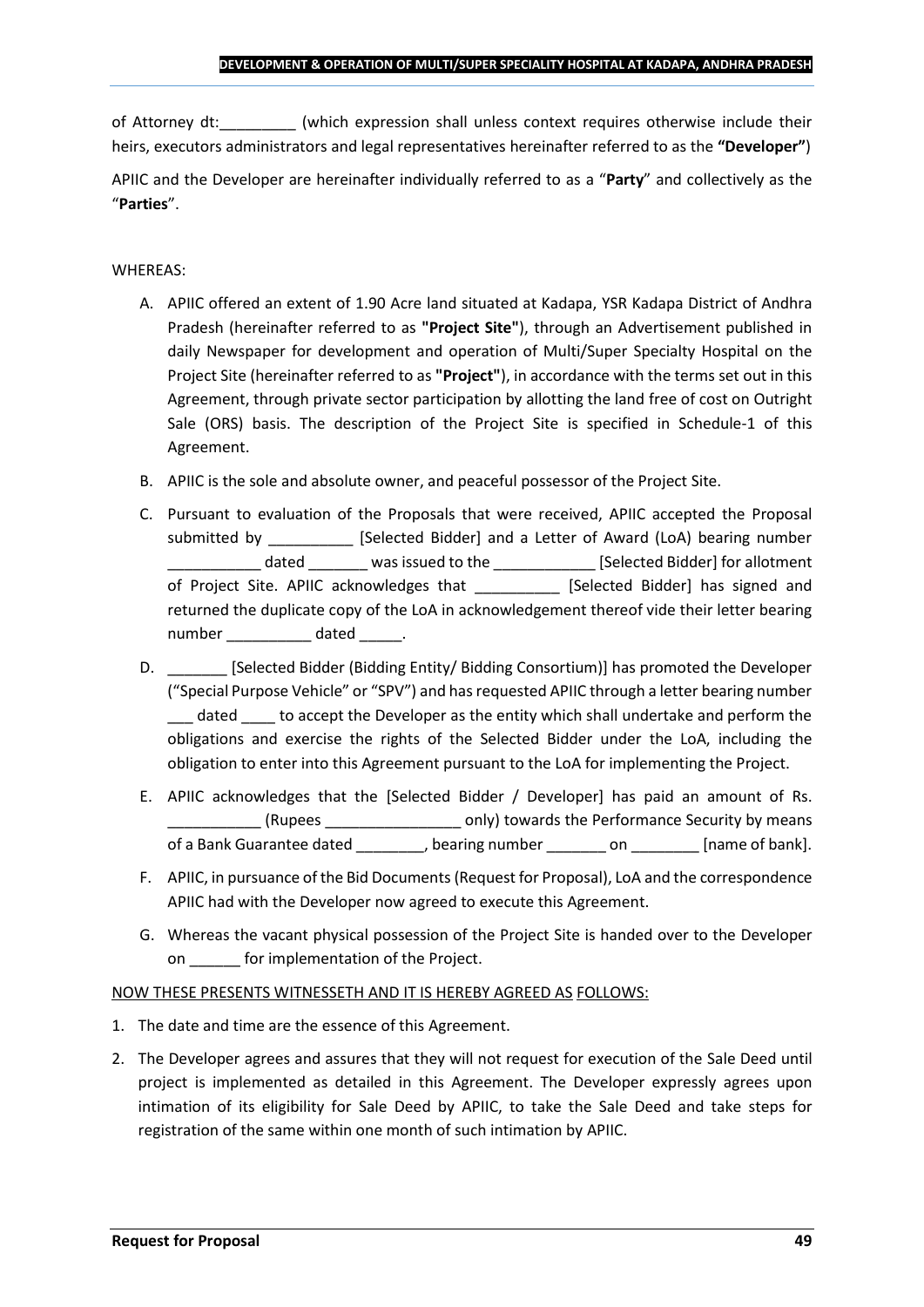of Attorney dt:_________ (which expression shall unless context requires otherwise include their heirs, executors administrators and legal representatives hereinafter referred to as the **"Developer"**)

APIIC and the Developer are hereinafter individually referred to as a "**Party**" and collectively as the "**Parties**".

WHEREAS:

A. APIIC offered an extent of 1.90 Acre land situated at Kadapa, YSR Kadapa District of Andhra Pradesh (hereinafter referred to as **"Project Site"**), through an Advertisement published in daily Newspaper for development and operation of Multi/Super Specialty Hospital on the Project Site (hereinafter referred to as **"Project"**), in accordance with the terms set out in this Agreement, through private sector participation by allotting the land free of cost on Outright Sale (ORS) basis. The description of the Project Site is specified in Schedule-1 of this Agreement.

B. APIIC is the sole and absolute owner, and peaceful possessor of the Project Site.

C. Pursuant to evaluation of the Proposals that were received, APIIC accepted the Proposal submitted by __________ [Selected Bidder] and a Letter of Award (LoA) bearing number ___________ dated _______ was issued to the ____________ [Selected Bidder] for allotment of Project Site. APIIC acknowledges that __________ [Selected Bidder] has signed and returned the duplicate copy of the LoA in acknowledgement thereof vide their letter bearing number __________ dated _____.

D. _______ [Selected Bidder (Bidding Entity/ Bidding Consortium)] has promoted the Developer ("Special Purpose Vehicle" or "SPV") and has requested APIIC through a letter bearing number ___ dated ____ to accept the Developer as the entity which shall undertake and perform the obligations and exercise the rights of the Selected Bidder under the LoA, including the obligation to enter into this Agreement pursuant to the LoA for implementing the Project.

E. APIIC acknowledges that the [Selected Bidder / Developer] has paid an amount of Rs. ___________ (Rupees ________________ only) towards the Performance Security by means of a Bank Guarantee dated ________, bearing number _______ on ________ [name of bank].

F. APIIC, in pursuance of the Bid Documents (Request for Proposal), LoA and the correspondence APIIC had with the Developer now agreed to execute this Agreement.

G. Whereas the vacant physical possession of the Project Site is handed over to the Developer on ______ for implementation of the Project.

NOW THESE PRESENTS WITNESSETH AND IT IS HEREBY AGREED AS FOLLOWS:

1. The date and time are the essence of this Agreement.

2. The Developer agrees and assures that they will not request for execution of the Sale Deed until project is implemented as detailed in this Agreement. The Developer expressly agrees upon intimation of its eligibility for Sale Deed by APIIC, to take the Sale Deed and take steps for registration of the same within one month of such intimation by APIIC.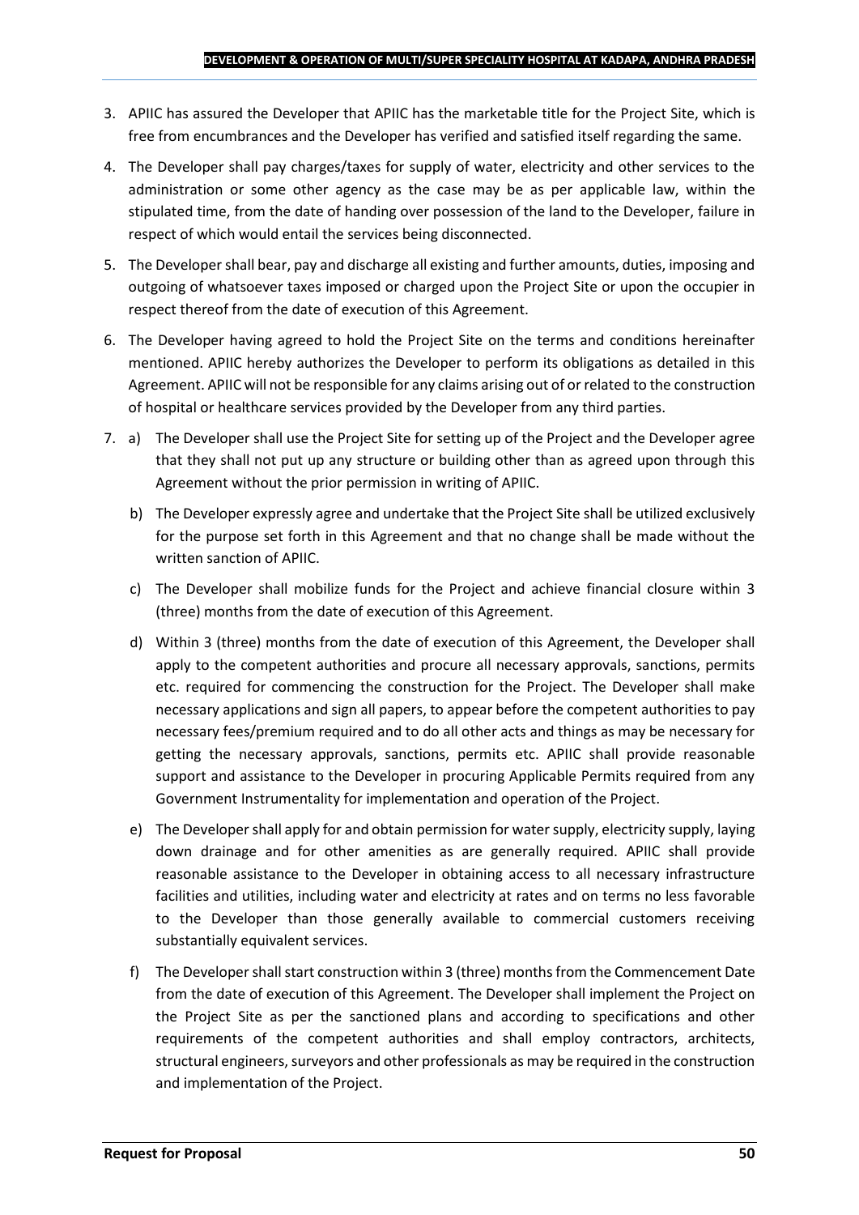3. APIIC has assured the Developer that APIIC has the marketable title for the Project Site, which is free from encumbrances and the Developer has verified and satisfied itself regarding the same.

4. The Developer shall pay charges/taxes for supply of water, electricity and other services to the administration or some other agency as the case may be as per applicable law, within the stipulated time, from the date of handing over possession of the land to the Developer, failure in respect of which would entail the services being disconnected.

5. The Developer shall bear, pay and discharge all existing and further amounts, duties, imposing and outgoing of whatsoever taxes imposed or charged upon the Project Site or upon the occupier in respect thereof from the date of execution of this Agreement.

6. The Developer having agreed to hold the Project Site on the terms and conditions hereinafter mentioned. APIIC hereby authorizes the Developer to perform its obligations as detailed in this Agreement. APIIC will not be responsible for any claims arising out of or related to the construction of hospital or healthcare services provided by the Developer from any third parties.

7. a) The Developer shall use the Project Site for setting up of the Project and the Developer agree that they shall not put up any structure or building other than as agreed upon through this Agreement without the prior permission in writing of APIIC.

   b) The Developer expressly agree and undertake that the Project Site shall be utilized exclusively for the purpose set forth in this Agreement and that no change shall be made without the written sanction of APIIC.

   c) The Developer shall mobilize funds for the Project and achieve financial closure within 3 (three) months from the date of execution of this Agreement.

   d) Within 3 (three) months from the date of execution of this Agreement, the Developer shall apply to the competent authorities and procure all necessary approvals, sanctions, permits etc. required for commencing the construction for the Project. The Developer shall make necessary applications and sign all papers, to appear before the competent authorities to pay necessary fees/premium required and to do all other acts and things as may be necessary for getting the necessary approvals, sanctions, permits etc. APIIC shall provide reasonable support and assistance to the Developer in procuring Applicable Permits required from any Government Instrumentality for implementation and operation of the Project.

   e) The Developer shall apply for and obtain permission for water supply, electricity supply, laying down drainage and for other amenities as are generally required. APIIC shall provide reasonable assistance to the Developer in obtaining access to all necessary infrastructure facilities and utilities, including water and electricity at rates and on terms no less favorable to the Developer than those generally available to commercial customers receiving substantially equivalent services.

   f) The Developer shall start construction within 3 (three) months from the Commencement Date from the date of execution of this Agreement. The Developer shall implement the Project on the Project Site as per the sanctioned plans and according to specifications and other requirements of the competent authorities and shall employ contractors, architects, structural engineers, surveyors and other professionals as may be required in the construction and implementation of the Project.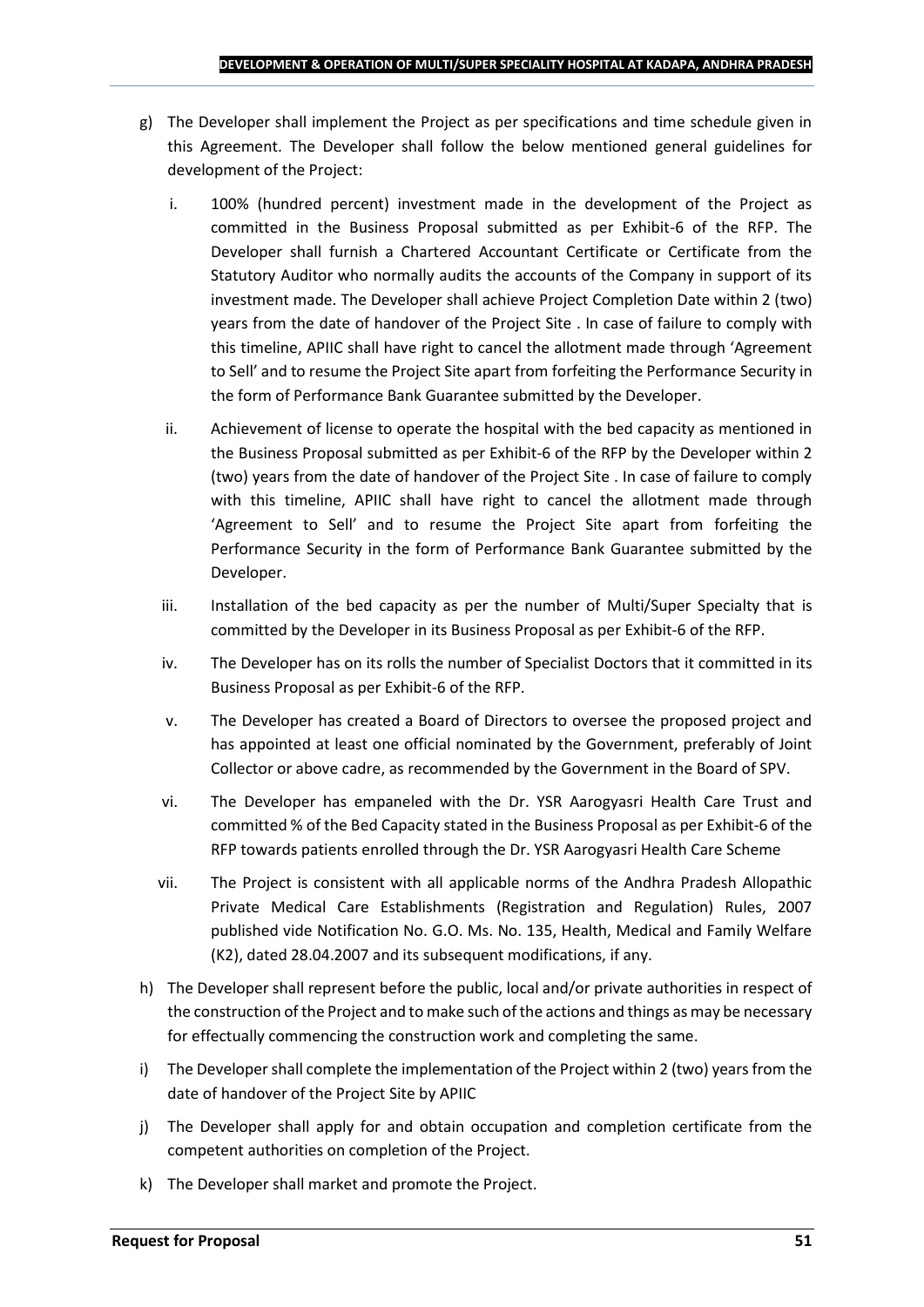g) The Developer shall implement the Project as per specifications and time schedule given in this Agreement. The Developer shall follow the below mentioned general guidelines for development of the Project:

   i. 100% (hundred percent) investment made in the development of the Project as committed in the Business Proposal submitted as per Exhibit-6 of the RFP. The Developer shall furnish a Chartered Accountant Certificate or Certificate from the Statutory Auditor who normally audits the accounts of the Company in support of its investment made. The Developer shall achieve Project Completion Date within 2 (two) years from the date of handover of the Project Site . In case of failure to comply with this timeline, APIIC shall have right to cancel the allotment made through 'Agreement to Sell' and to resume the Project Site apart from forfeiting the Performance Security in the form of Performance Bank Guarantee submitted by the Developer.

   ii. Achievement of license to operate the hospital with the bed capacity as mentioned in the Business Proposal submitted as per Exhibit-6 of the RFP by the Developer within 2 (two) years from the date of handover of the Project Site . In case of failure to comply with this timeline, APIIC shall have right to cancel the allotment made through 'Agreement to Sell' and to resume the Project Site apart from forfeiting the Performance Security in the form of Performance Bank Guarantee submitted by the Developer.

   iii. Installation of the bed capacity as per the number of Multi/Super Specialty that is committed by the Developer in its Business Proposal as per Exhibit-6 of the RFP.

   iv. The Developer has on its rolls the number of Specialist Doctors that it committed in its Business Proposal as per Exhibit-6 of the RFP.

   v. The Developer has created a Board of Directors to oversee the proposed project and has appointed at least one official nominated by the Government, preferably of Joint Collector or above cadre, as recommended by the Government in the Board of SPV.

   vi. The Developer has empaneled with the Dr. YSR Aarogyasri Health Care Trust and committed % of the Bed Capacity stated in the Business Proposal as per Exhibit-6 of the RFP towards patients enrolled through the Dr. YSR Aarogyasri Health Care Scheme

   vii. The Project is consistent with all applicable norms of the Andhra Pradesh Allopathic Private Medical Care Establishments (Registration and Regulation) Rules, 2007 published vide Notification No. G.O. Ms. No. 135, Health, Medical and Family Welfare (K2), dated 28.04.2007 and its subsequent modifications, if any.

h) The Developer shall represent before the public, local and/or private authorities in respect of the construction of the Project and to make such of the actions and things as may be necessary for effectually commencing the construction work and completing the same.

i) The Developer shall complete the implementation of the Project within 2 (two) years from the date of handover of the Project Site by APIIC

j) The Developer shall apply for and obtain occupation and completion certificate from the competent authorities on completion of the Project.

k) The Developer shall market and promote the Project.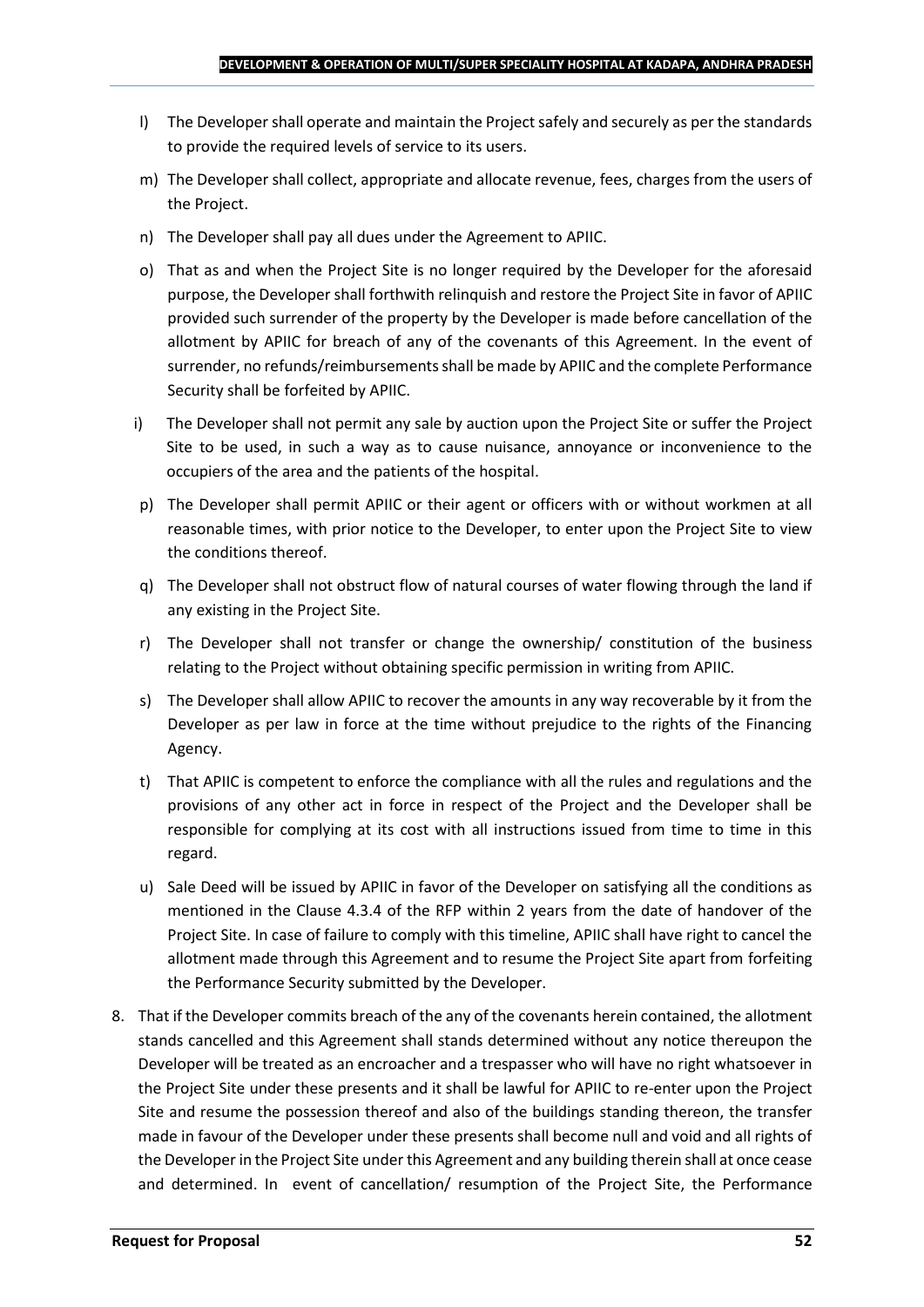l) The Developer shall operate and maintain the Project safely and securely as per the standards to provide the required levels of service to its users.

m) The Developer shall collect, appropriate and allocate revenue, fees, charges from the users of the Project.

n) The Developer shall pay all dues under the Agreement to APIIC.

o) That as and when the Project Site is no longer required by the Developer for the aforesaid purpose, the Developer shall forthwith relinquish and restore the Project Site in favor of APIIC provided such surrender of the property by the Developer is made before cancellation of the allotment by APIIC for breach of any of the covenants of this Agreement. In the event of surrender, no refunds/reimbursements shall be made by APIIC and the complete Performance Security shall be forfeited by APIIC.

i) The Developer shall not permit any sale by auction upon the Project Site or suffer the Project Site to be used, in such a way as to cause nuisance, annoyance or inconvenience to the occupiers of the area and the patients of the hospital.

p) The Developer shall permit APIIC or their agent or officers with or without workmen at all reasonable times, with prior notice to the Developer, to enter upon the Project Site to view the conditions thereof.

q) The Developer shall not obstruct flow of natural courses of water flowing through the land if any existing in the Project Site.

r) The Developer shall not transfer or change the ownership/ constitution of the business relating to the Project without obtaining specific permission in writing from APIIC.

s) The Developer shall allow APIIC to recover the amounts in any way recoverable by it from the Developer as per law in force at the time without prejudice to the rights of the Financing Agency.

t) That APIIC is competent to enforce the compliance with all the rules and regulations and the provisions of any other act in force in respect of the Project and the Developer shall be responsible for complying at its cost with all instructions issued from time to time in this regard.

u) Sale Deed will be issued by APIIC in favor of the Developer on satisfying all the conditions as mentioned in the Clause 4.3.4 of the RFP within 2 years from the date of handover of the Project Site. In case of failure to comply with this timeline, APIIC shall have right to cancel the allotment made through this Agreement and to resume the Project Site apart from forfeiting the Performance Security submitted by the Developer.

8. That if the Developer commits breach of the any of the covenants herein contained, the allotment stands cancelled and this Agreement shall stands determined without any notice thereupon the Developer will be treated as an encroacher and a trespasser who will have no right whatsoever in the Project Site under these presents and it shall be lawful for APIIC to re-enter upon the Project Site and resume the possession thereof and also of the buildings standing thereon, the transfer made in favour of the Developer under these presents shall become null and void and all rights of the Developer in the Project Site under this Agreement and any building therein shall at once cease and determined. In event of cancellation/ resumption of the Project Site, the Performance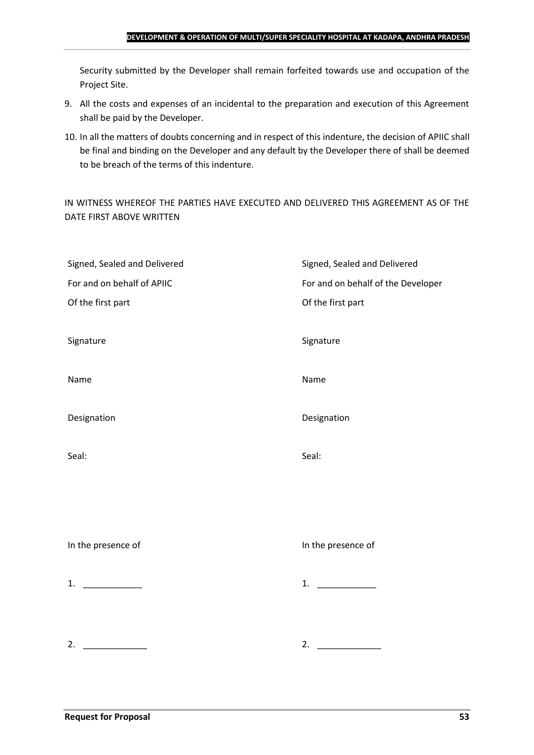Security submitted by the Developer shall remain forfeited towards use and occupation of the Project Site.

9. All the costs and expenses of an incidental to the preparation and execution of this Agreement shall be paid by the Developer.
10. In all the matters of doubts concerning and in respect of this indenture, the decision of APIIC shall be final and binding on the Developer and any default by the Developer there of shall be deemed to be breach of the terms of this indenture.

IN WITNESS WHEREOF THE PARTIES HAVE EXECUTED AND DELIVERED THIS AGREEMENT AS OF THE DATE FIRST ABOVE WRITTEN

| | |
|---|---|
| Signed, Sealed and Delivered | Signed, Sealed and Delivered |
| For and on behalf of APIIC | For and on behalf of the Developer |
| Of the first part | Of the first part |
| Signature | Signature |
| Name | Name |
| Designation | Designation |
| Seal: | Seal: |
| In the presence of | In the presence of |
| 1. ____________ | 1. ____________ |
| 2. _____________ | 2. _____________ |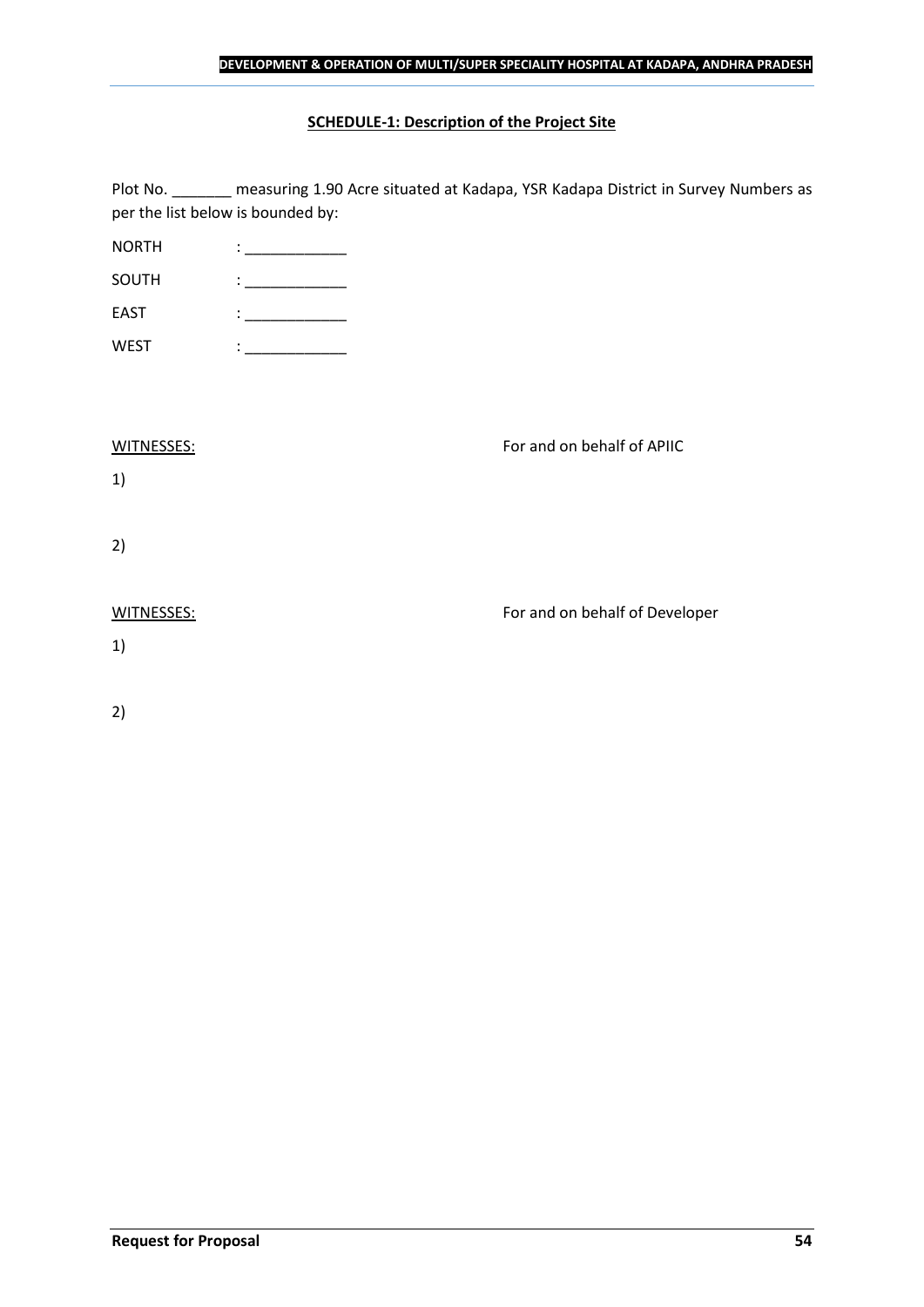## SCHEDULE-1: Description of the Project Site

Plot No. _______ measuring 1.90 Acre situated at Kadapa, YSR Kadapa District in Survey Numbers as per the list below is bounded by:

NORTH : ____________

SOUTH : ____________

EAST : ____________

WEST : ____________

WITNESSES: For and on behalf of APIIC

1)

2)

WITNESSES: For and on behalf of Developer

1)

2)